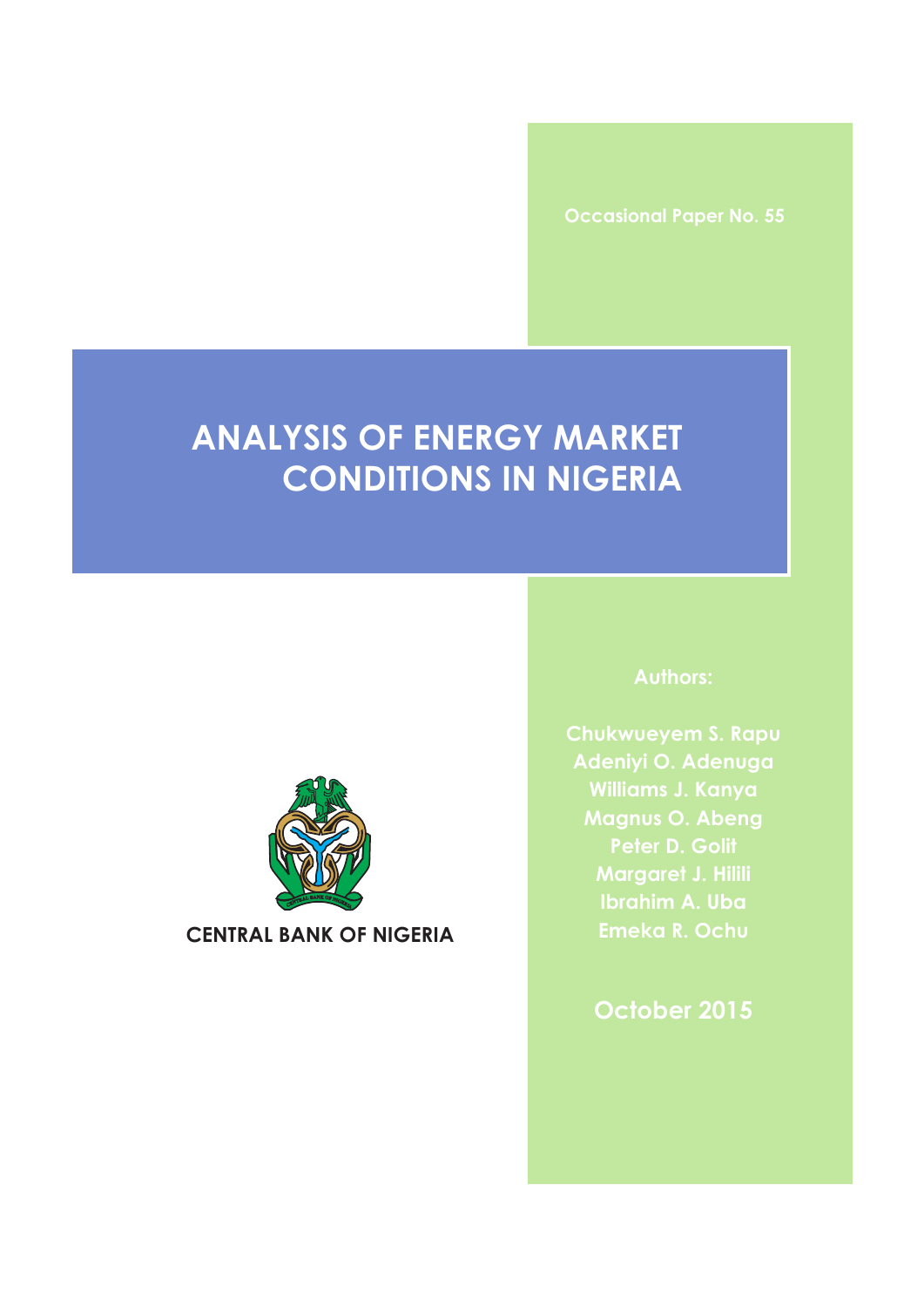Occasional Paper No. 55

# ANALYSIS OF ENERGY MARKET CONDITIONS IN NIGERIA

CENTRAL BANK OF NIGERIA

**Authors:**

Chukwueyem S. Rapu
Adeniyi O. Adenuga
Williams J. Kanya
Magnus O. Abeng
Peter D. Golit
Margaret J. Hilili
Ibrahim A. Uba
Emeka R. Ochu

October 2015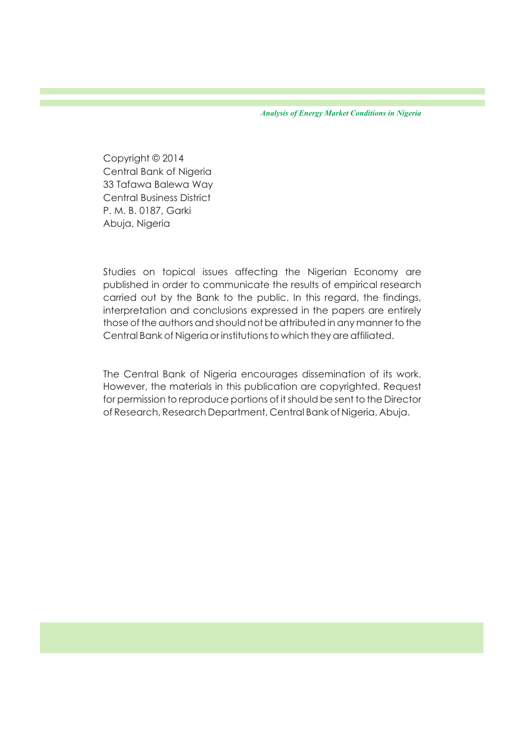Copyright © 2014
Central Bank of Nigeria
33 Tafawa Balewa Way
Central Business District
P. M. B. 0187, Garki
Abuja, Nigeria

Studies on topical issues affecting the Nigerian Economy are published in order to communicate the results of empirical research carried out by the Bank to the public. In this regard, the findings, interpretation and conclusions expressed in the papers are entirely those of the authors and should not be attributed in any manner to the Central Bank of Nigeria or institutions to which they are affiliated.

The Central Bank of Nigeria encourages dissemination of its work. However, the materials in this publication are copyrighted. Request for permission to reproduce portions of it should be sent to the Director of Research, Research Department, Central Bank of Nigeria, Abuja.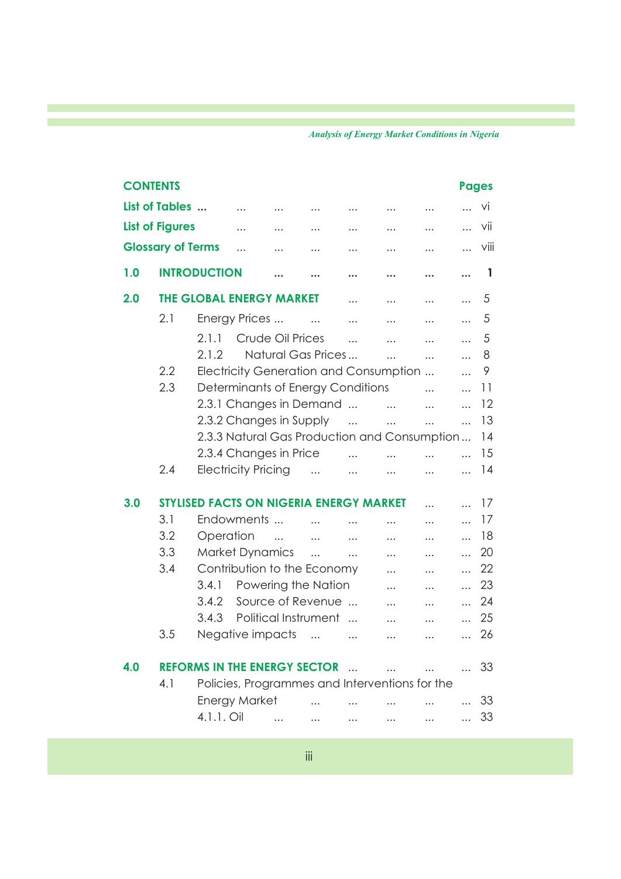**CONTENTS** **Pages**

| | | |
|---|---|---|
| **List of Tables** | | vi |
| **List of Figures** | | vii |
| **Glossary of Terms** | | viii |
| **1.0** | **INTRODUCTION** | **1** |
| **2.0** | **THE GLOBAL ENERGY MARKET** | 5 |
| 2.1 | Energy Prices | 5 |
| | 2.1.1 Crude Oil Prices | 5 |
| | 2.1.2 Natural Gas Prices | 8 |
| 2.2 | Electricity Generation and Consumption | 9 |
| 2.3 | Determinants of Energy Conditions | 11 |
| | 2.3.1 Changes in Demand | 12 |
| | 2.3.2 Changes in Supply | 13 |
| | 2.3.3 Natural Gas Production and Consumption | 14 |
| | 2.3.4 Changes in Price | 15 |
| 2.4 | Electricity Pricing | 14 |
| **3.0** | **STYLISED FACTS ON NIGERIA ENERGY MARKET** | 17 |
| 3.1 | Endowments | 17 |
| 3.2 | Operation | 18 |
| 3.3 | Market Dynamics | 20 |
| 3.4 | Contribution to the Economy | 22 |
| | 3.4.1 Powering the Nation | 23 |
| | 3.4.2 Source of Revenue | 24 |
| | 3.4.3 Political Instrument | 25 |
| 3.5 | Negative impacts | 26 |
| **4.0** | **REFORMS IN THE ENERGY SECTOR** | 33 |
| 4.1 | Policies, Programmes and Interventions for the Energy Market | 33 |
| | 4.1.1. Oil | 33 |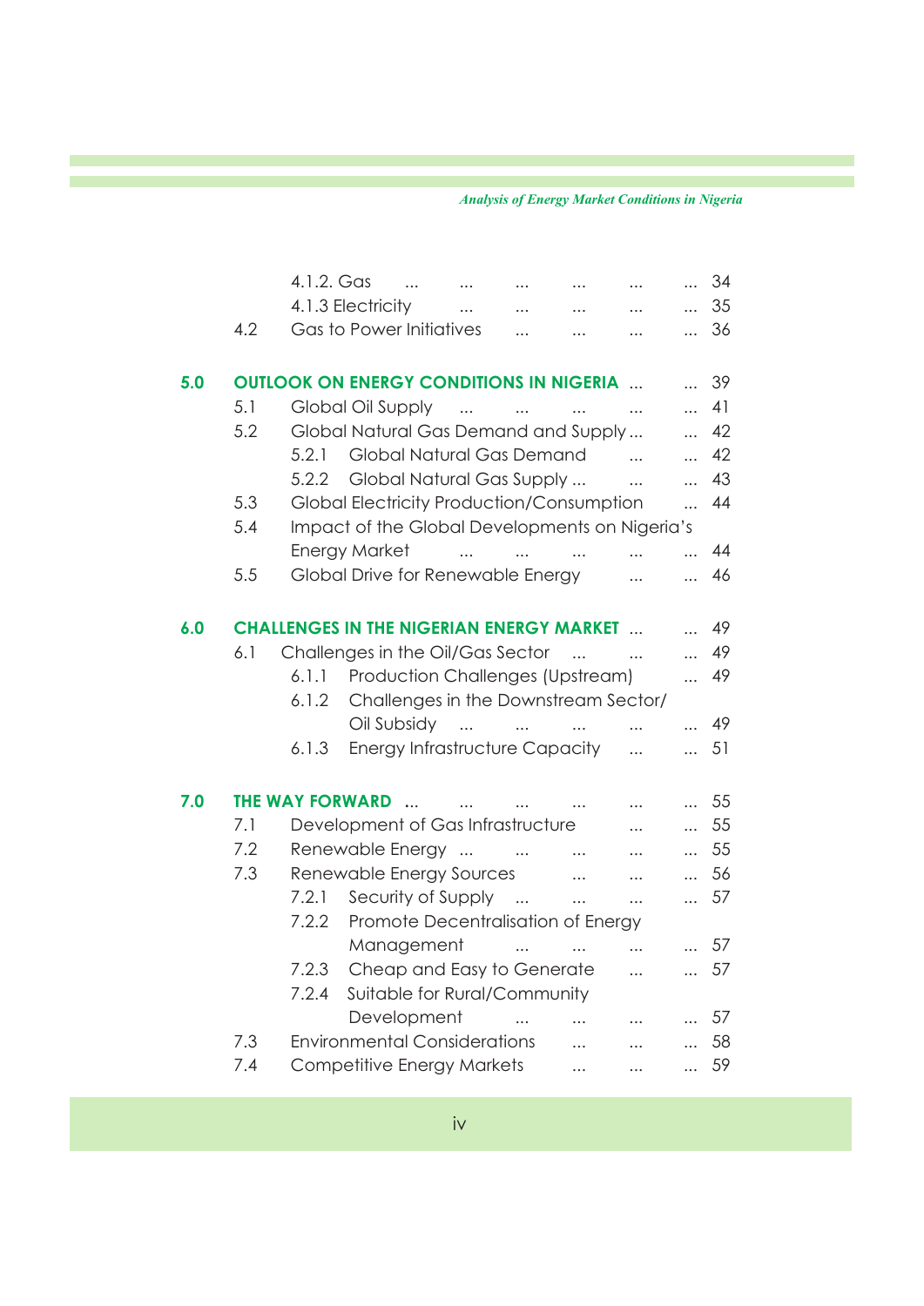| | | | |
|---|---|---|---|
| | | 4.1.2. Gas ... ... ... ... ... ... | 34 |
| | | 4.1.3 Electricity ... ... ... ... ... | 35 |
| | 4.2 | Gas to Power Initiatives ... ... ... ... | 36 |
| **5.0** | **OUTLOOK ON ENERGY CONDITIONS IN NIGERIA** ... ... | | 39 |
| | 5.1 | Global Oil Supply ... ... ... ... ... | 41 |
| | 5.2 | Global Natural Gas Demand and Supply ... ... | 42 |
| | | 5.2.1 Global Natural Gas Demand ... ... | 42 |
| | | 5.2.2 Global Natural Gas Supply ... ... ... | 43 |
| | 5.3 | Global Electricity Production/Consumption ... | 44 |
| | 5.4 | Impact of the Global Developments on Nigeria's Energy Market ... ... ... ... ... | 44 |
| | 5.5 | Global Drive for Renewable Energy ... ... | 46 |
| **6.0** | **CHALLENGES IN THE NIGERIAN ENERGY MARKET** ... ... | | 49 |
| | 6.1 | Challenges in the Oil/Gas Sector ... ... ... | 49 |
| | | 6.1.1 Production Challenges (Upstream) ... | 49 |
| | | 6.1.2 Challenges in the Downstream Sector/ Oil Subsidy ... ... ... ... ... | 49 |
| | | 6.1.3 Energy Infrastructure Capacity ... ... | 51 |
| **7.0** | **THE WAY FORWARD** ... ... ... ... ... ... | | 55 |
| | 7.1 | Development of Gas Infrastructure ... ... | 55 |
| | 7.2 | Renewable Energy ... ... ... ... ... | 55 |
| | 7.3 | Renewable Energy Sources ... ... ... | 56 |
| | | 7.2.1 Security of Supply ... ... ... ... | 57 |
| | | 7.2.2 Promote Decentralisation of Energy Management ... ... ... ... | 57 |
| | | 7.2.3 Cheap and Easy to Generate ... ... | 57 |
| | | 7.2.4 Suitable for Rural/Community Development ... ... ... ... | 57 |
| | 7.3 | Environmental Considerations ... ... ... | 58 |
| | 7.4 | Competitive Energy Markets ... ... ... | 59 |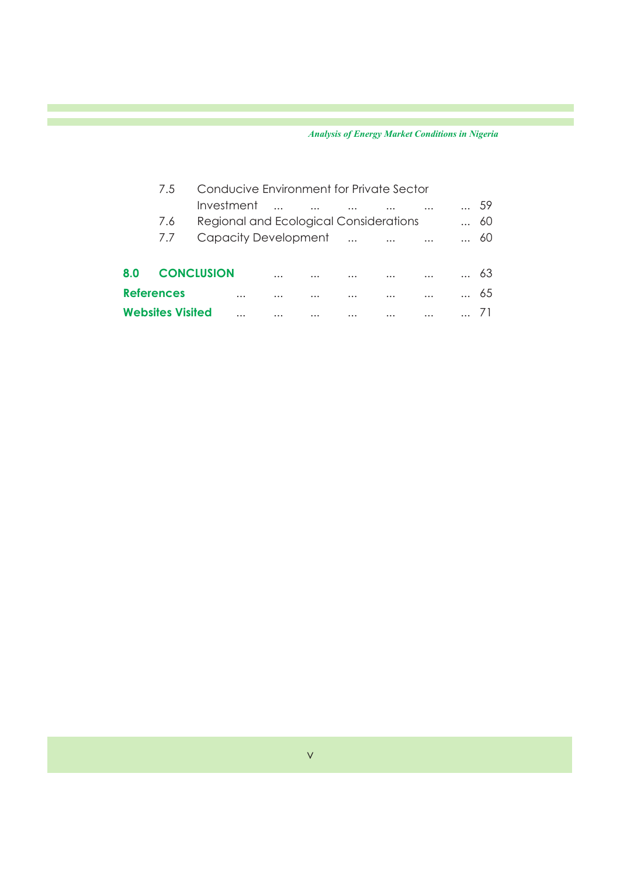7.5 Conducive Environment for Private Sector Investment ... ... ... ... ... ... 59

7.6 Regional and Ecological Considerations ... 60

7.7 Capacity Development ... ... ... ... 60

**8.0 CONCLUSION** ... ... ... ... ... ... 63

**References** ... ... ... ... ... ... ... 65

**Websites Visited** ... ... ... ... ... ... ... 71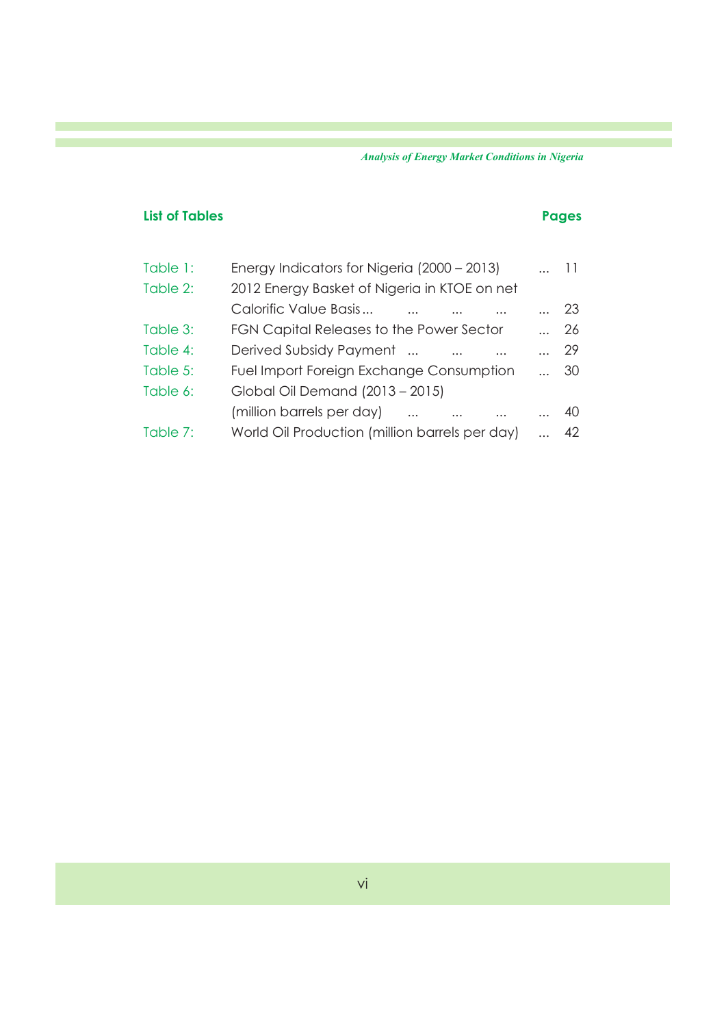## List of Tables

| | | Pages |
|---|---|---|
| Table 1: | Energy Indicators for Nigeria (2000 – 2013) ... | 11 |
| Table 2: | 2012 Energy Basket of Nigeria in KTOE on net Calorific Value Basis ... ... ... ... ... | 23 |
| Table 3: | FGN Capital Releases to the Power Sector ... | 26 |
| Table 4: | Derived Subsidy Payment ... ... ... ... | 29 |
| Table 5: | Fuel Import Foreign Exchange Consumption ... | 30 |
| Table 6: | Global Oil Demand (2013 – 2015) (million barrels per day) ... ... ... ... | 40 |
| Table 7: | World Oil Production (million barrels per day) ... | 42 |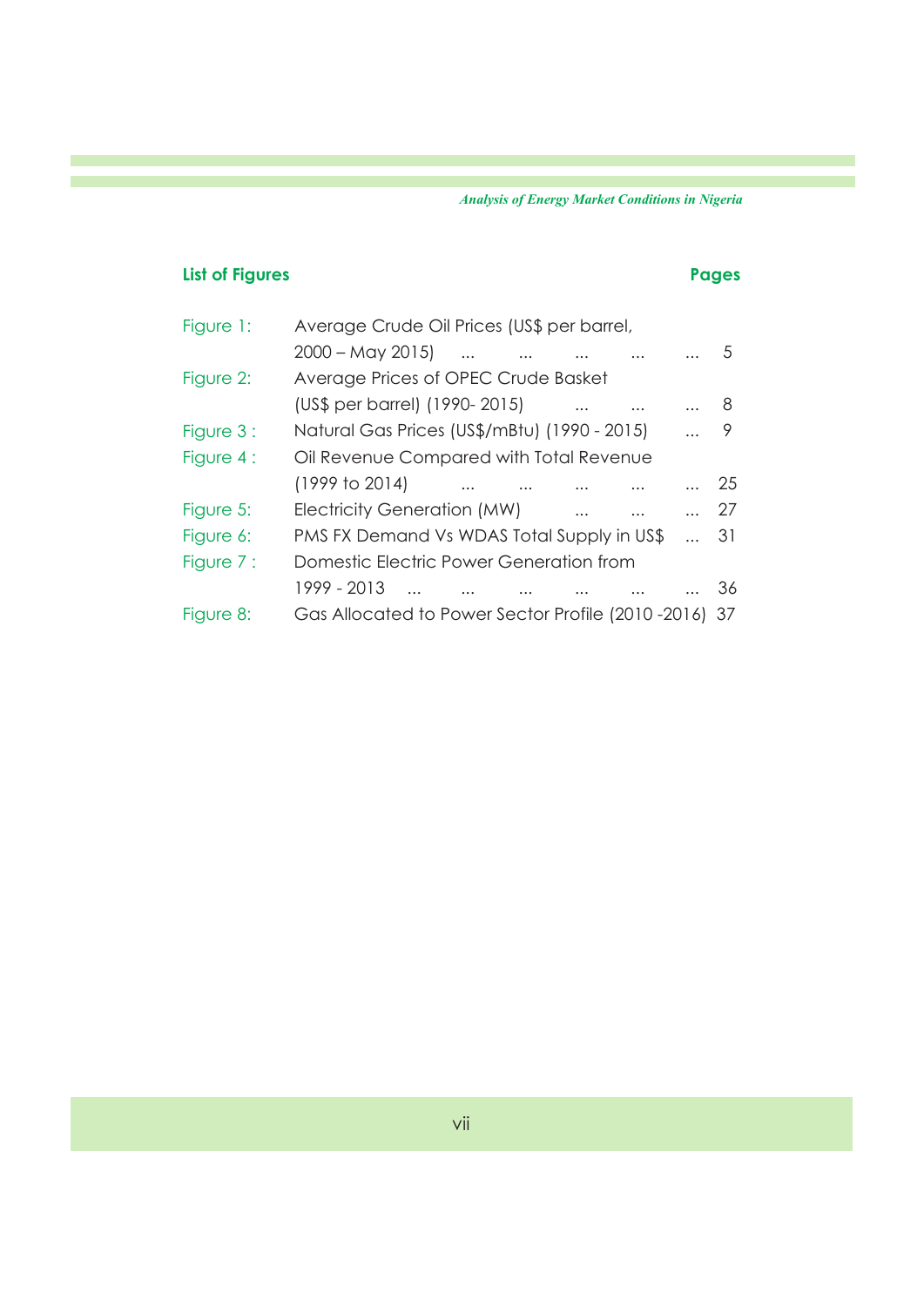## List of Figures

| Figure | Title | Pages |
|---|---|---|
| Figure 1: | Average Crude Oil Prices (US$ per barrel, 2000 – May 2015) | 5 |
| Figure 2: | Average Prices of OPEC Crude Basket (US$ per barrel) (1990- 2015) | 8 |
| Figure 3 : | Natural Gas Prices (US$/mBtu) (1990 - 2015) | 9 |
| Figure 4 : | Oil Revenue Compared with Total Revenue (1999 to 2014) | 25 |
| Figure 5: | Electricity Generation (MW) | 27 |
| Figure 6: | PMS FX Demand Vs WDAS Total Supply in US$ | 31 |
| Figure 7 : | Domestic Electric Power Generation from 1999 - 2013 | 36 |
| Figure 8: | Gas Allocated to Power Sector Profile (2010 -2016) | 37 |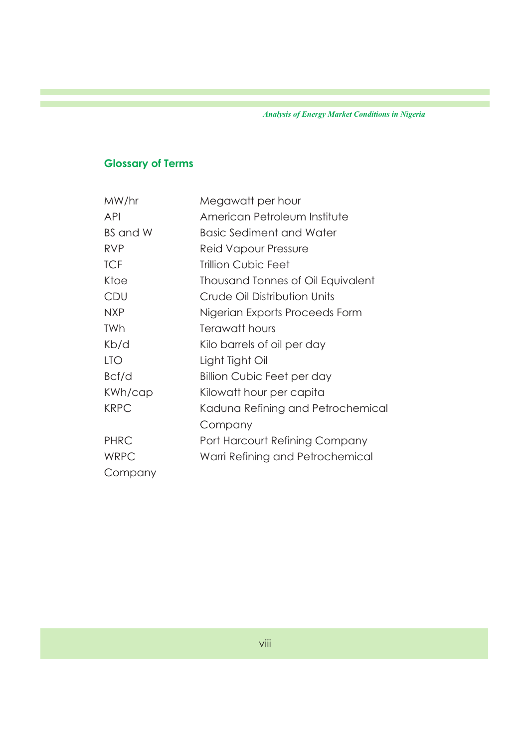## Glossary of Terms

| | |
|---|---|
| MW/hr | Megawatt per hour |
| API | American Petroleum Institute |
| BS and W | Basic Sediment and Water |
| RVP | Reid Vapour Pressure |
| TCF | Trillion Cubic Feet |
| Ktoe | Thousand Tonnes of Oil Equivalent |
| CDU | Crude Oil Distribution Units |
| NXP | Nigerian Exports Proceeds Form |
| TWh | Terawatt hours |
| Kb/d | Kilo barrels of oil per day |
| LTO | Light Tight Oil |
| Bcf/d | Billion Cubic Feet per day |
| KWh/cap | Kilowatt hour per capita |
| KRPC | Kaduna Refining and Petrochemical Company |
| PHRC | Port Harcourt Refining Company |
| WRPC | Warri Refining and Petrochemical Company |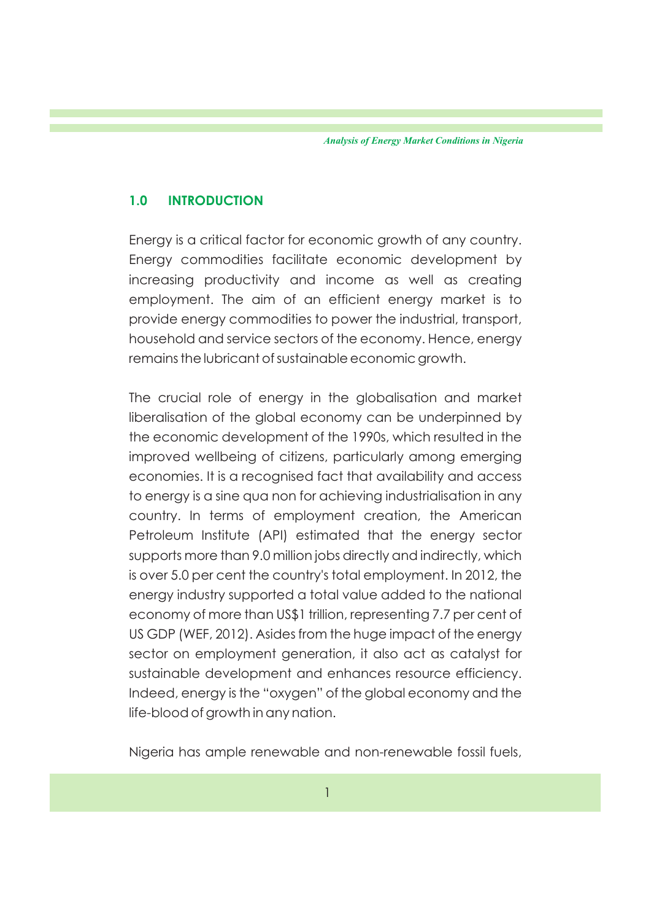## 1.0 INTRODUCTION

Energy is a critical factor for economic growth of any country. Energy commodities facilitate economic development by increasing productivity and income as well as creating employment. The aim of an efficient energy market is to provide energy commodities to power the industrial, transport, household and service sectors of the economy. Hence, energy remains the lubricant of sustainable economic growth.

The crucial role of energy in the globalisation and market liberalisation of the global economy can be underpinned by the economic development of the 1990s, which resulted in the improved wellbeing of citizens, particularly among emerging economies. It is a recognised fact that availability and access to energy is a sine qua non for achieving industrialisation in any country. In terms of employment creation, the American Petroleum Institute (API) estimated that the energy sector supports more than 9.0 million jobs directly and indirectly, which is over 5.0 per cent the country's total employment. In 2012, the energy industry supported a total value added to the national economy of more than US$1 trillion, representing 7.7 per cent of US GDP (WEF, 2012). Asides from the huge impact of the energy sector on employment generation, it also act as catalyst for sustainable development and enhances resource efficiency. Indeed, energy is the "oxygen" of the global economy and the life-blood of growth in any nation.

Nigeria has ample renewable and non-renewable fossil fuels,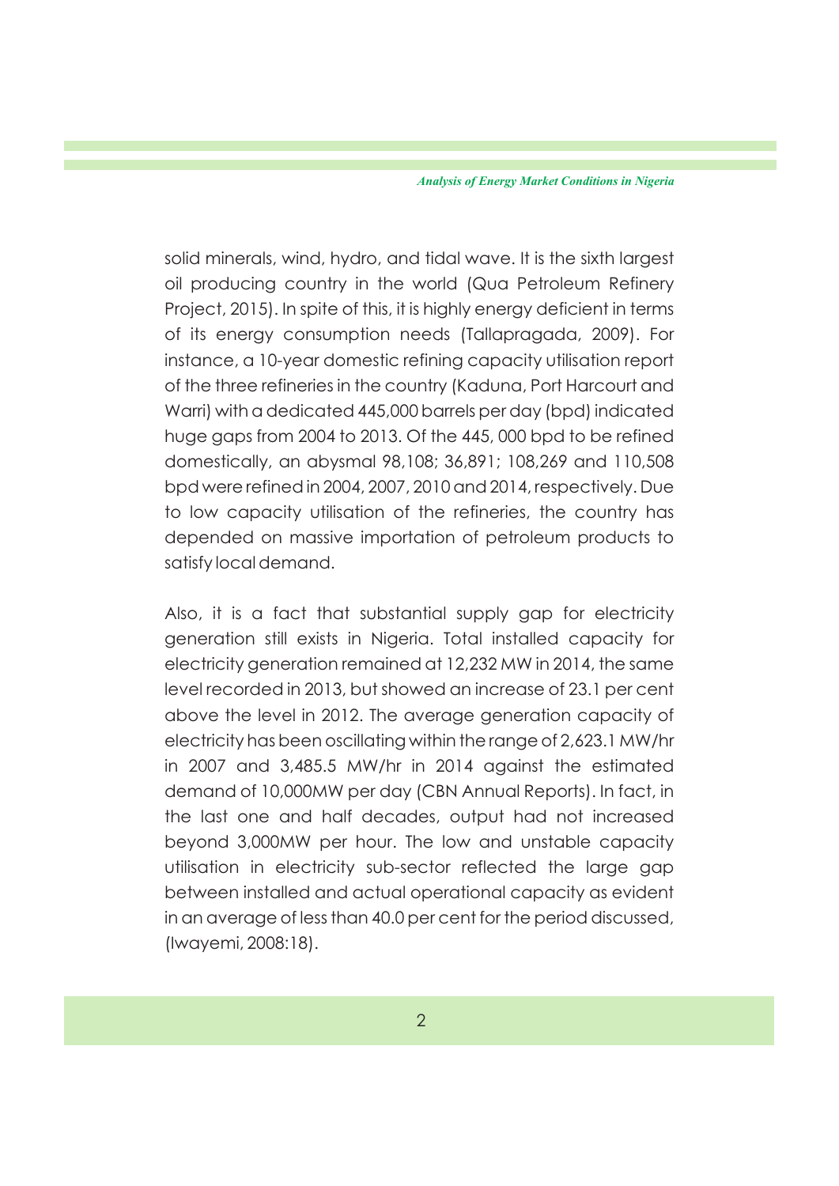solid minerals, wind, hydro, and tidal wave. It is the sixth largest oil producing country in the world (Qua Petroleum Refinery Project, 2015). In spite of this, it is highly energy deficient in terms of its energy consumption needs (Tallapragada, 2009). For instance, a 10-year domestic refining capacity utilisation report of the three refineries in the country (Kaduna, Port Harcourt and Warri) with a dedicated 445,000 barrels per day (bpd) indicated huge gaps from 2004 to 2013. Of the 445, 000 bpd to be refined domestically, an abysmal 98,108; 36,891; 108,269 and 110,508 bpd were refined in 2004, 2007, 2010 and 2014, respectively. Due to low capacity utilisation of the refineries, the country has depended on massive importation of petroleum products to satisfy local demand.

Also, it is a fact that substantial supply gap for electricity generation still exists in Nigeria. Total installed capacity for electricity generation remained at 12,232 MW in 2014, the same level recorded in 2013, but showed an increase of 23.1 per cent above the level in 2012. The average generation capacity of electricity has been oscillating within the range of 2,623.1 MW/hr in 2007 and 3,485.5 MW/hr in 2014 against the estimated demand of 10,000MW per day (CBN Annual Reports). In fact, in the last one and half decades, output had not increased beyond 3,000MW per hour. The low and unstable capacity utilisation in electricity sub-sector reflected the large gap between installed and actual operational capacity as evident in an average of less than 40.0 per cent for the period discussed, (Iwayemi, 2008:18).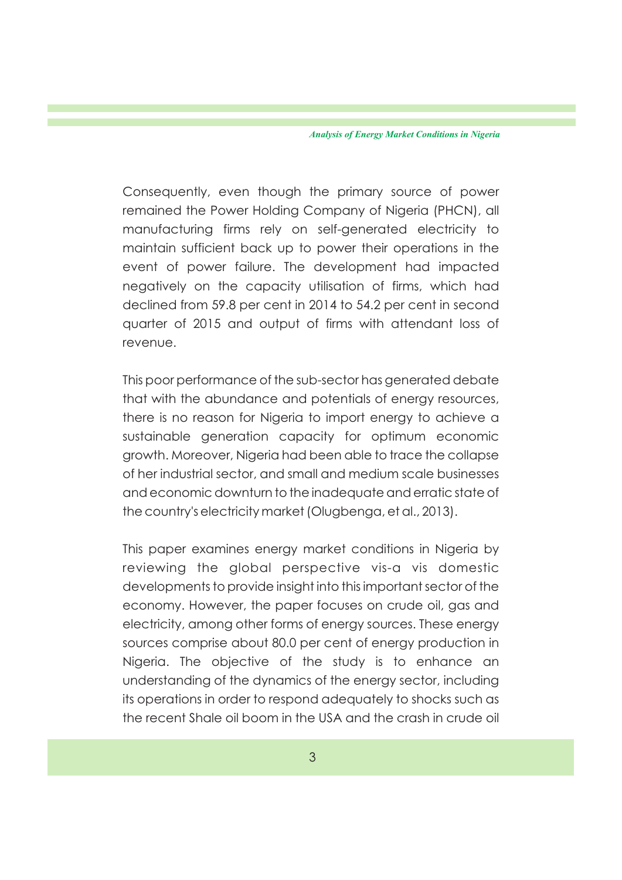Consequently, even though the primary source of power remained the Power Holding Company of Nigeria (PHCN), all manufacturing firms rely on self-generated electricity to maintain sufficient back up to power their operations in the event of power failure. The development had impacted negatively on the capacity utilisation of firms, which had declined from 59.8 per cent in 2014 to 54.2 per cent in second quarter of 2015 and output of firms with attendant loss of revenue.

This poor performance of the sub-sector has generated debate that with the abundance and potentials of energy resources, there is no reason for Nigeria to import energy to achieve a sustainable generation capacity for optimum economic growth. Moreover, Nigeria had been able to trace the collapse of her industrial sector, and small and medium scale businesses and economic downturn to the inadequate and erratic state of the country's electricity market (Olugbenga, et al., 2013).

This paper examines energy market conditions in Nigeria by reviewing the global perspective vis-a vis domestic developments to provide insight into this important sector of the economy. However, the paper focuses on crude oil, gas and electricity, among other forms of energy sources. These energy sources comprise about 80.0 per cent of energy production in Nigeria. The objective of the study is to enhance an understanding of the dynamics of the energy sector, including its operations in order to respond adequately to shocks such as the recent Shale oil boom in the USA and the crash in crude oil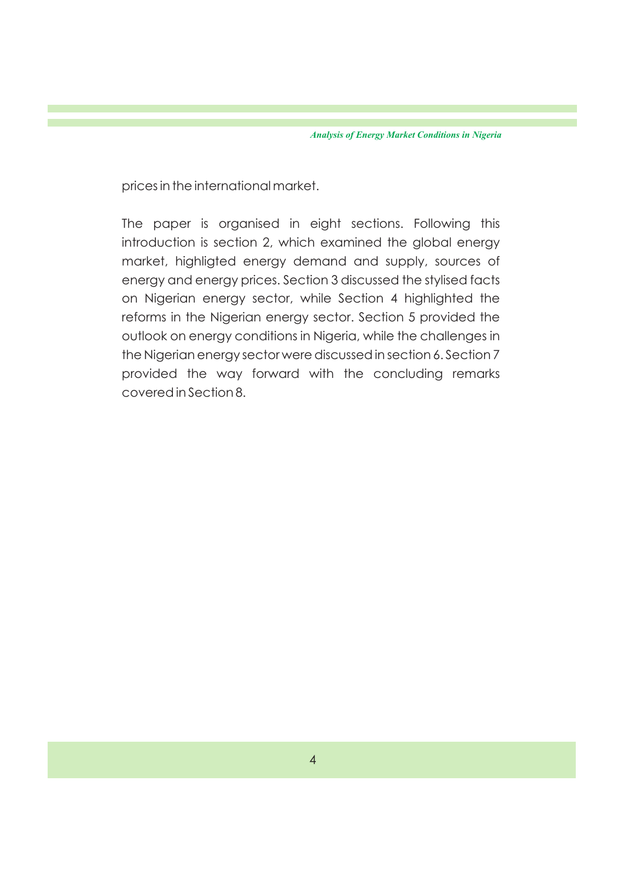prices in the international market.

The paper is organised in eight sections. Following this introduction is section 2, which examined the global energy market, highligted energy demand and supply, sources of energy and energy prices. Section 3 discussed the stylised facts on Nigerian energy sector, while Section 4 highlighted the reforms in the Nigerian energy sector. Section 5 provided the outlook on energy conditions in Nigeria, while the challenges in the Nigerian energy sector were discussed in section 6. Section 7 provided the way forward with the concluding remarks covered in Section 8.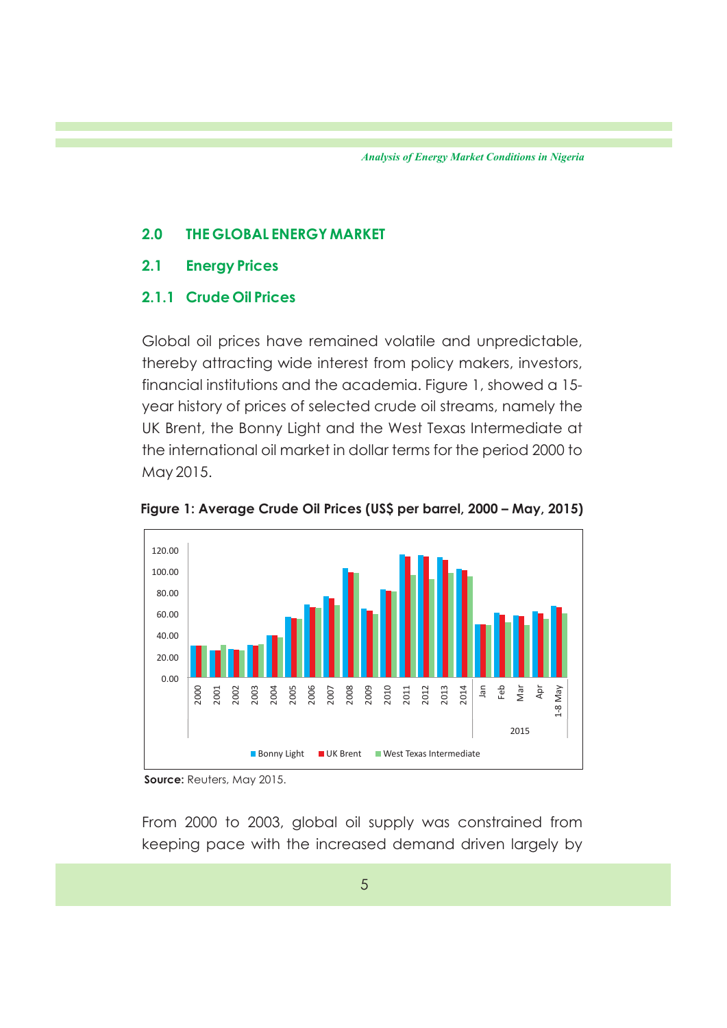## 2.0 THE GLOBAL ENERGY MARKET

### 2.1 Energy Prices

#### 2.1.1 Crude Oil Prices

Global oil prices have remained volatile and unpredictable, thereby attracting wide interest from policy makers, investors, financial institutions and the academia. Figure 1, showed a 15-year history of prices of selected crude oil streams, namely the UK Brent, the Bonny Light and the West Texas Intermediate at the international oil market in dollar terms for the period 2000 to May 2015.

**Figure 1: Average Crude Oil Prices (US$ per barrel, 2000 – May, 2015)**

**Source:** Reuters, May 2015.

From 2000 to 2003, global oil supply was constrained from keeping pace with the increased demand driven largely by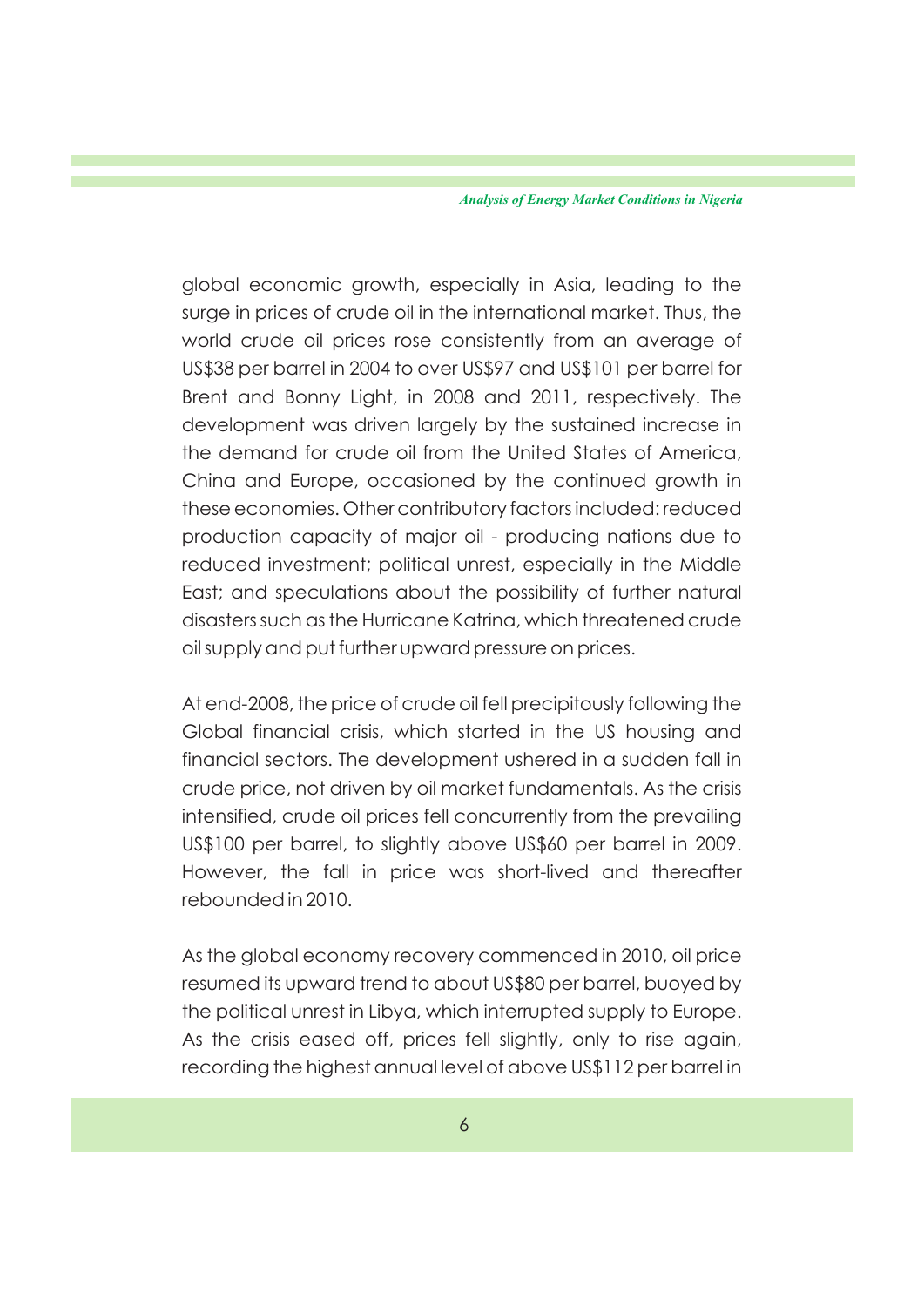global economic growth, especially in Asia, leading to the surge in prices of crude oil in the international market. Thus, the world crude oil prices rose consistently from an average of US$38 per barrel in 2004 to over US$97 and US$101 per barrel for Brent and Bonny Light, in 2008 and 2011, respectively. The development was driven largely by the sustained increase in the demand for crude oil from the United States of America, China and Europe, occasioned by the continued growth in these economies. Other contributory factors included: reduced production capacity of major oil - producing nations due to reduced investment; political unrest, especially in the Middle East; and speculations about the possibility of further natural disasters such as the Hurricane Katrina, which threatened crude oil supply and put further upward pressure on prices.

At end-2008, the price of crude oil fell precipitously following the Global financial crisis, which started in the US housing and financial sectors. The development ushered in a sudden fall in crude price, not driven by oil market fundamentals. As the crisis intensified, crude oil prices fell concurrently from the prevailing US$100 per barrel, to slightly above US$60 per barrel in 2009. However, the fall in price was short-lived and thereafter rebounded in 2010.

As the global economy recovery commenced in 2010, oil price resumed its upward trend to about US$80 per barrel, buoyed by the political unrest in Libya, which interrupted supply to Europe. As the crisis eased off, prices fell slightly, only to rise again, recording the highest annual level of above US$112 per barrel in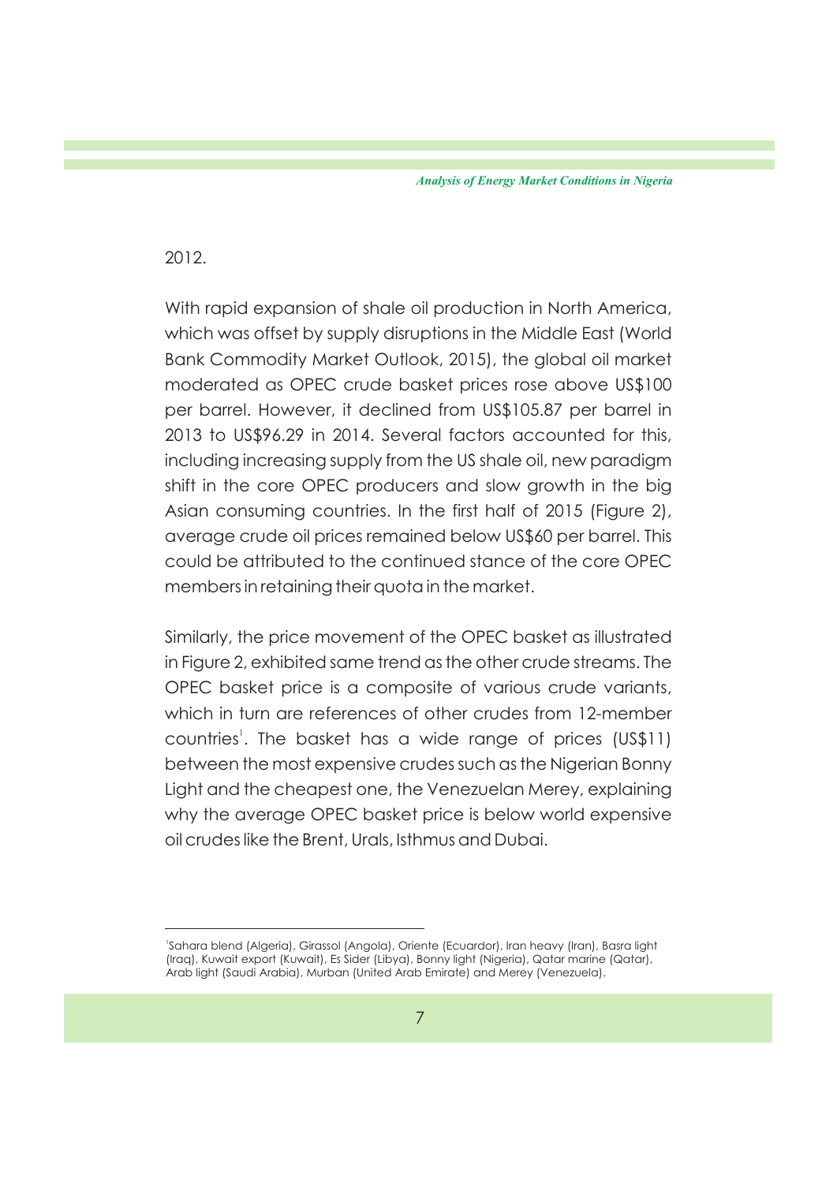2012.

With rapid expansion of shale oil production in North America, which was offset by supply disruptions in the Middle East (World Bank Commodity Market Outlook, 2015), the global oil market moderated as OPEC crude basket prices rose above US$100 per barrel. However, it declined from US$105.87 per barrel in 2013 to US$96.29 in 2014. Several factors accounted for this, including increasing supply from the US shale oil, new paradigm shift in the core OPEC producers and slow growth in the big Asian consuming countries. In the first half of 2015 (Figure 2), average crude oil prices remained below US$60 per barrel. This could be attributed to the continued stance of the core OPEC members in retaining their quota in the market.

Similarly, the price movement of the OPEC basket as illustrated in Figure 2, exhibited same trend as the other crude streams. The OPEC basket price is a composite of various crude variants, which in turn are references of other crudes from 12-member countries[1]. The basket has a wide range of prices (US$11) between the most expensive crudes such as the Nigerian Bonny Light and the cheapest one, the Venezuelan Merey, explaining why the average OPEC basket price is below world expensive oil crudes like the Brent, Urals, Isthmus and Dubai.

---

[1] Sahara blend (Algeria), Girassol (Angola), Oriente (Ecuardor), Iran heavy (Iran), Basra light (Iraq), Kuwait export (Kuwait), Es Sider (Libya), Bonny light (Nigeria), Qatar marine (Qatar), Arab light (Saudi Arabia), Murban (United Arab Emirate) and Merey (Venezuela).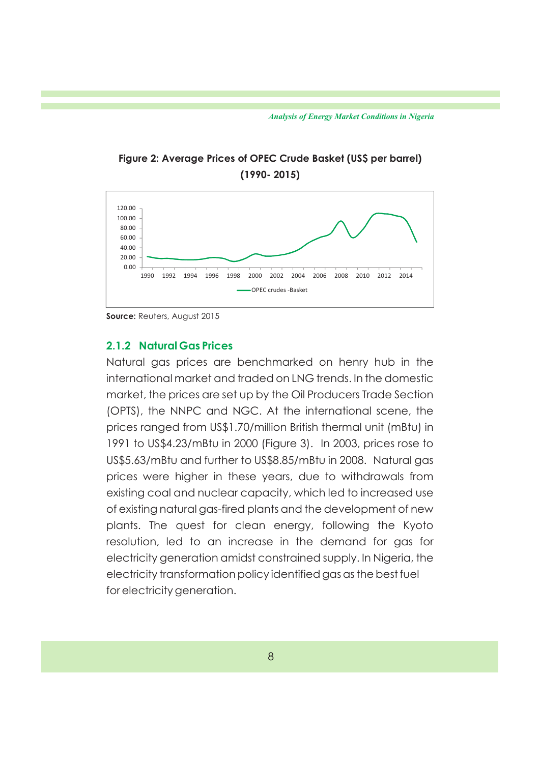**Figure 2: Average Prices of OPEC Crude Basket (US$ per barrel) (1990- 2015)**

**Source:** Reuters, August 2015

### 2.1.2 Natural Gas Prices

Natural gas prices are benchmarked on henry hub in the international market and traded on LNG trends. In the domestic market, the prices are set up by the Oil Producers Trade Section (OPTS), the NNPC and NGC. At the international scene, the prices ranged from US$1.70/million British thermal unit (mBtu) in 1991 to US$4.23/mBtu in 2000 (Figure 3). In 2003, prices rose to US$5.63/mBtu and further to US$8.85/mBtu in 2008. Natural gas prices were higher in these years, due to withdrawals from existing coal and nuclear capacity, which led to increased use of existing natural gas-fired plants and the development of new plants. The quest for clean energy, following the Kyoto resolution, led to an increase in the demand for gas for electricity generation amidst constrained supply. In Nigeria, the electricity transformation policy identified gas as the best fuel for electricity generation.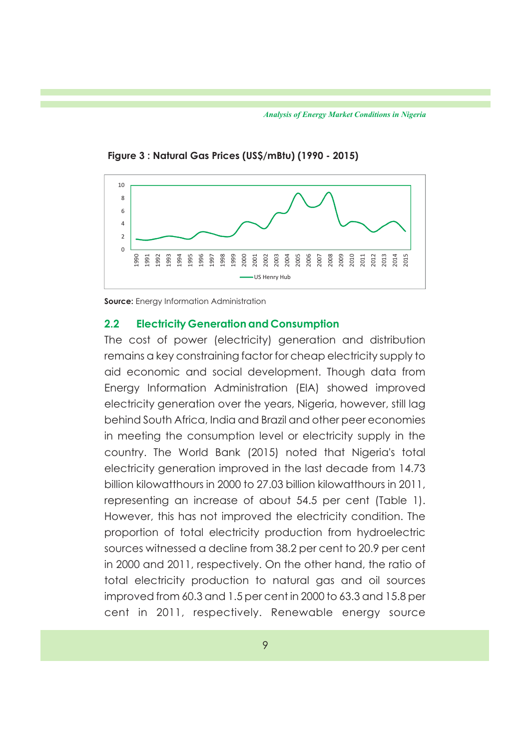**Figure 3 : Natural Gas Prices (US$/mBtu) (1990 - 2015)**

**Source:** Energy Information Administration

## 2.2 Electricity Generation and Consumption

The cost of power (electricity) generation and distribution remains a key constraining factor for cheap electricity supply to aid economic and social development. Though data from Energy Information Administration (EIA) showed improved electricity generation over the years, Nigeria, however, still lag behind South Africa, India and Brazil and other peer economies in meeting the consumption level or electricity supply in the country. The World Bank (2015) noted that Nigeria's total electricity generation improved in the last decade from 14.73 billion kilowatthours in 2000 to 27.03 billion kilowatthours in 2011, representing an increase of about 54.5 per cent (Table 1). However, this has not improved the electricity condition. The proportion of total electricity production from hydroelectric sources witnessed a decline from 38.2 per cent to 20.9 per cent in 2000 and 2011, respectively. On the other hand, the ratio of total electricity production to natural gas and oil sources improved from 60.3 and 1.5 per cent in 2000 to 63.3 and 15.8 per cent in 2011, respectively. Renewable energy source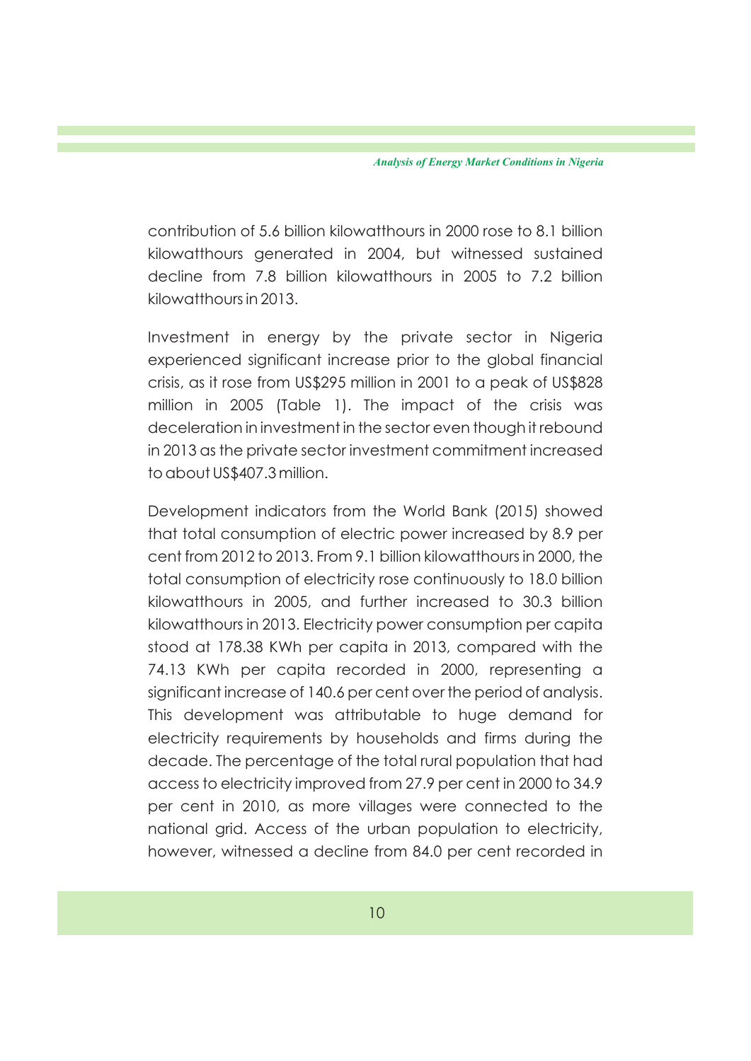contribution of 5.6 billion kilowatthours in 2000 rose to 8.1 billion kilowatthours generated in 2004, but witnessed sustained decline from 7.8 billion kilowatthours in 2005 to 7.2 billion kilowatthours in 2013.

Investment in energy by the private sector in Nigeria experienced significant increase prior to the global financial crisis, as it rose from US$295 million in 2001 to a peak of US$828 million in 2005 (Table 1). The impact of the crisis was deceleration in investment in the sector even though it rebound in 2013 as the private sector investment commitment increased to about US$407.3 million.

Development indicators from the World Bank (2015) showed that total consumption of electric power increased by 8.9 per cent from 2012 to 2013. From 9.1 billion kilowatthours in 2000, the total consumption of electricity rose continuously to 18.0 billion kilowatthours in 2005, and further increased to 30.3 billion kilowatthours in 2013. Electricity power consumption per capita stood at 178.38 KWh per capita in 2013, compared with the 74.13 KWh per capita recorded in 2000, representing a significant increase of 140.6 per cent over the period of analysis. This development was attributable to huge demand for electricity requirements by households and firms during the decade. The percentage of the total rural population that had access to electricity improved from 27.9 per cent in 2000 to 34.9 per cent in 2010, as more villages were connected to the national grid. Access of the urban population to electricity, however, witnessed a decline from 84.0 per cent recorded in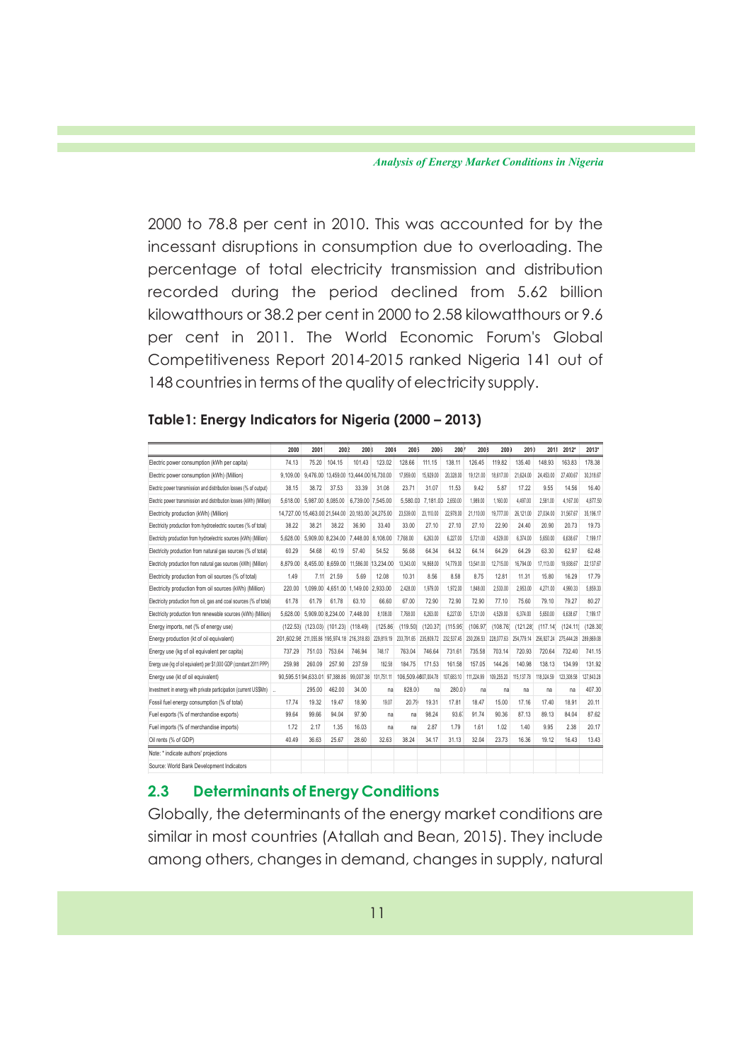2000 to 78.8 per cent in 2010. This was accounted for by the incessant disruptions in consumption due to overloading. The percentage of total electricity transmission and distribution recorded during the period declined from 5.62 billion kilowatthours or 38.2 per cent in 2000 to 2.58 kilowatthours or 9.6 per cent in 2011. The World Economic Forum's Global Competitiveness Report 2014-2015 ranked Nigeria 141 out of 148 countries in terms of the quality of electricity supply.

**Table1: Energy Indicators for Nigeria (2000 – 2013)**

| | 2000 | 2001 | 2002 | 2003 | 2004 | 2005 | 2006 | 2007 | 2008 | 2009 | 2010 | 2011 | 2012* | 2013* |
|---|---|---|---|---|---|---|---|---|---|---|---|---|---|---|
| Electric power consumption (kWh per capita) | 74.13 | 75.20 | 104.15 | 101.43 | 123.02 | 128.66 | 111.15 | 138.11 | 126.45 | 119.82 | 135.40 | 148.93 | 163.83 | 178.38 |
| Electric power consumption (kWh) (Million) | 9,109.00 | 9,476.00 | 13,459.00 | 13,444.00 | 16,730.00 | 17,959.00 | 15,929.00 | 20,328.00 | 19,121.00 | 18,617.00 | 21,624.00 | 24,453.00 | 27,400.67 | 30,316.67 |
| Electric power transmission and distribution losses (% of output) | 38.15 | 38.72 | 37.53 | 33.39 | 31.08 | 23.71 | 31.07 | 11.53 | 9.42 | 5.87 | 17.22 | 9.55 | 14.56 | 16.40 |
| Electric power transmission and distribution losses (kWh) (Million) | 5,618.00 | 5,987.00 | 8,085.00 | 6,739.00 | 7,545.00 | 5,580.00 | 7,181.00 | 2,650.00 | 1,989.00 | 1,160.00 | 4,497.00 | 2,581.00 | 4,167.00 | 4,677.50 |
| Electricity production (kWh) (Million) | 14,727.00 | 15,463.00 | 21,544.00 | 20,183.00 | 24,275.00 | 23,539.00 | 23,110.00 | 22,978.00 | 21,110.00 | 19,777.00 | 26,121.00 | 27,034.00 | 31,567.67 | 35,196.17 |
| Electricity production from hydroelectric sources (% of total) | 38.22 | 38.21 | 38.22 | 36.90 | 33.40 | 33.00 | 27.10 | 27.10 | 27.10 | 22.90 | 24.40 | 20.90 | 20.73 | 19.73 |
| Electricity production from hydroelectric sources (kWh) (Million) | 5,628.00 | 5,909.00 | 8,234.00 | 7,448.00 | 8,108.00 | 7,768.00 | 6,263.00 | 6,227.00 | 5,721.00 | 4,529.00 | 6,374.00 | 5,650.00 | 6,638.67 | 7,199.17 |
| Electricity production from natural gas sources (% of total) | 60.29 | 54.68 | 40.19 | 57.40 | 54.52 | 56.68 | 64.34 | 64.32 | 64.14 | 64.29 | 64.29 | 63.30 | 62.97 | 62.48 |
| Electricity production from natural gas sources (kWh) (Million) | 8,879.00 | 8,455.00 | 8,659.00 | 11,586.00 | 13,234.00 | 13,343.00 | 14,868.00 | 14,779.00 | 13,541.00 | 12,715.00 | 16,794.00 | 17,113.00 | 19,938.67 | 22,137.67 |
| Electricity production from oil sources (% of total) | 1.49 | 7.11 | 21.59 | 5.69 | 12.08 | 10.31 | 8.56 | 8.58 | 8.75 | 12.81 | 11.31 | 15.80 | 16.29 | 17.79 |
| Electricity production from oil sources (kWh) (Million) | 220.00 | 1,099.00 | 4,651.00 | 1,149.00 | 2,933.00 | 2,428.00 | 1,979.00 | 1,972.00 | 1,848.00 | 2,533.00 | 2,953.00 | 4,271.00 | 4,990.33 | 5,859.33 |
| Electricity production from oil, gas and coal sources (% of total) | 61.78 | 61.79 | 61.78 | 63.10 | 66.60 | 67.00 | 72.90 | 72.90 | 72.90 | 77.10 | 75.60 | 79.10 | 79.27 | 80.27 |
| Electricity production from renewable sources (kWh) (Million) | 5,628.00 | 5,909.00 | 8,234.00 | 7,448.00 | 8,108.00 | 7,768.00 | 6,263.00 | 6,227.00 | 5,721.00 | 4,529.00 | 6,374.00 | 5,650.00 | 6,638.67 | 7,199.17 |
| Energy imports, net (% of energy use) | (122.53) | (123.03) | (101.23) | (118.49) | (125.86) | (119.50) | (120.37) | (115.95) | (106.97) | (108.76) | (121.28) | (117.14) | (124.11) | (128.30) |
| Energy production (kt of oil equivalent) | 201,602.98 | 211,055.66 | 195,974.18 | 216,318.83 | 229,819.19 | 233,791.65 | 235,809.72 | 232,537.45 | 230,206.53 | 228,077.63 | 254,779.14 | 256,927.24 | 275,444.28 | 289,869.08 |
| Energy use (kg of oil equivalent per capita) | 737.29 | 751.03 | 753.64 | 746.94 | 748.17 | 763.04 | 746.64 | 731.61 | 735.58 | 703.14 | 720.93 | 720.64 | 732.40 | 741.15 |
| Energy use (kg of oil equivalent) per $1,000 GDP (constant 2011 PPP) | 259.98 | 260.09 | 257.90 | 237.59 | 162.58 | 184.75 | 171.53 | 161.58 | 157.05 | 144.26 | 140.98 | 138.13 | 134.99 | 131.92 |
| Energy use (kt of oil equivalent) | 90,595.51 | 94,633.01 | 97,388.86 | 99,007.38 | 101,751.11 | 106,509.46 | 107,004.78 | 107,683.10 | 111,224.99 | 109,255.20 | 115,137.78 | 118,324.59 | 123,308.58 | 127,843.28 |
| Investment in energy with private participation (current US$Mn) | .. | 295.00 | 462.00 | 34.00 | na | 828.00 | na | 280.00 | na | na | na | na | na | 407.30 |
| Fossil fuel energy consumption (% of total) | 17.74 | 19.32 | 19.47 | 18.90 | 19.07 | 20.79 | 19.31 | 17.81 | 18.47 | 15.00 | 17.16 | 17.40 | 18.91 | 20.11 |
| Fuel exports (% of merchandise exports) | 99.64 | 99.66 | 94.04 | 97.90 | na | na | 98.24 | 93.67 | 91.74 | 90.36 | 87.13 | 89.13 | 84.04 | 87.62 |
| Fuel imports (% of merchandise imports) | 1.72 | 2.17 | 1.35 | 16.03 | na | na | 2.87 | 1.79 | 1.61 | 1.02 | 1.40 | 9.95 | 2.38 | 20.17 |
| Oil rents (% of GDP) | 40.49 | 36.63 | 25.67 | 28.60 | 32.63 | 38.24 | 34.17 | 31.13 | 32.04 | 23.73 | 16.36 | 19.12 | 16.43 | 13.43 |
| Note: * indicate authors' projections | | | | | | | | | | | | | | |
| Source: World Bank Development Indicators | | | | | | | | | | | | | | |

## 2.3 Determinants of Energy Conditions

Globally, the determinants of the energy market conditions are similar in most countries (Atallah and Bean, 2015). They include among others, changes in demand, changes in supply, natural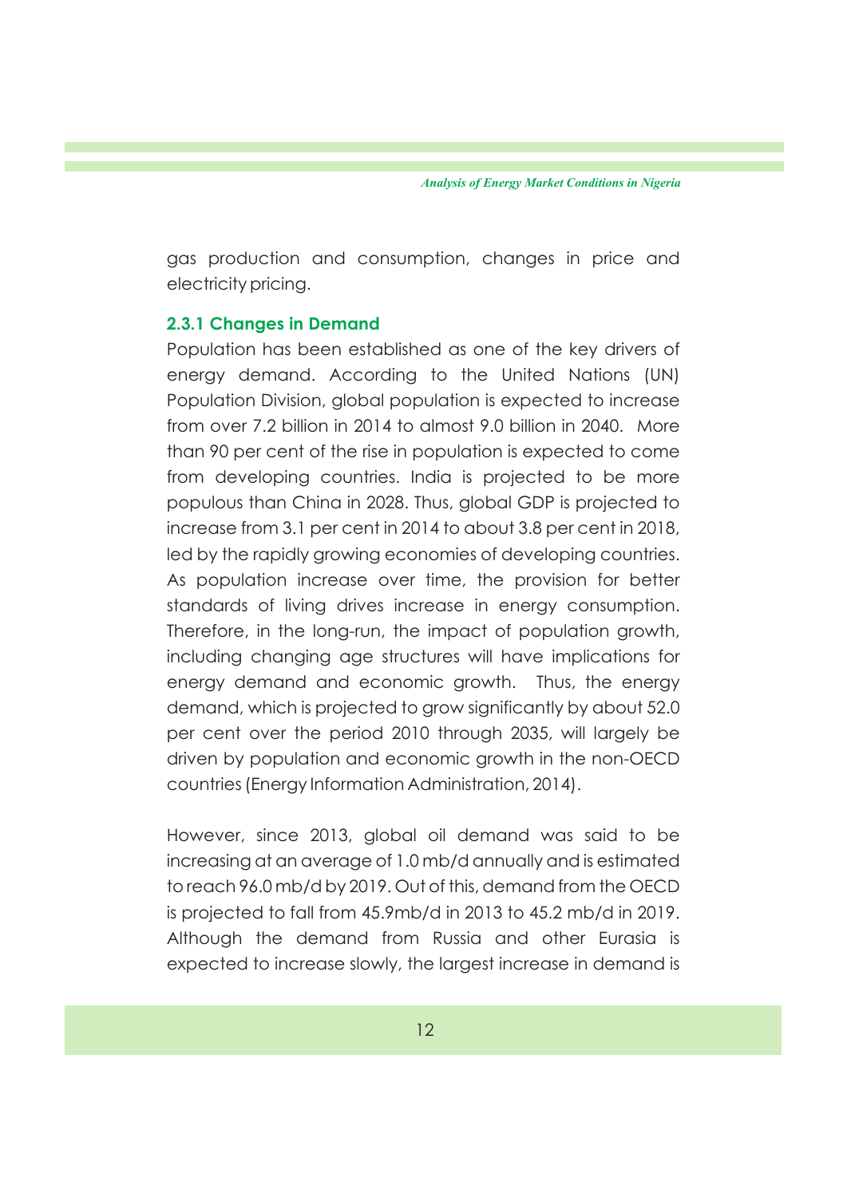gas production and consumption, changes in price and electricity pricing.

### 2.3.1 Changes in Demand

Population has been established as one of the key drivers of energy demand. According to the United Nations (UN) Population Division, global population is expected to increase from over 7.2 billion in 2014 to almost 9.0 billion in 2040. More than 90 per cent of the rise in population is expected to come from developing countries. India is projected to be more populous than China in 2028. Thus, global GDP is projected to increase from 3.1 per cent in 2014 to about 3.8 per cent in 2018, led by the rapidly growing economies of developing countries. As population increase over time, the provision for better standards of living drives increase in energy consumption. Therefore, in the long-run, the impact of population growth, including changing age structures will have implications for energy demand and economic growth. Thus, the energy demand, which is projected to grow significantly by about 52.0 per cent over the period 2010 through 2035, will largely be driven by population and economic growth in the non-OECD countries (Energy Information Administration, 2014).

However, since 2013, global oil demand was said to be increasing at an average of 1.0 mb/d annually and is estimated to reach 96.0 mb/d by 2019. Out of this, demand from the OECD is projected to fall from 45.9mb/d in 2013 to 45.2 mb/d in 2019. Although the demand from Russia and other Eurasia is expected to increase slowly, the largest increase in demand is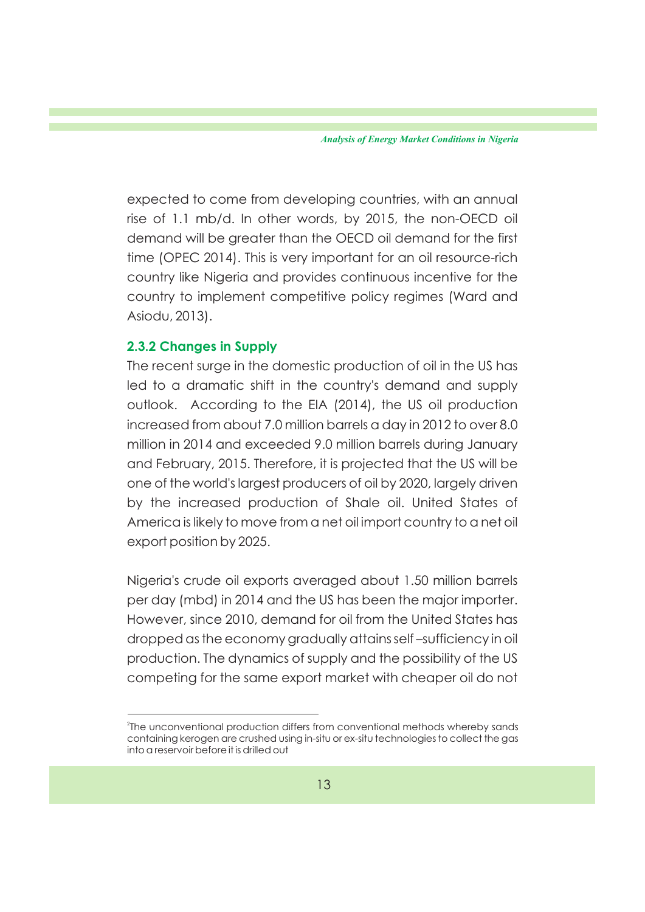expected to come from developing countries, with an annual rise of 1.1 mb/d. In other words, by 2015, the non-OECD oil demand will be greater than the OECD oil demand for the first time (OPEC 2014). This is very important for an oil resource-rich country like Nigeria and provides continuous incentive for the country to implement competitive policy regimes (Ward and Asiodu, 2013).

### 2.3.2 Changes in Supply

The recent surge in the domestic production of oil in the US has led to a dramatic shift in the country's demand and supply outlook. According to the EIA (2014), the US oil production increased from about 7.0 million barrels a day in 2012 to over 8.0 million in 2014 and exceeded 9.0 million barrels during January and February, 2015. Therefore, it is projected that the US will be one of the world's largest producers of oil by 2020, largely driven by the increased production of Shale oil. United States of America is likely to move from a net oil import country to a net oil export position by 2025.

Nigeria's crude oil exports averaged about 1.50 million barrels per day (mbd) in 2014 and the US has been the major importer. However, since 2010, demand for oil from the United States has dropped as the economy gradually attains self –sufficiency in oil production. The dynamics of supply and the possibility of the US competing for the same export market with cheaper oil do not

---

[2] The unconventional production differs from conventional methods whereby sands containing kerogen are crushed using in-situ or ex-situ technologies to collect the gas into a reservoir before it is drilled out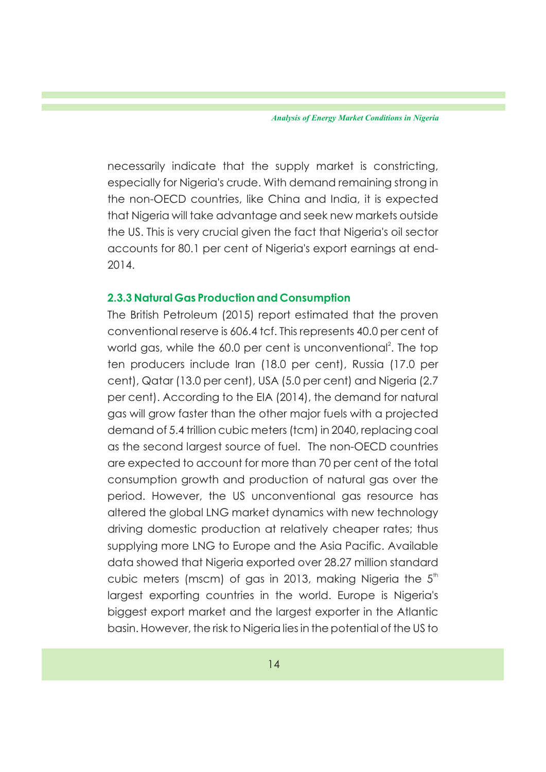necessarily indicate that the supply market is constricting, especially for Nigeria's crude. With demand remaining strong in the non-OECD countries, like China and India, it is expected that Nigeria will take advantage and seek new markets outside the US. This is very crucial given the fact that Nigeria's oil sector accounts for 80.1 per cent of Nigeria's export earnings at end-2014.

### 2.3.3 Natural Gas Production and Consumption

The British Petroleum (2015) report estimated that the proven conventional reserve is 606.4 tcf. This represents 40.0 per cent of world gas, while the 60.0 per cent is unconventional[2]. The top ten producers include Iran (18.0 per cent), Russia (17.0 per cent), Qatar (13.0 per cent), USA (5.0 per cent) and Nigeria (2.7 per cent). According to the EIA (2014), the demand for natural gas will grow faster than the other major fuels with a projected demand of 5.4 trillion cubic meters (tcm) in 2040, replacing coal as the second largest source of fuel. The non-OECD countries are expected to account for more than 70 per cent of the total consumption growth and production of natural gas over the period. However, the US unconventional gas resource has altered the global LNG market dynamics with new technology driving domestic production at relatively cheaper rates; thus supplying more LNG to Europe and the Asia Pacific. Available data showed that Nigeria exported over 28.27 million standard cubic meters (mscm) of gas in 2013, making Nigeria the 5$^{th}$ largest exporting countries in the world. Europe is Nigeria's biggest export market and the largest exporter in the Atlantic basin. However, the risk to Nigeria lies in the potential of the US to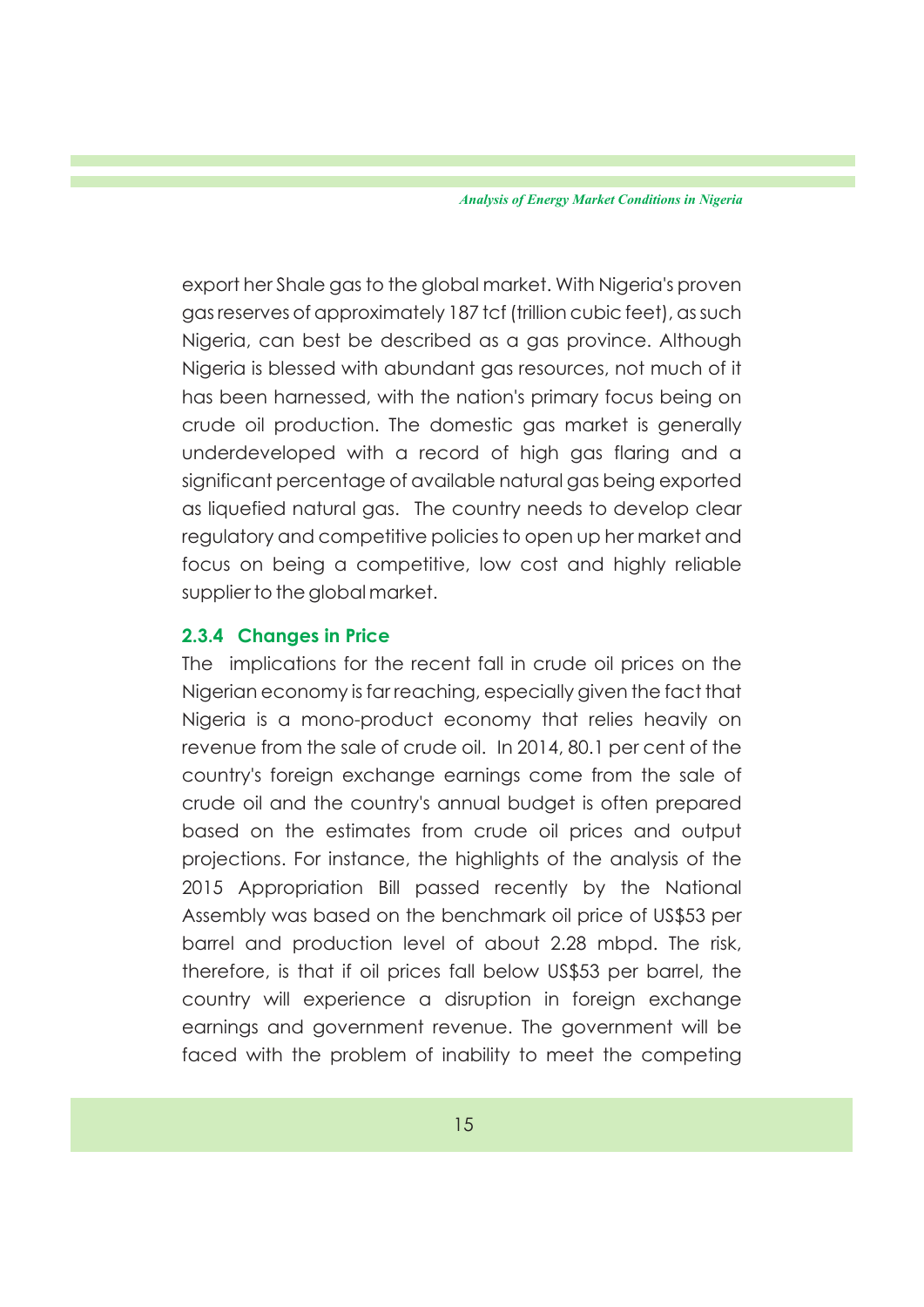export her Shale gas to the global market. With Nigeria's proven gas reserves of approximately 187 tcf (trillion cubic feet), as such Nigeria, can best be described as a gas province. Although Nigeria is blessed with abundant gas resources, not much of it has been harnessed, with the nation's primary focus being on crude oil production. The domestic gas market is generally underdeveloped with a record of high gas flaring and a significant percentage of available natural gas being exported as liquefied natural gas. The country needs to develop clear regulatory and competitive policies to open up her market and focus on being a competitive, low cost and highly reliable supplier to the global market.

### 2.3.4 Changes in Price

The implications for the recent fall in crude oil prices on the Nigerian economy is far reaching, especially given the fact that Nigeria is a mono-product economy that relies heavily on revenue from the sale of crude oil. In 2014, 80.1 per cent of the country's foreign exchange earnings come from the sale of crude oil and the country's annual budget is often prepared based on the estimates from crude oil prices and output projections. For instance, the highlights of the analysis of the 2015 Appropriation Bill passed recently by the National Assembly was based on the benchmark oil price of US$53 per barrel and production level of about 2.28 mbpd. The risk, therefore, is that if oil prices fall below US$53 per barrel, the country will experience a disruption in foreign exchange earnings and government revenue. The government will be faced with the problem of inability to meet the competing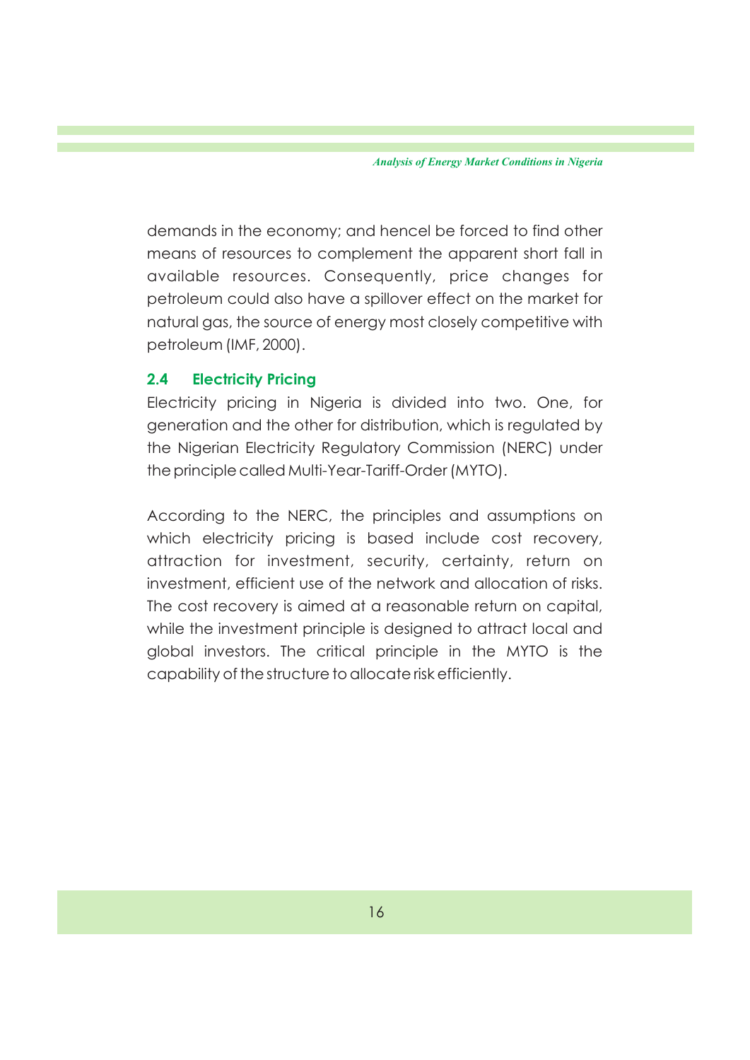demands in the economy; and hencel be forced to find other means of resources to complement the apparent short fall in available resources. Consequently, price changes for petroleum could also have a spillover effect on the market for natural gas, the source of energy most closely competitive with petroleum (IMF, 2000).

### 2.4 Electricity Pricing

Electricity pricing in Nigeria is divided into two. One, for generation and the other for distribution, which is regulated by the Nigerian Electricity Regulatory Commission (NERC) under the principle called Multi-Year-Tariff-Order (MYTO).

According to the NERC, the principles and assumptions on which electricity pricing is based include cost recovery, attraction for investment, security, certainty, return on investment, efficient use of the network and allocation of risks. The cost recovery is aimed at a reasonable return on capital, while the investment principle is designed to attract local and global investors. The critical principle in the MYTO is the capability of the structure to allocate risk efficiently.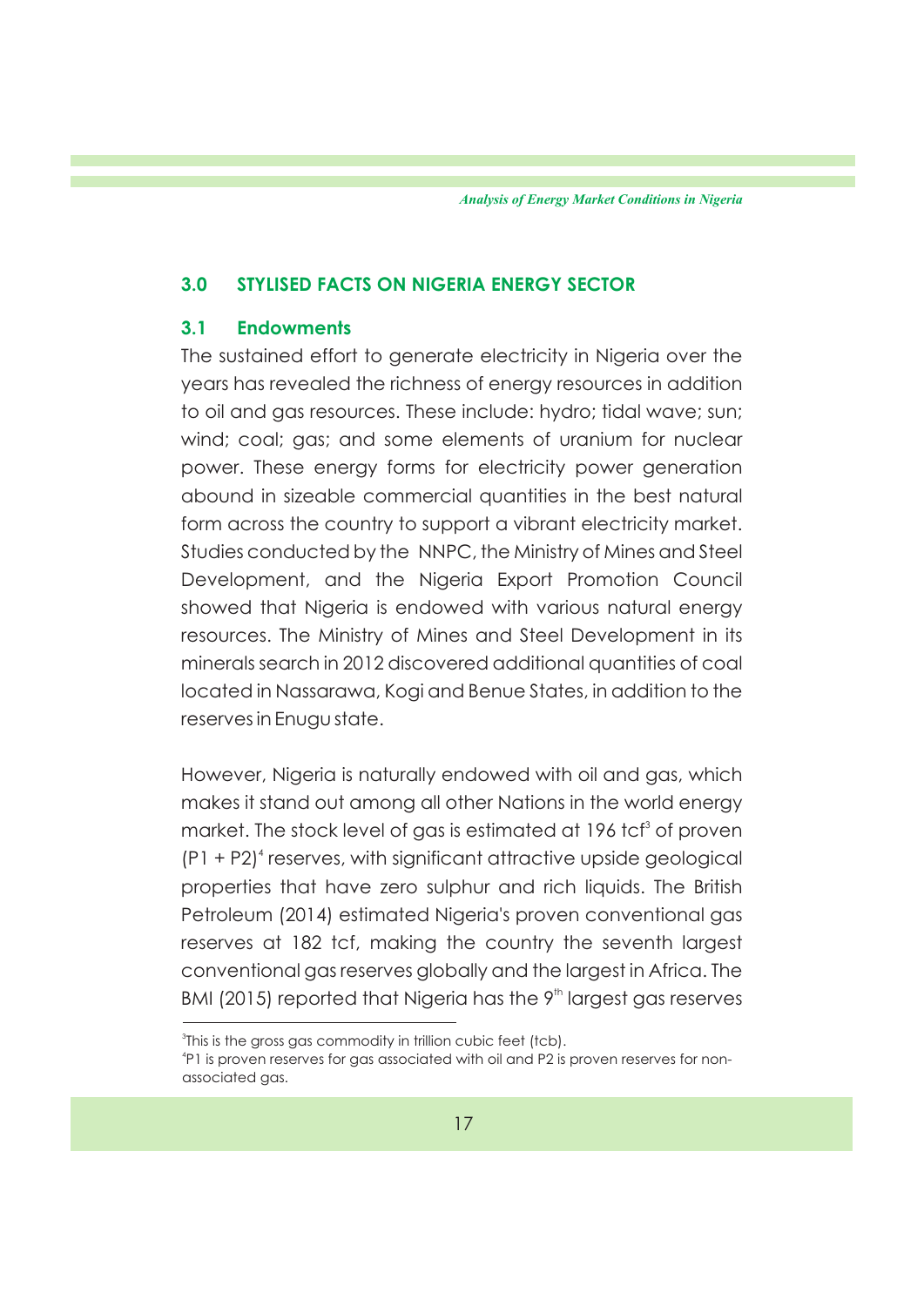## 3.0 STYLISED FACTS ON NIGERIA ENERGY SECTOR

### 3.1 Endowments

The sustained effort to generate electricity in Nigeria over the years has revealed the richness of energy resources in addition to oil and gas resources. These include: hydro; tidal wave; sun; wind; coal; gas; and some elements of uranium for nuclear power. These energy forms for electricity power generation abound in sizeable commercial quantities in the best natural form across the country to support a vibrant electricity market. Studies conducted by the NNPC, the Ministry of Mines and Steel Development, and the Nigeria Export Promotion Council showed that Nigeria is endowed with various natural energy resources. The Ministry of Mines and Steel Development in its minerals search in 2012 discovered additional quantities of coal located in Nassarawa, Kogi and Benue States, in addition to the reserves in Enugu state.

However, Nigeria is naturally endowed with oil and gas, which makes it stand out among all other Nations in the world energy market. The stock level of gas is estimated at 196 tcf[3] of proven (P1 + P2)[4] reserves, with significant attractive upside geological properties that have zero sulphur and rich liquids. The British Petroleum (2014) estimated Nigeria's proven conventional gas reserves at 182 tcf, making the country the seventh largest conventional gas reserves globally and the largest in Africa. The BMI (2015) reported that Nigeria has the 9th largest gas reserves

---

[3] This is the gross gas commodity in trillion cubic feet (tcb).

[4] P1 is proven reserves for gas associated with oil and P2 is proven reserves for non-associated gas.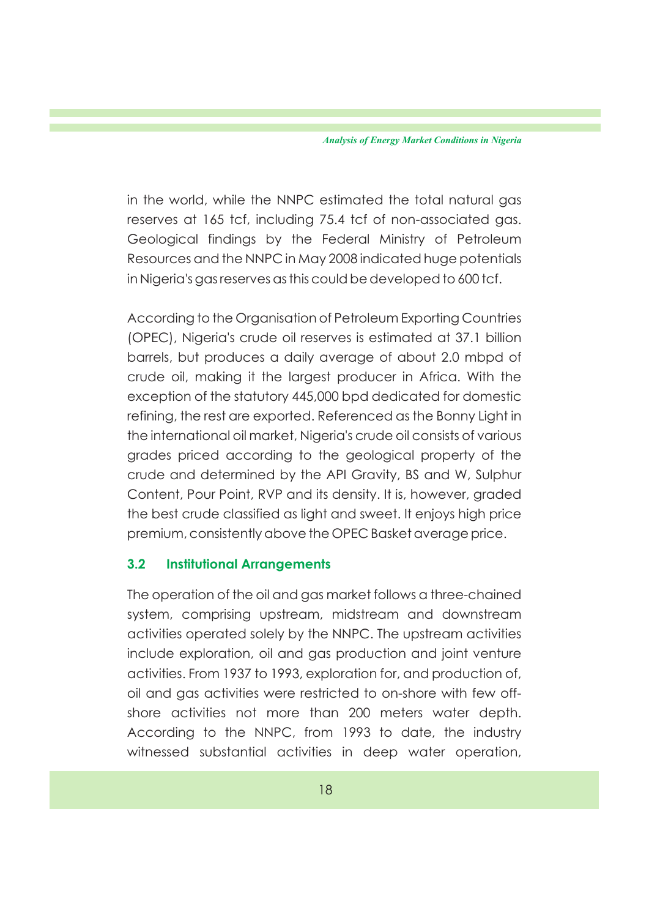in the world, while the NNPC estimated the total natural gas reserves at 165 tcf, including 75.4 tcf of non-associated gas. Geological findings by the Federal Ministry of Petroleum Resources and the NNPC in May 2008 indicated huge potentials in Nigeria's gas reserves as this could be developed to 600 tcf.

According to the Organisation of Petroleum Exporting Countries (OPEC), Nigeria's crude oil reserves is estimated at 37.1 billion barrels, but produces a daily average of about 2.0 mbpd of crude oil, making it the largest producer in Africa. With the exception of the statutory 445,000 bpd dedicated for domestic refining, the rest are exported. Referenced as the Bonny Light in the international oil market, Nigeria's crude oil consists of various grades priced according to the geological property of the crude and determined by the API Gravity, BS and W, Sulphur Content, Pour Point, RVP and its density. It is, however, graded the best crude classified as light and sweet. It enjoys high price premium, consistently above the OPEC Basket average price.

### 3.2 Institutional Arrangements

The operation of the oil and gas market follows a three-chained system, comprising upstream, midstream and downstream activities operated solely by the NNPC. The upstream activities include exploration, oil and gas production and joint venture activities. From 1937 to 1993, exploration for, and production of, oil and gas activities were restricted to on-shore with few off-shore activities not more than 200 meters water depth. According to the NNPC, from 1993 to date, the industry witnessed substantial activities in deep water operation,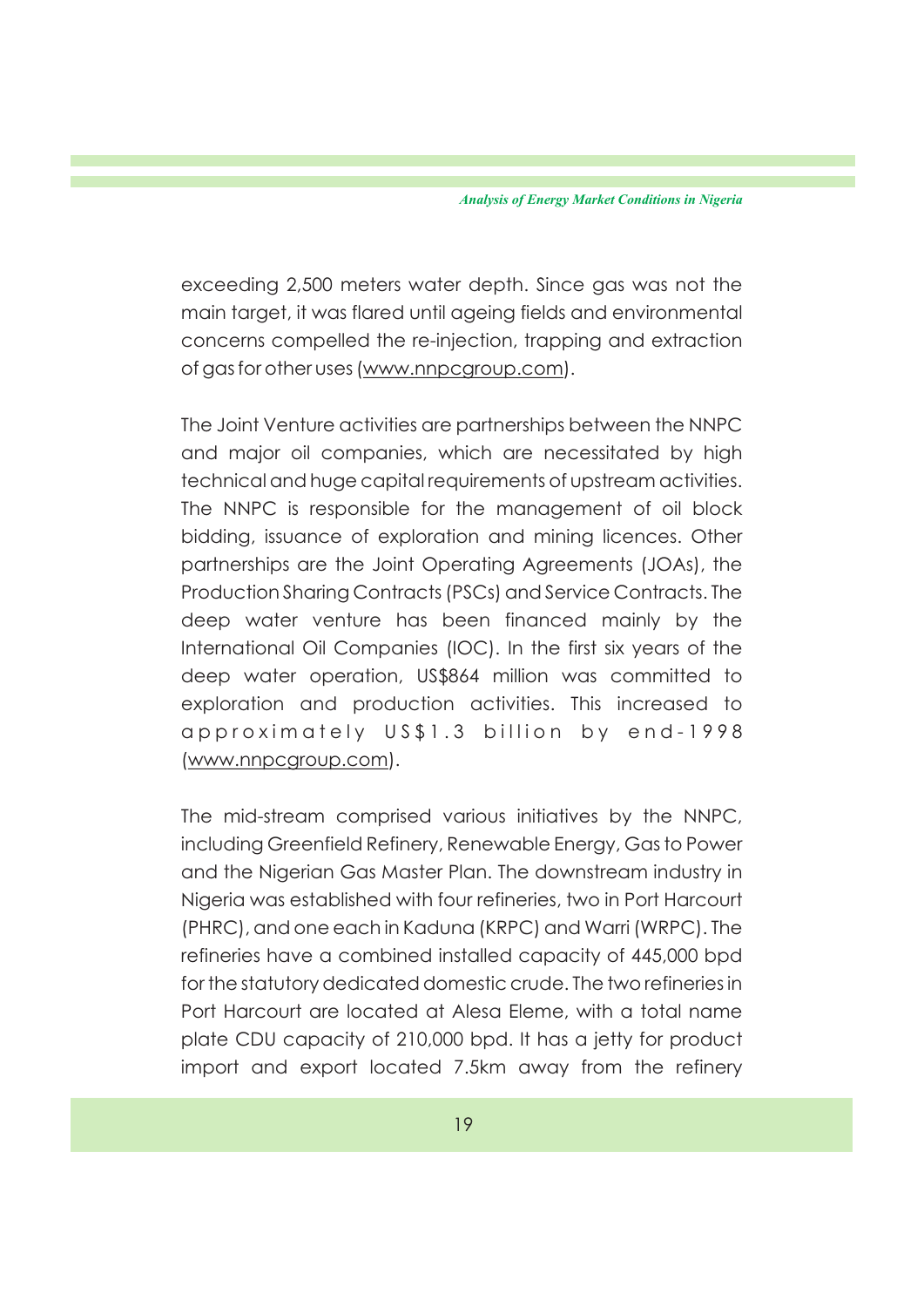exceeding 2,500 meters water depth. Since gas was not the main target, it was flared until ageing fields and environmental concerns compelled the re-injection, trapping and extraction of gas for other uses (www.nnpcgroup.com).

The Joint Venture activities are partnerships between the NNPC and major oil companies, which are necessitated by high technical and huge capital requirements of upstream activities. The NNPC is responsible for the management of oil block bidding, issuance of exploration and mining licences. Other partnerships are the Joint Operating Agreements (JOAs), the Production Sharing Contracts (PSCs) and Service Contracts. The deep water venture has been financed mainly by the International Oil Companies (IOC). In the first six years of the deep water operation, US$864 million was committed to exploration and production activities. This increased to approximately US$1.3 billion by end-1998 (www.nnpcgroup.com).

The mid-stream comprised various initiatives by the NNPC, including Greenfield Refinery, Renewable Energy, Gas to Power and the Nigerian Gas Master Plan. The downstream industry in Nigeria was established with four refineries, two in Port Harcourt (PHRC), and one each in Kaduna (KRPC) and Warri (WRPC). The refineries have a combined installed capacity of 445,000 bpd for the statutory dedicated domestic crude. The two refineries in Port Harcourt are located at Alesa Eleme, with a total name plate CDU capacity of 210,000 bpd. It has a jetty for product import and export located 7.5km away from the refinery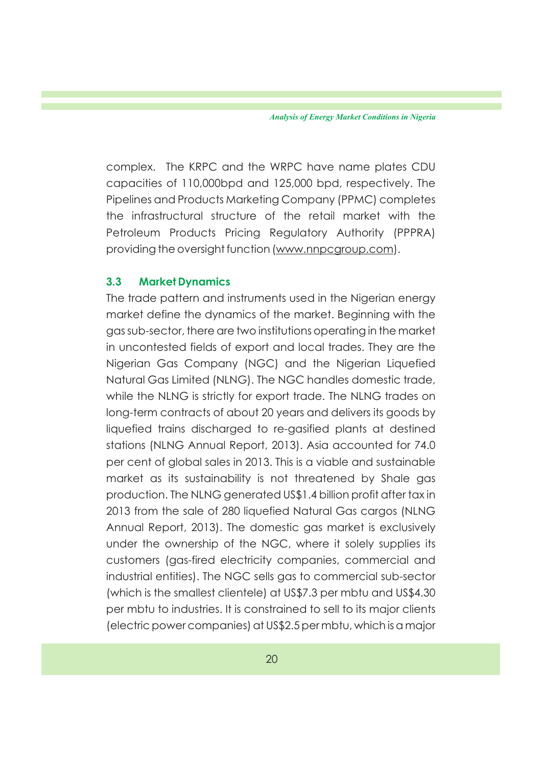complex. The KRPC and the WRPC have name plates CDU capacities of 110,000bpd and 125,000 bpd, respectively. The Pipelines and Products Marketing Company (PPMC) completes the infrastructural structure of the retail market with the Petroleum Products Pricing Regulatory Authority (PPPRA) providing the oversight function (www.nnpcgroup.com).

### 3.3 Market Dynamics

The trade pattern and instruments used in the Nigerian energy market define the dynamics of the market. Beginning with the gas sub-sector, there are two institutions operating in the market in uncontested fields of export and local trades. They are the Nigerian Gas Company (NGC) and the Nigerian Liquefied Natural Gas Limited (NLNG). The NGC handles domestic trade, while the NLNG is strictly for export trade. The NLNG trades on long-term contracts of about 20 years and delivers its goods by liquefied trains discharged to re-gasified plants at destined stations (NLNG Annual Report, 2013). Asia accounted for 74.0 per cent of global sales in 2013. This is a viable and sustainable market as its sustainability is not threatened by Shale gas production. The NLNG generated US$1.4 billion profit after tax in 2013 from the sale of 280 liquefied Natural Gas cargos (NLNG Annual Report, 2013). The domestic gas market is exclusively under the ownership of the NGC, where it solely supplies its customers (gas-fired electricity companies, commercial and industrial entities). The NGC sells gas to commercial sub-sector (which is the smallest clientele) at US$7.3 per mbtu and US$4.30 per mbtu to industries. It is constrained to sell to its major clients (electric power companies) at US$2.5 per mbtu, which is a major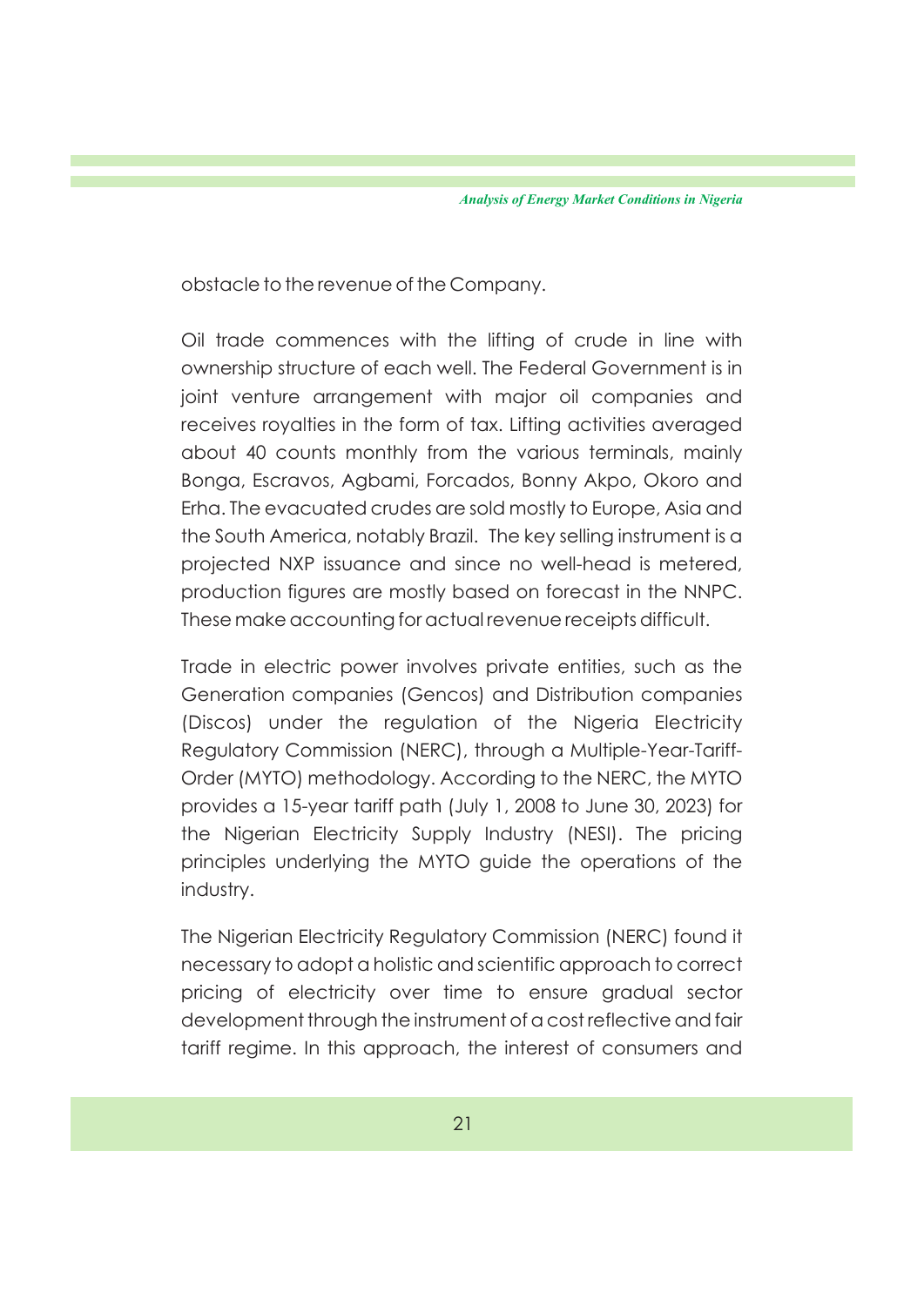obstacle to the revenue of the Company.

Oil trade commences with the lifting of crude in line with ownership structure of each well. The Federal Government is in joint venture arrangement with major oil companies and receives royalties in the form of tax. Lifting activities averaged about 40 counts monthly from the various terminals, mainly Bonga, Escravos, Agbami, Forcados, Bonny Akpo, Okoro and Erha. The evacuated crudes are sold mostly to Europe, Asia and the South America, notably Brazil. The key selling instrument is a projected NXP issuance and since no well-head is metered, production figures are mostly based on forecast in the NNPC. These make accounting for actual revenue receipts difficult.

Trade in electric power involves private entities, such as the Generation companies (Gencos) and Distribution companies (Discos) under the regulation of the Nigeria Electricity Regulatory Commission (NERC), through a Multiple-Year-Tariff-Order (MYTO) methodology. According to the NERC, the MYTO provides a 15-year tariff path (July 1, 2008 to June 30, 2023) for the Nigerian Electricity Supply Industry (NESI). The pricing principles underlying the MYTO guide the operations of the industry.

The Nigerian Electricity Regulatory Commission (NERC) found it necessary to adopt a holistic and scientific approach to correct pricing of electricity over time to ensure gradual sector development through the instrument of a cost reflective and fair tariff regime. In this approach, the interest of consumers and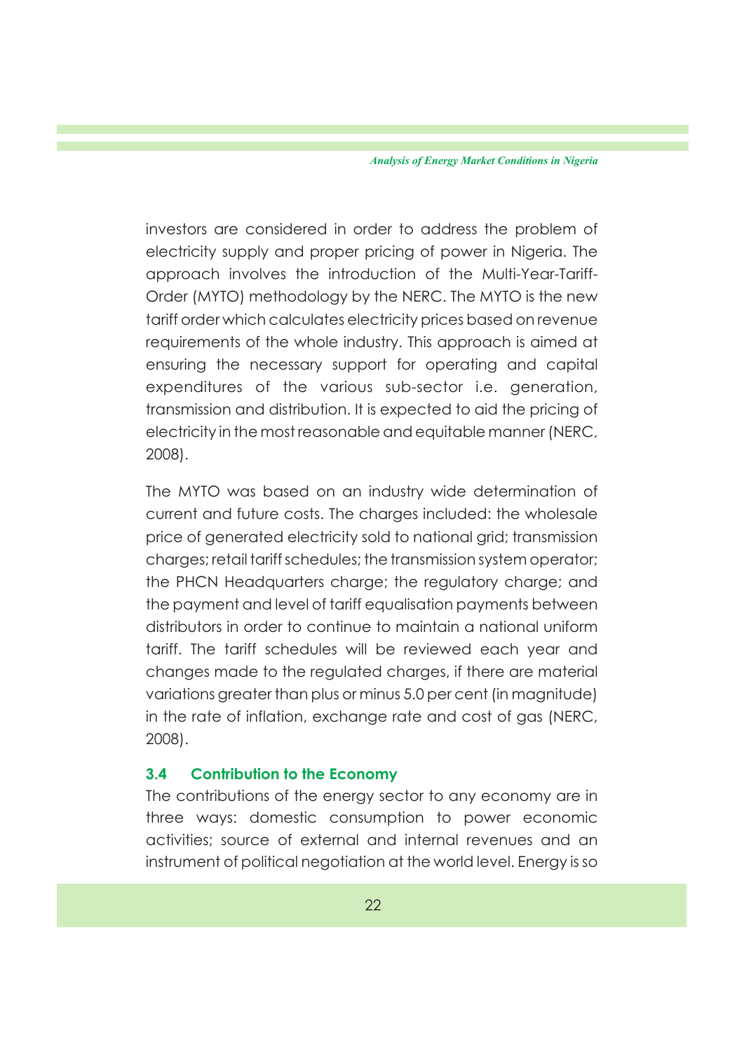investors are considered in order to address the problem of electricity supply and proper pricing of power in Nigeria. The approach involves the introduction of the Multi-Year-Tariff-Order (MYTO) methodology by the NERC. The MYTO is the new tariff order which calculates electricity prices based on revenue requirements of the whole industry. This approach is aimed at ensuring the necessary support for operating and capital expenditures of the various sub-sector i.e. generation, transmission and distribution. It is expected to aid the pricing of electricity in the most reasonable and equitable manner (NERC, 2008).

The MYTO was based on an industry wide determination of current and future costs. The charges included: the wholesale price of generated electricity sold to national grid; transmission charges; retail tariff schedules; the transmission system operator; the PHCN Headquarters charge; the regulatory charge; and the payment and level of tariff equalisation payments between distributors in order to continue to maintain a national uniform tariff. The tariff schedules will be reviewed each year and changes made to the regulated charges, if there are material variations greater than plus or minus 5.0 per cent (in magnitude) in the rate of inflation, exchange rate and cost of gas (NERC, 2008).

### 3.4 Contribution to the Economy

The contributions of the energy sector to any economy are in three ways: domestic consumption to power economic activities; source of external and internal revenues and an instrument of political negotiation at the world level. Energy is so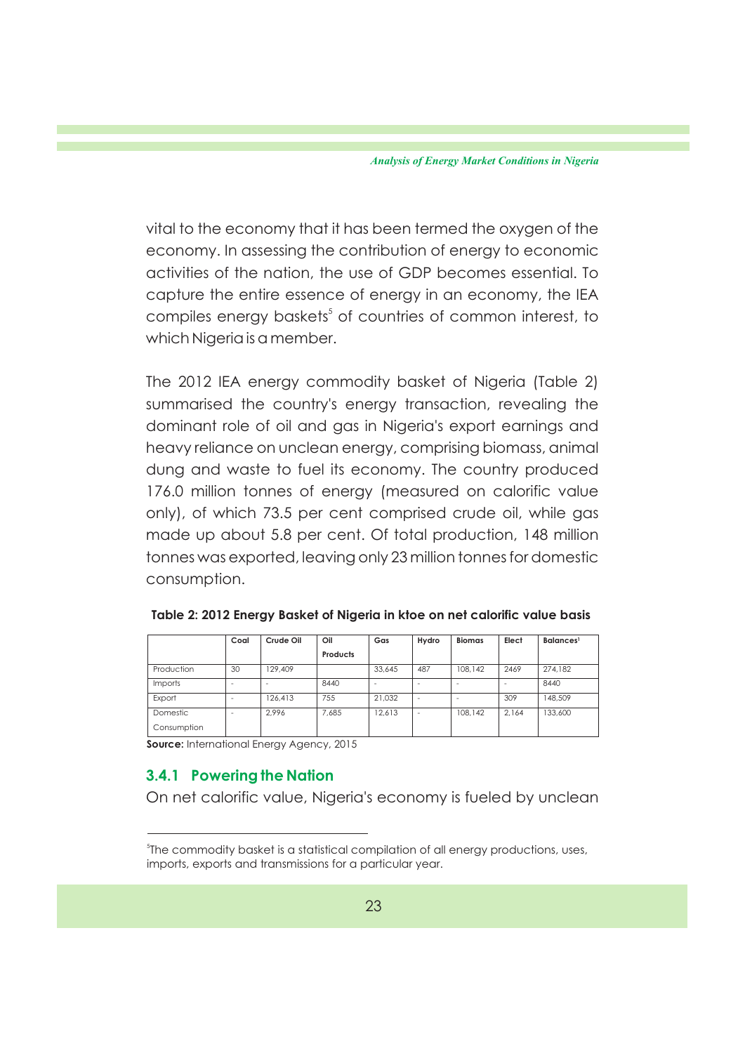vital to the economy that it has been termed the oxygen of the economy. In assessing the contribution of energy to economic activities of the nation, the use of GDP becomes essential. To capture the entire essence of energy in an economy, the IEA compiles energy baskets[5] of countries of common interest, to which Nigeria is a member.

The 2012 IEA energy commodity basket of Nigeria (Table 2) summarised the country's energy transaction, revealing the dominant role of oil and gas in Nigeria's export earnings and heavy reliance on unclean energy, comprising biomass, animal dung and waste to fuel its economy. The country produced 176.0 million tonnes of energy (measured on calorific value only), of which 73.5 per cent comprised crude oil, while gas made up about 5.8 per cent. Of total production, 148 million tonnes was exported, leaving only 23 million tonnes for domestic consumption.

**Table 2: 2012 Energy Basket of Nigeria in ktoe on net calorific value basis**

| | Coal | Crude Oil | Oil Products | Gas | Hydro | Biomas | Elect | Balances[1] |
|---|---|---|---|---|---|---|---|---|
| Production | 30 | 129,409 | | 33,645 | 487 | 108,142 | 2469 | 274,182 |
| Imports | - | - | 8440 | - | - | - | - | 8440 |
| Export | - | 126,413 | 755 | 21,032 | - | - | 309 | 148,509 |
| Domestic Consumption | - | 2,996 | 7,685 | 12,613 | - | 108,142 | 2,164 | 133,600 |

**Source:** International Energy Agency, 2015

### 3.4.1 Powering the Nation

On net calorific value, Nigeria's economy is fueled by unclean

---

[5] The commodity basket is a statistical compilation of all energy productions, uses, imports, exports and transmissions for a particular year.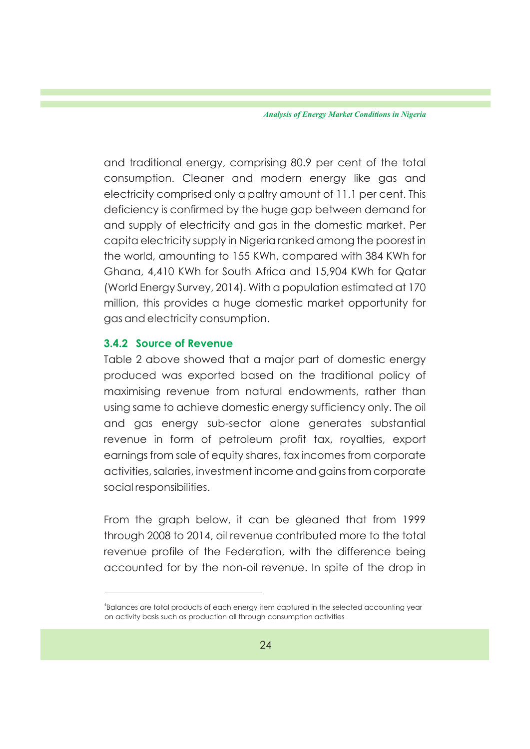and traditional energy, comprising 80.9 per cent of the total consumption. Cleaner and modern energy like gas and electricity comprised only a paltry amount of 11.1 per cent. This deficiency is confirmed by the huge gap between demand for and supply of electricity and gas in the domestic market. Per capita electricity supply in Nigeria ranked among the poorest in the world, amounting to 155 KWh, compared with 384 KWh for Ghana, 4,410 KWh for South Africa and 15,904 KWh for Qatar (World Energy Survey, 2014). With a population estimated at 170 million, this provides a huge domestic market opportunity for gas and electricity consumption.

### 3.4.2 Source of Revenue

Table 2 above showed that a major part of domestic energy produced was exported based on the traditional policy of maximising revenue from natural endowments, rather than using same to achieve domestic energy sufficiency only. The oil and gas energy sub-sector alone generates substantial revenue in form of petroleum profit tax, royalties, export earnings from sale of equity shares, tax incomes from corporate activities, salaries, investment income and gains from corporate social responsibilities.

From the graph below, it can be gleaned that from 1999 through 2008 to 2014, oil revenue contributed more to the total revenue profile of the Federation, with the difference being accounted for by the non-oil revenue. In spite of the drop in

---

[6]Balances are total products of each energy item captured in the selected accounting year on activity basis such as production all through consumption activities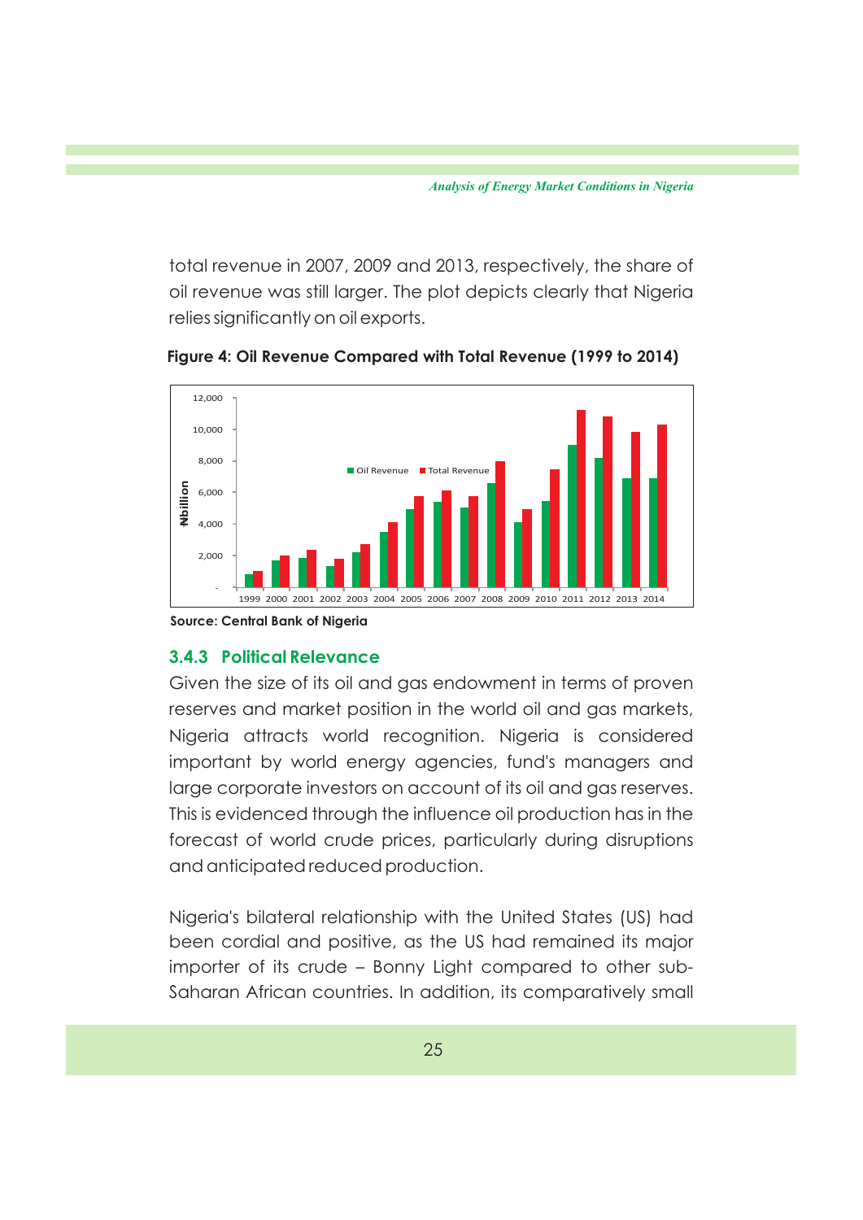total revenue in 2007, 2009 and 2013, respectively, the share of oil revenue was still larger. The plot depicts clearly that Nigeria relies significantly on oil exports.

**Figure 4: Oil Revenue Compared with Total Revenue (1999 to 2014)**

**Source: Central Bank of Nigeria**

### 3.4.3 Political Relevance

Given the size of its oil and gas endowment in terms of proven reserves and market position in the world oil and gas markets, Nigeria attracts world recognition. Nigeria is considered important by world energy agencies, fund's managers and large corporate investors on account of its oil and gas reserves. This is evidenced through the influence oil production has in the forecast of world crude prices, particularly during disruptions and anticipated reduced production.

Nigeria's bilateral relationship with the United States (US) had been cordial and positive, as the US had remained its major importer of its crude – Bonny Light compared to other sub-Saharan African countries. In addition, its comparatively small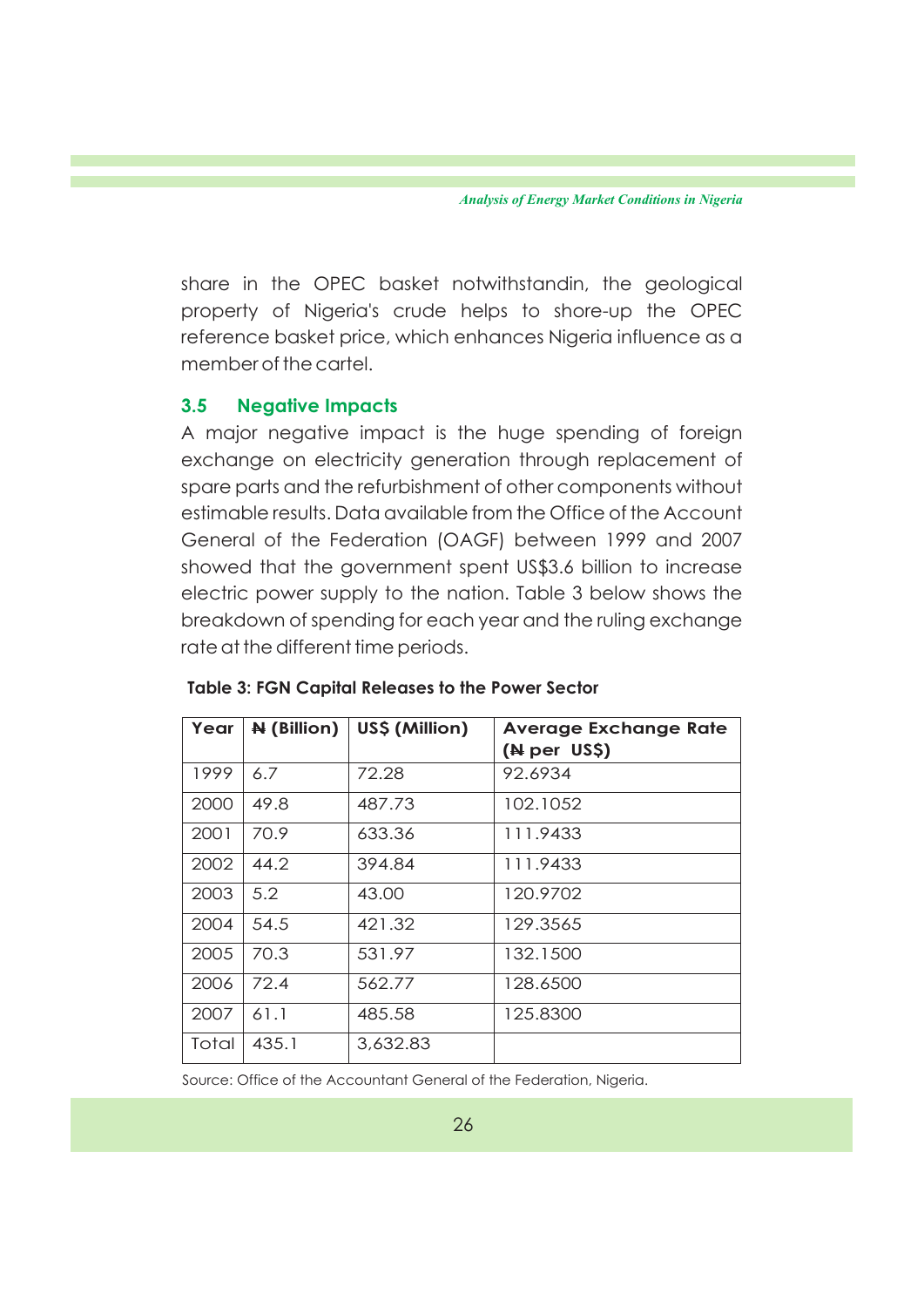share in the OPEC basket notwithstandin, the geological property of Nigeria's crude helps to shore-up the OPEC reference basket price, which enhances Nigeria influence as a member of the cartel.

### 3.5 Negative Impacts

A major negative impact is the huge spending of foreign exchange on electricity generation through replacement of spare parts and the refurbishment of other components without estimable results. Data available from the Office of the Account General of the Federation (OAGF) between 1999 and 2007 showed that the government spent US$3.6 billion to increase electric power supply to the nation. Table 3 below shows the breakdown of spending for each year and the ruling exchange rate at the different time periods.

**Table 3: FGN Capital Releases to the Power Sector**

| Year | ₦ (Billion) | US$ (Million) | Average Exchange Rate (₦ per US$) |
|---|---|---|---|
| 1999 | 6.7 | 72.28 | 92.6934 |
| 2000 | 49.8 | 487.73 | 102.1052 |
| 2001 | 70.9 | 633.36 | 111.9433 |
| 2002 | 44.2 | 394.84 | 111.9433 |
| 2003 | 5.2 | 43.00 | 120.9702 |
| 2004 | 54.5 | 421.32 | 129.3565 |
| 2005 | 70.3 | 531.97 | 132.1500 |
| 2006 | 72.4 | 562.77 | 128.6500 |
| 2007 | 61.1 | 485.58 | 125.8300 |
| Total | 435.1 | 3,632.83 | |

Source: Office of the Accountant General of the Federation, Nigeria.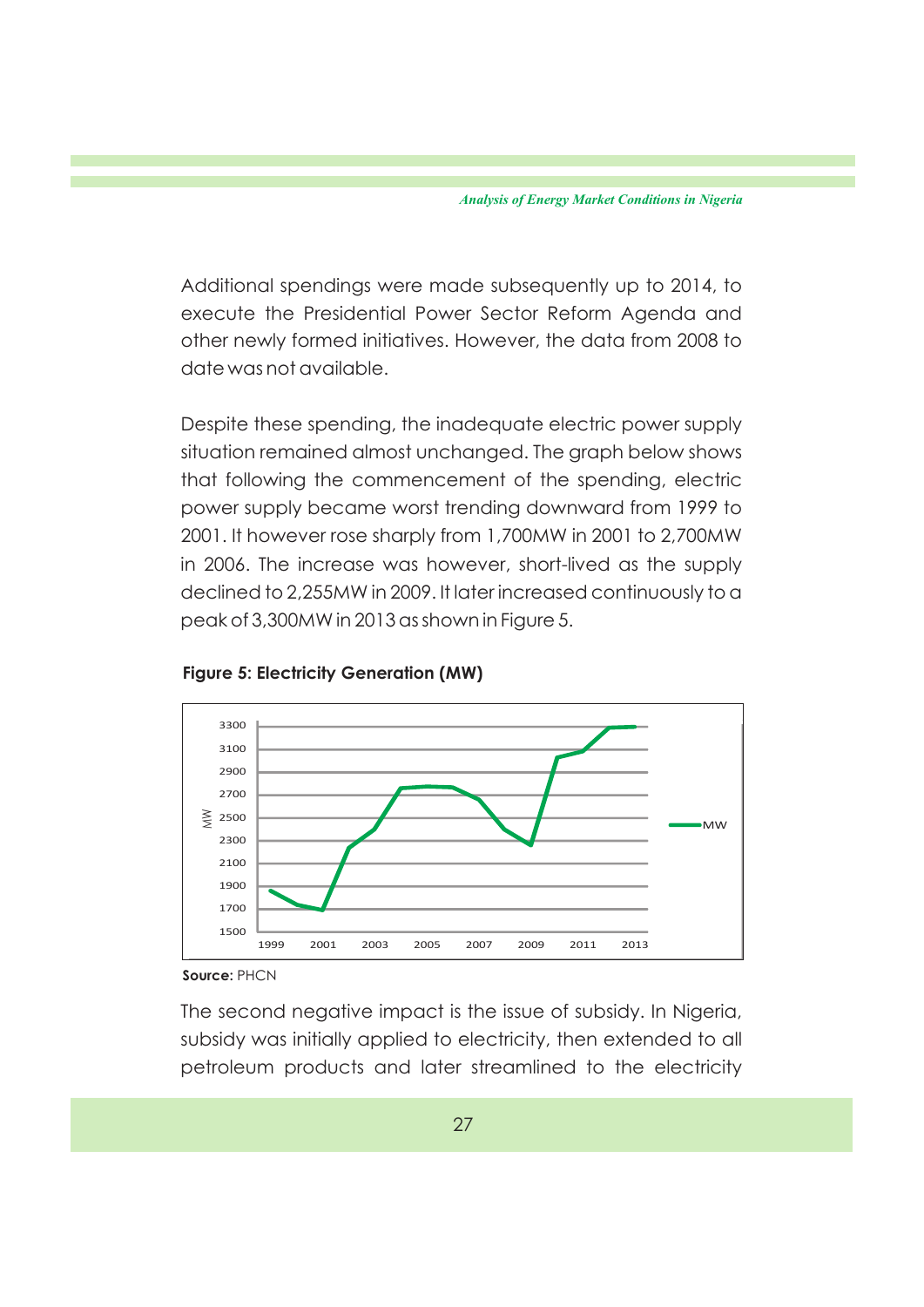Additional spendings were made subsequently up to 2014, to execute the Presidential Power Sector Reform Agenda and other newly formed initiatives. However, the data from 2008 to date was not available.

Despite these spending, the inadequate electric power supply situation remained almost unchanged. The graph below shows that following the commencement of the spending, electric power supply became worst trending downward from 1999 to 2001. It however rose sharply from 1,700MW in 2001 to 2,700MW in 2006. The increase was however, short-lived as the supply declined to 2,255MW in 2009. It later increased continuously to a peak of 3,300MW in 2013 as shown in Figure 5.

**Figure 5: Electricity Generation (MW)**

**Source:** PHCN

The second negative impact is the issue of subsidy. In Nigeria, subsidy was initially applied to electricity, then extended to all petroleum products and later streamlined to the electricity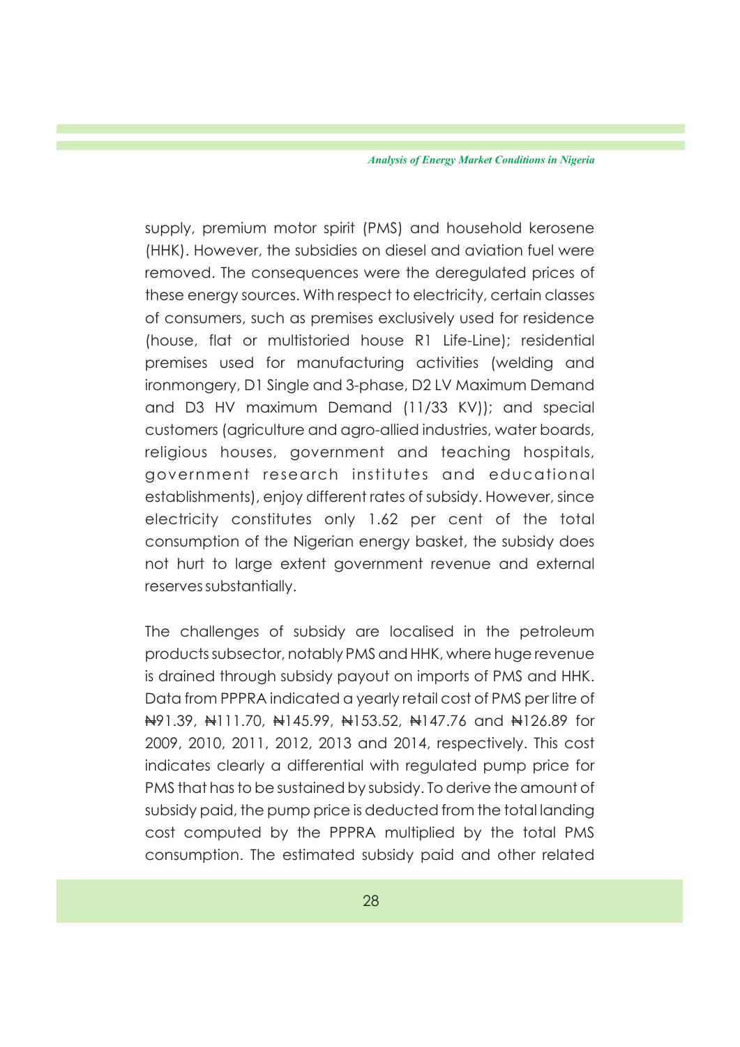supply, premium motor spirit (PMS) and household kerosene (HHK). However, the subsidies on diesel and aviation fuel were removed. The consequences were the deregulated prices of these energy sources. With respect to electricity, certain classes of consumers, such as premises exclusively used for residence (house, flat or multistoried house R1 Life-Line); residential premises used for manufacturing activities (welding and ironmongery, D1 Single and 3-phase, D2 LV Maximum Demand and D3 HV maximum Demand (11/33 KV)); and special customers (agriculture and agro-allied industries, water boards, religious houses, government and teaching hospitals, government research institutes and educational establishments), enjoy different rates of subsidy. However, since electricity constitutes only 1.62 per cent of the total consumption of the Nigerian energy basket, the subsidy does not hurt to large extent government revenue and external reserves substantially.

The challenges of subsidy are localised in the petroleum products subsector, notably PMS and HHK, where huge revenue is drained through subsidy payout on imports of PMS and HHK. Data from PPPRA indicated a yearly retail cost of PMS per litre of ₦91.39, ₦111.70, ₦145.99, ₦153.52, ₦147.76 and ₦126.89 for 2009, 2010, 2011, 2012, 2013 and 2014, respectively. This cost indicates clearly a differential with regulated pump price for PMS that has to be sustained by subsidy. To derive the amount of subsidy paid, the pump price is deducted from the total landing cost computed by the PPPRA multiplied by the total PMS consumption. The estimated subsidy paid and other related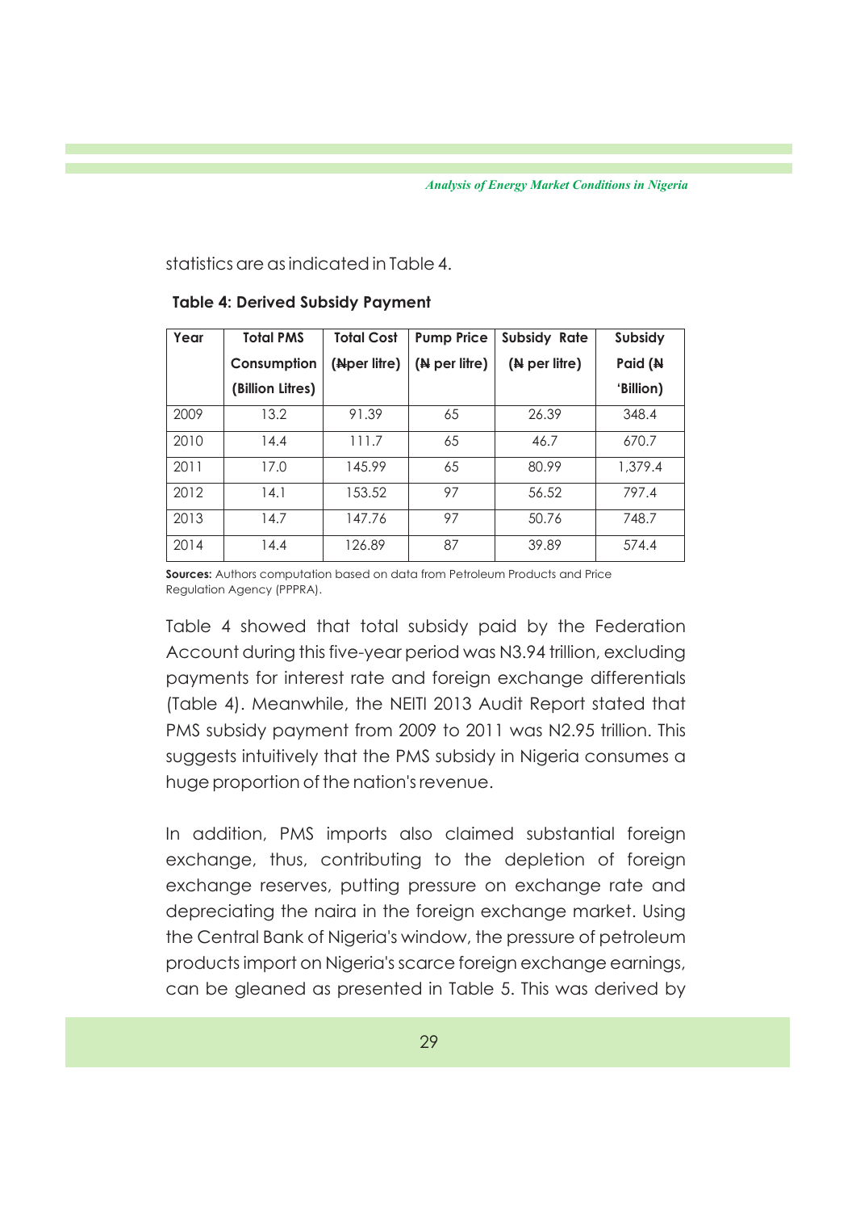statistics are as indicated in Table 4.

**Table 4: Derived Subsidy Payment**

| Year | Total PMS Consumption (Billion Litres) | Total Cost (₦per litre) | Pump Price (₦ per litre) | Subsidy Rate (₦ per litre) | Subsidy Paid (₦ 'Billion) |
|---|---|---|---|---|---|
| 2009 | 13.2 | 91.39 | 65 | 26.39 | 348.4 |
| 2010 | 14.4 | 111.7 | 65 | 46.7 | 670.7 |
| 2011 | 17.0 | 145.99 | 65 | 80.99 | 1,379.4 |
| 2012 | 14.1 | 153.52 | 97 | 56.52 | 797.4 |
| 2013 | 14.7 | 147.76 | 97 | 50.76 | 748.7 |
| 2014 | 14.4 | 126.89 | 87 | 39.89 | 574.4 |

**Sources:** Authors computation based on data from Petroleum Products and Price Regulation Agency (PPPRA).

Table 4 showed that total subsidy paid by the Federation Account during this five-year period was N3.94 trillion, excluding payments for interest rate and foreign exchange differentials (Table 4). Meanwhile, the NEITI 2013 Audit Report stated that PMS subsidy payment from 2009 to 2011 was N2.95 trillion. This suggests intuitively that the PMS subsidy in Nigeria consumes a huge proportion of the nation's revenue.

In addition, PMS imports also claimed substantial foreign exchange, thus, contributing to the depletion of foreign exchange reserves, putting pressure on exchange rate and depreciating the naira in the foreign exchange market. Using the Central Bank of Nigeria's window, the pressure of petroleum products import on Nigeria's scarce foreign exchange earnings, can be gleaned as presented in Table 5. This was derived by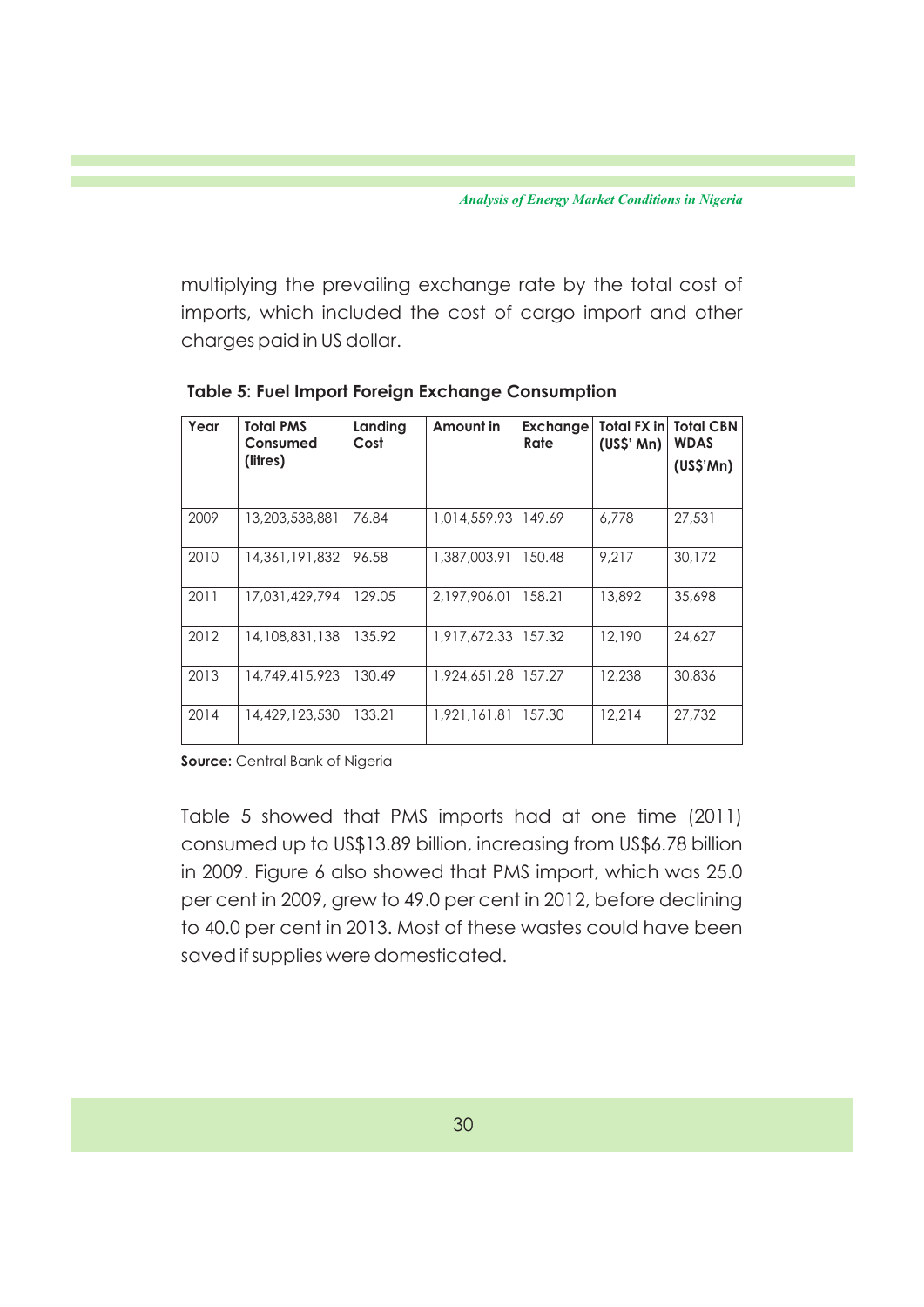multiplying the prevailing exchange rate by the total cost of imports, which included the cost of cargo import and other charges paid in US dollar.

**Table 5: Fuel Import Foreign Exchange Consumption**

| Year | Total PMS Consumed (litres) | Landing Cost | Amount in | Exchange Rate | Total FX in (US$' Mn) | Total CBN WDAS (US$'Mn) |
|---|---|---|---|---|---|---|
| 2009 | 13,203,538,881 | 76.84 | 1,014,559.93 | 149.69 | 6,778 | 27,531 |
| 2010 | 14,361,191,832 | 96.58 | 1,387,003.91 | 150.48 | 9,217 | 30,172 |
| 2011 | 17,031,429,794 | 129.05 | 2,197,906.01 | 158.21 | 13,892 | 35,698 |
| 2012 | 14,108,831,138 | 135.92 | 1,917,672.33 | 157.32 | 12,190 | 24,627 |
| 2013 | 14,749,415,923 | 130.49 | 1,924,651.28 | 157.27 | 12,238 | 30,836 |
| 2014 | 14,429,123,530 | 133.21 | 1,921,161.81 | 157.30 | 12,214 | 27,732 |

**Source:** Central Bank of Nigeria

Table 5 showed that PMS imports had at one time (2011) consumed up to US$13.89 billion, increasing from US$6.78 billion in 2009. Figure 6 also showed that PMS import, which was 25.0 per cent in 2009, grew to 49.0 per cent in 2012, before declining to 40.0 per cent in 2013. Most of these wastes could have been saved if supplies were domesticated.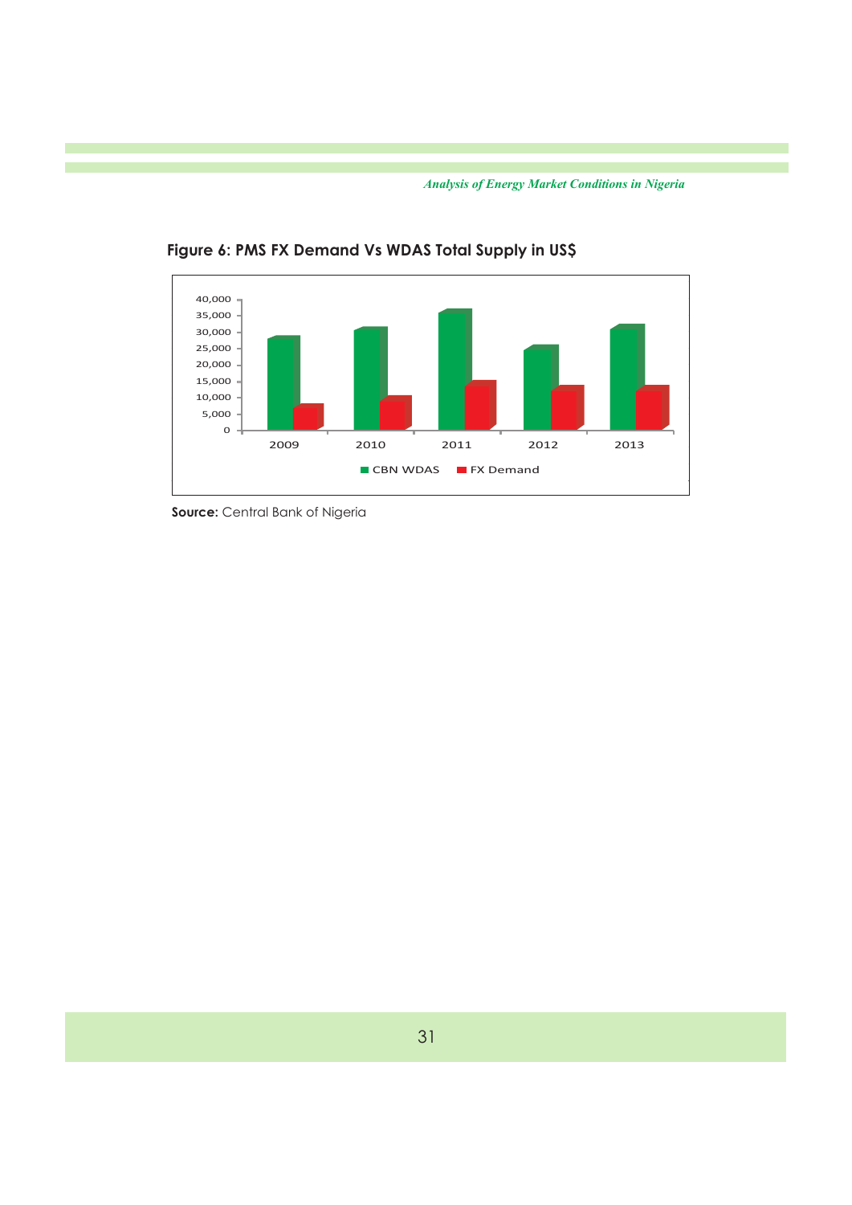**Figure 6: PMS FX Demand Vs WDAS Total Supply in US$**

**Source:** Central Bank of Nigeria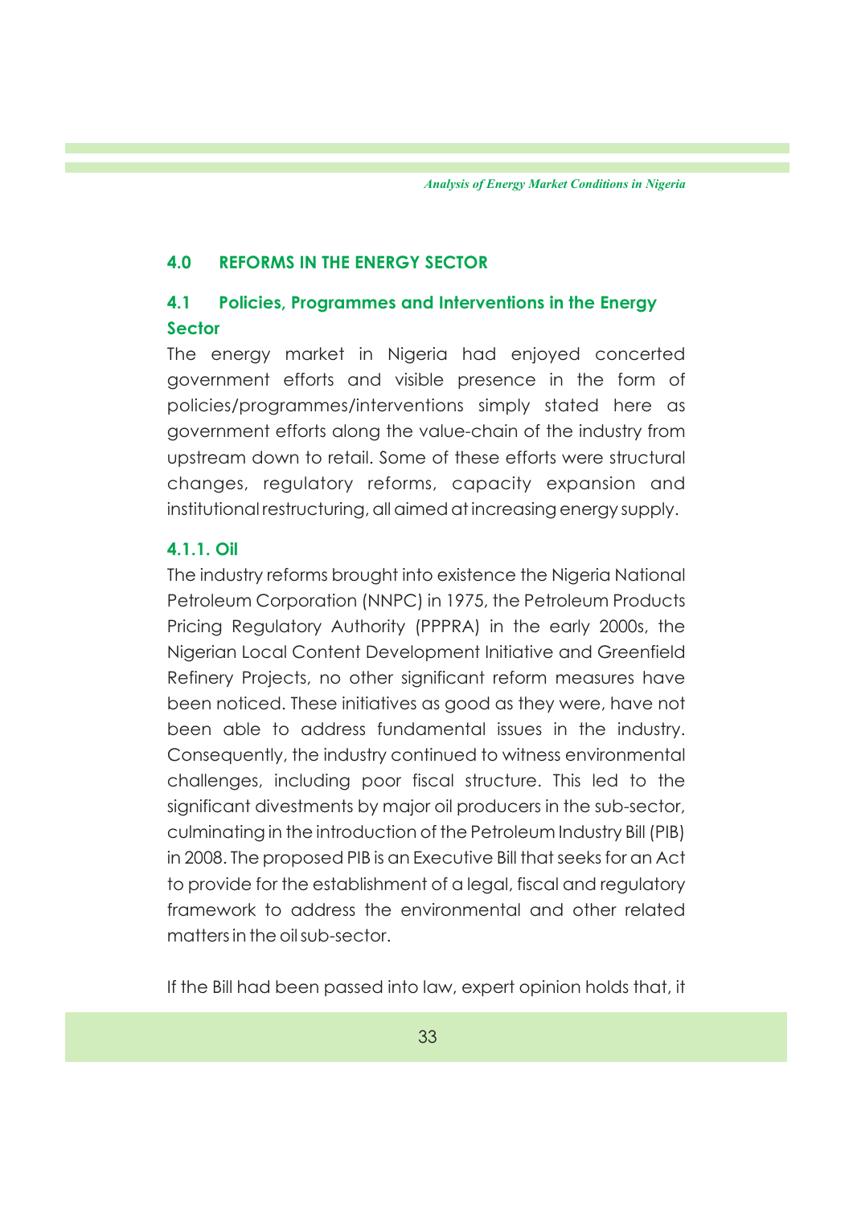## 4.0 REFORMS IN THE ENERGY SECTOR

### 4.1 Policies, Programmes and Interventions in the Energy Sector

The energy market in Nigeria had enjoyed concerted government efforts and visible presence in the form of policies/programmes/interventions simply stated here as government efforts along the value-chain of the industry from upstream down to retail. Some of these efforts were structural changes, regulatory reforms, capacity expansion and institutional restructuring, all aimed at increasing energy supply.

#### 4.1.1. Oil

The industry reforms brought into existence the Nigeria National Petroleum Corporation (NNPC) in 1975, the Petroleum Products Pricing Regulatory Authority (PPPRA) in the early 2000s, the Nigerian Local Content Development Initiative and Greenfield Refinery Projects, no other significant reform measures have been noticed. These initiatives as good as they were, have not been able to address fundamental issues in the industry. Consequently, the industry continued to witness environmental challenges, including poor fiscal structure. This led to the significant divestments by major oil producers in the sub-sector, culminating in the introduction of the Petroleum Industry Bill (PIB) in 2008. The proposed PIB is an Executive Bill that seeks for an Act to provide for the establishment of a legal, fiscal and regulatory framework to address the environmental and other related matters in the oil sub-sector.

If the Bill had been passed into law, expert opinion holds that, it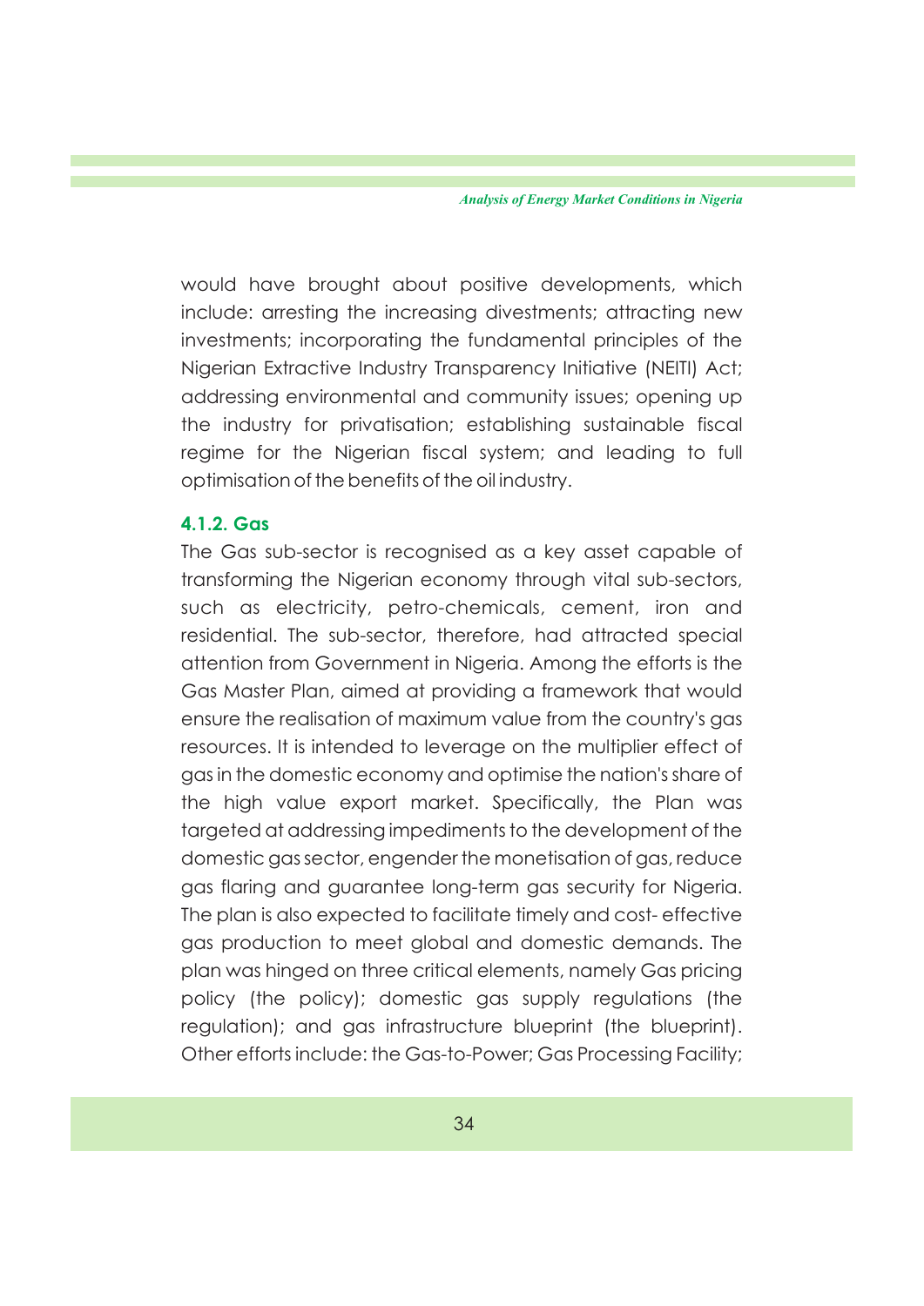would have brought about positive developments, which include: arresting the increasing divestments; attracting new investments; incorporating the fundamental principles of the Nigerian Extractive Industry Transparency Initiative (NEITI) Act; addressing environmental and community issues; opening up the industry for privatisation; establishing sustainable fiscal regime for the Nigerian fiscal system; and leading to full optimisation of the benefits of the oil industry.

### 4.1.2. Gas

The Gas sub-sector is recognised as a key asset capable of transforming the Nigerian economy through vital sub-sectors, such as electricity, petro-chemicals, cement, iron and residential. The sub-sector, therefore, had attracted special attention from Government in Nigeria. Among the efforts is the Gas Master Plan, aimed at providing a framework that would ensure the realisation of maximum value from the country's gas resources. It is intended to leverage on the multiplier effect of gas in the domestic economy and optimise the nation's share of the high value export market. Specifically, the Plan was targeted at addressing impediments to the development of the domestic gas sector, engender the monetisation of gas, reduce gas flaring and guarantee long-term gas security for Nigeria. The plan is also expected to facilitate timely and cost- effective gas production to meet global and domestic demands. The plan was hinged on three critical elements, namely Gas pricing policy (the policy); domestic gas supply regulations (the regulation); and gas infrastructure blueprint (the blueprint). Other efforts include: the Gas-to-Power; Gas Processing Facility;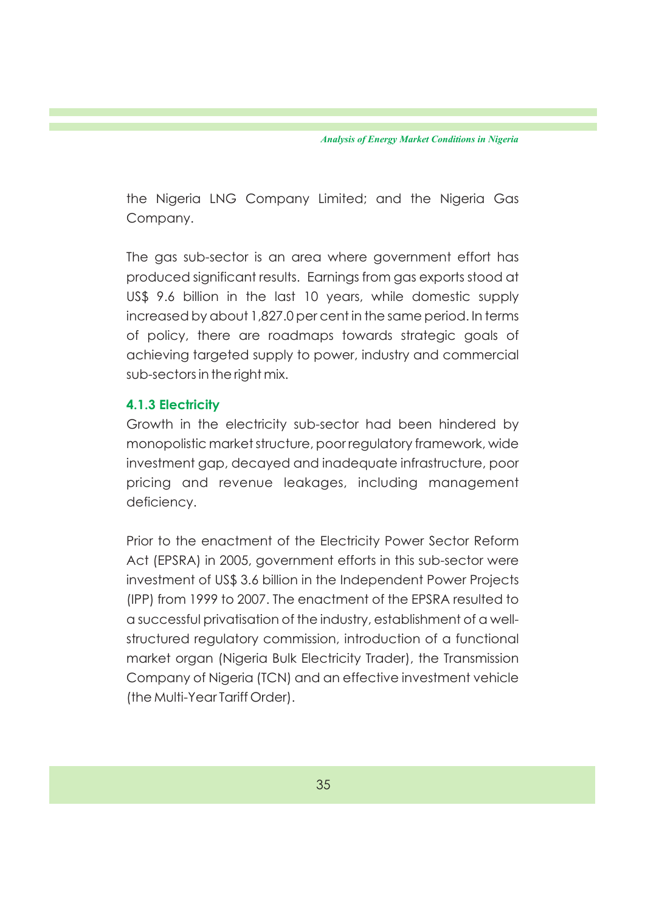the Nigeria LNG Company Limited; and the Nigeria Gas Company.

The gas sub-sector is an area where government effort has produced significant results. Earnings from gas exports stood at US$ 9.6 billion in the last 10 years, while domestic supply increased by about 1,827.0 per cent in the same period. In terms of policy, there are roadmaps towards strategic goals of achieving targeted supply to power, industry and commercial sub-sectors in the right mix.

### 4.1.3 Electricity

Growth in the electricity sub-sector had been hindered by monopolistic market structure, poor regulatory framework, wide investment gap, decayed and inadequate infrastructure, poor pricing and revenue leakages, including management deficiency.

Prior to the enactment of the Electricity Power Sector Reform Act (EPSRA) in 2005, government efforts in this sub-sector were investment of US$ 3.6 billion in the Independent Power Projects (IPP) from 1999 to 2007. The enactment of the EPSRA resulted to a successful privatisation of the industry, establishment of a well-structured regulatory commission, introduction of a functional market organ (Nigeria Bulk Electricity Trader), the Transmission Company of Nigeria (TCN) and an effective investment vehicle (the Multi-Year Tariff Order).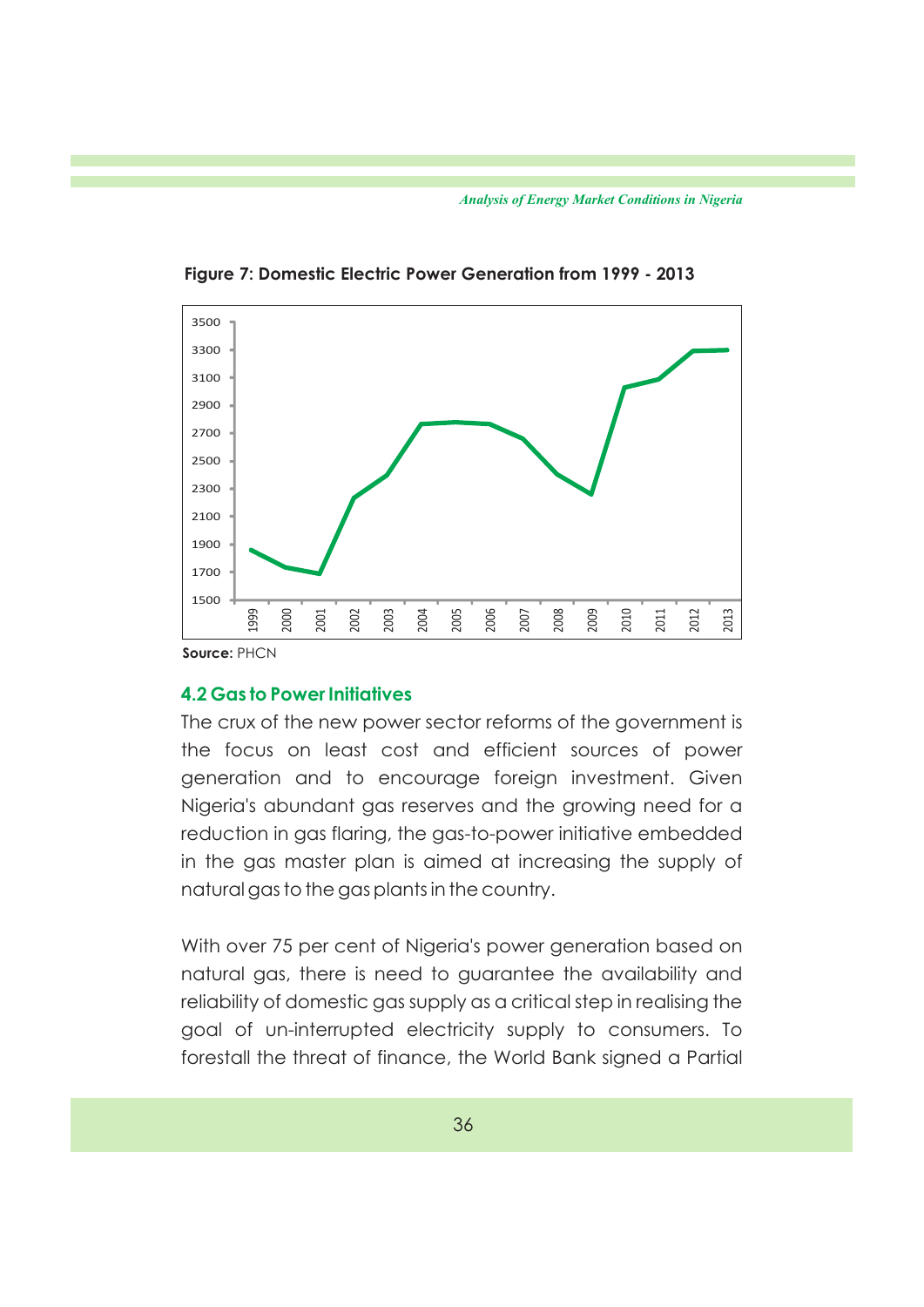**Figure 7: Domestic Electric Power Generation from 1999 - 2013**

**Source:** PHCN

### 4.2 Gas to Power Initiatives

The crux of the new power sector reforms of the government is the focus on least cost and efficient sources of power generation and to encourage foreign investment. Given Nigeria's abundant gas reserves and the growing need for a reduction in gas flaring, the gas-to-power initiative embedded in the gas master plan is aimed at increasing the supply of natural gas to the gas plants in the country.

With over 75 per cent of Nigeria's power generation based on natural gas, there is need to guarantee the availability and reliability of domestic gas supply as a critical step in realising the goal of un-interrupted electricity supply to consumers. To forestall the threat of finance, the World Bank signed a Partial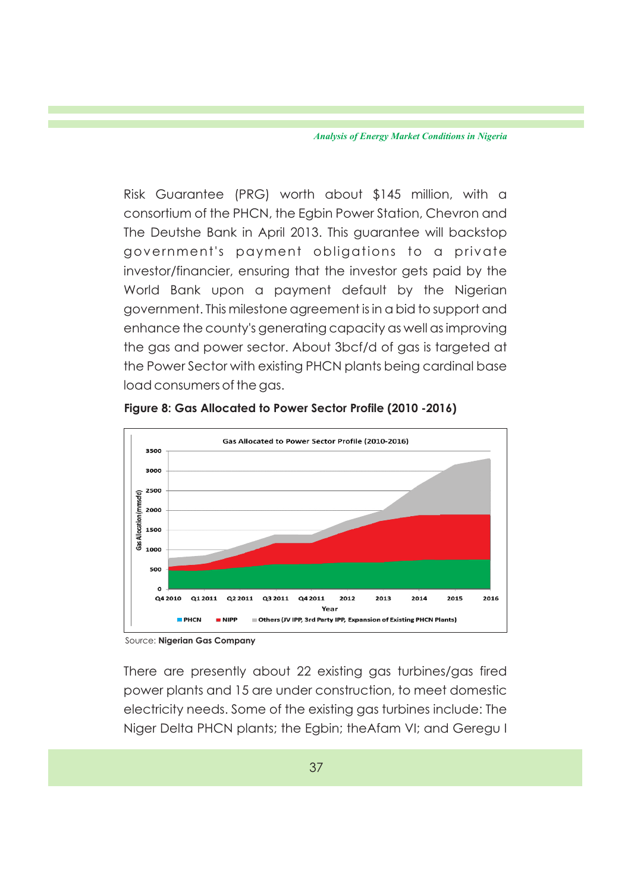Risk Guarantee (PRG) worth about $145 million, with a consortium of the PHCN, the Egbin Power Station, Chevron and The Deutshe Bank in April 2013. This guarantee will backstop government's payment obligations to a private investor/financier, ensuring that the investor gets paid by the World Bank upon a payment default by the Nigerian government. This milestone agreement is in a bid to support and enhance the county's generating capacity as well as improving the gas and power sector. About 3bcf/d of gas is targeted at the Power Sector with existing PHCN plants being cardinal base load consumers of the gas.

**Figure 8: Gas Allocated to Power Sector Profile (2010 -2016)**

Source: **Nigerian Gas Company**

There are presently about 22 existing gas turbines/gas fired power plants and 15 are under construction, to meet domestic electricity needs. Some of the existing gas turbines include: The Niger Delta PHCN plants; the Egbin; theAfam VI; and Geregu I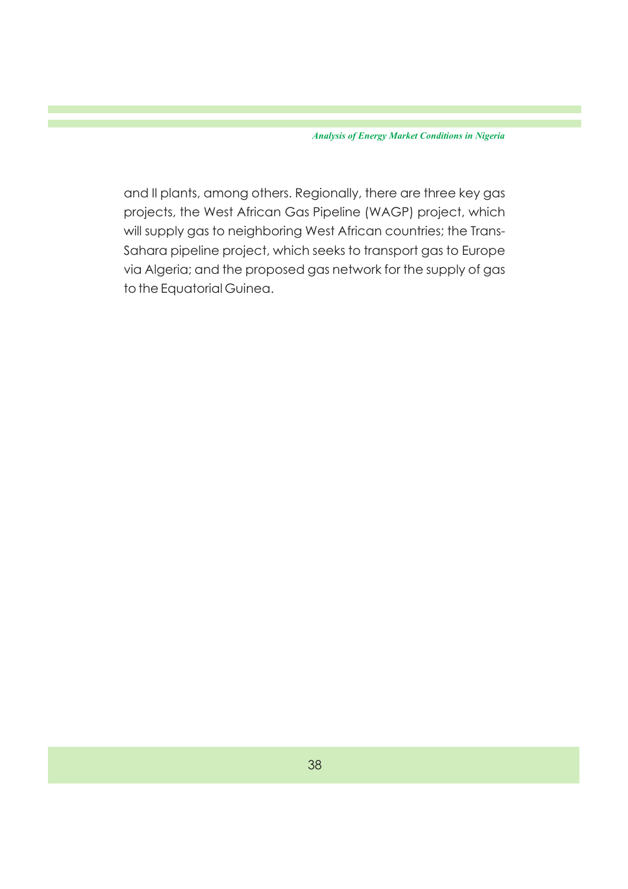and II plants, among others. Regionally, there are three key gas projects, the West African Gas Pipeline (WAGP) project, which will supply gas to neighboring West African countries; the Trans-Sahara pipeline project, which seeks to transport gas to Europe via Algeria; and the proposed gas network for the supply of gas to the Equatorial Guinea.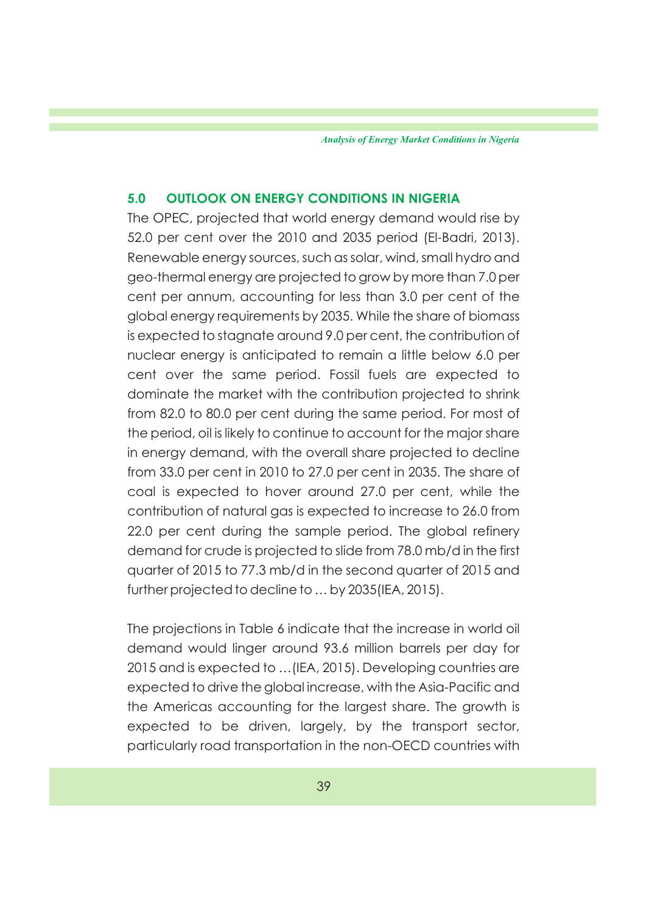## 5.0 OUTLOOK ON ENERGY CONDITIONS IN NIGERIA

The OPEC, projected that world energy demand would rise by 52.0 per cent over the 2010 and 2035 period (El-Badri, 2013). Renewable energy sources, such as solar, wind, small hydro and geo-thermal energy are projected to grow by more than 7.0 per cent per annum, accounting for less than 3.0 per cent of the global energy requirements by 2035. While the share of biomass is expected to stagnate around 9.0 per cent, the contribution of nuclear energy is anticipated to remain a little below 6.0 per cent over the same period. Fossil fuels are expected to dominate the market with the contribution projected to shrink from 82.0 to 80.0 per cent during the same period. For most of the period, oil is likely to continue to account for the major share in energy demand, with the overall share projected to decline from 33.0 per cent in 2010 to 27.0 per cent in 2035. The share of coal is expected to hover around 27.0 per cent, while the contribution of natural gas is expected to increase to 26.0 from 22.0 per cent during the sample period. The global refinery demand for crude is projected to slide from 78.0 mb/d in the first quarter of 2015 to 77.3 mb/d in the second quarter of 2015 and further projected to decline to … by 2035(IEA, 2015).

The projections in Table 6 indicate that the increase in world oil demand would linger around 93.6 million barrels per day for 2015 and is expected to …(IEA, 2015). Developing countries are expected to drive the global increase, with the Asia-Pacific and the Americas accounting for the largest share. The growth is expected to be driven, largely, by the transport sector, particularly road transportation in the non-OECD countries with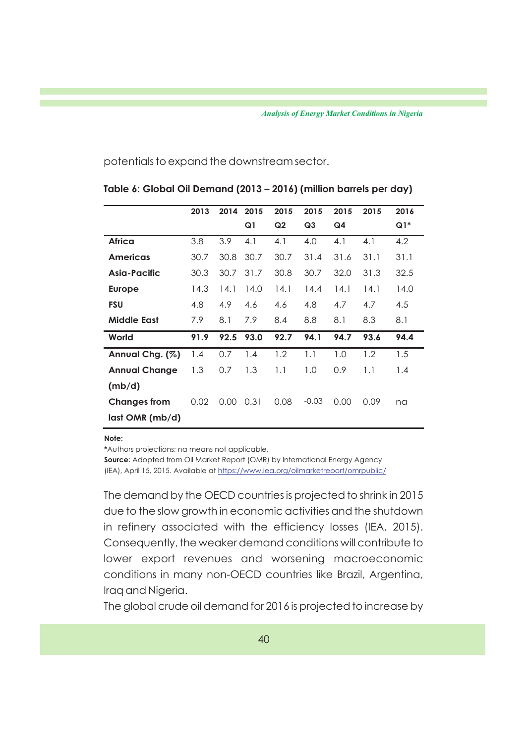potentials to expand the downstream sector.

**Table 6: Global Oil Demand (2013 – 2016) (million barrels per day)**

| | 2013 | 2014 | 2015 Q1 | 2015 Q2 | 2015 Q3 | 2015 Q4 | 2015 | 2016 Q1* |
|---|---|---|---|---|---|---|---|---|
| **Africa** | 3.8 | 3.9 | 4.1 | 4.1 | 4.0 | 4.1 | 4.1 | 4.2 |
| **Americas** | 30.7 | 30.8 | 30.7 | 30.7 | 31.4 | 31.6 | 31.1 | 31.1 |
| **Asia-Pacific** | 30.3 | 30.7 | 31.7 | 30.8 | 30.7 | 32.0 | 31.3 | 32.5 |
| **Europe** | 14.3 | 14.1 | 14.0 | 14.1 | 14.4 | 14.1 | 14.1 | 14.0 |
| **FSU** | 4.8 | 4.9 | 4.6 | 4.6 | 4.8 | 4.7 | 4.7 | 4.5 |
| **Middle East** | 7.9 | 8.1 | 7.9 | 8.4 | 8.8 | 8.1 | 8.3 | 8.1 |
| **World** | **91.9** | **92.5** | **93.0** | **92.7** | **94.1** | **94.7** | **93.6** | **94.4** |
| **Annual Chg. (%)** | 1.4 | 0.7 | 1.4 | 1.2 | 1.1 | 1.0 | 1.2 | 1.5 |
| **Annual Change (mb/d)** | 1.3 | 0.7 | 1.3 | 1.1 | 1.0 | 0.9 | 1.1 | 1.4 |
| **Changes from last OMR (mb/d)** | 0.02 | 0.00 | 0.31 | 0.08 | -0.03 | 0.00 | 0.09 | na |

**Note:**
*Authors projections; na means not applicable,
**Source:** Adopted from Oil Market Report (OMR) by International Energy Agency (IEA), April 15, 2015. Available at https://www.iea.org/oilmarketreport/omrpublic/

The demand by the OECD countries is projected to shrink in 2015 due to the slow growth in economic activities and the shutdown in refinery associated with the efficiency losses (IEA, 2015). Consequently, the weaker demand conditions will contribute to lower export revenues and worsening macroeconomic conditions in many non-OECD countries like Brazil, Argentina, Iraq and Nigeria.

The global crude oil demand for 2016 is projected to increase by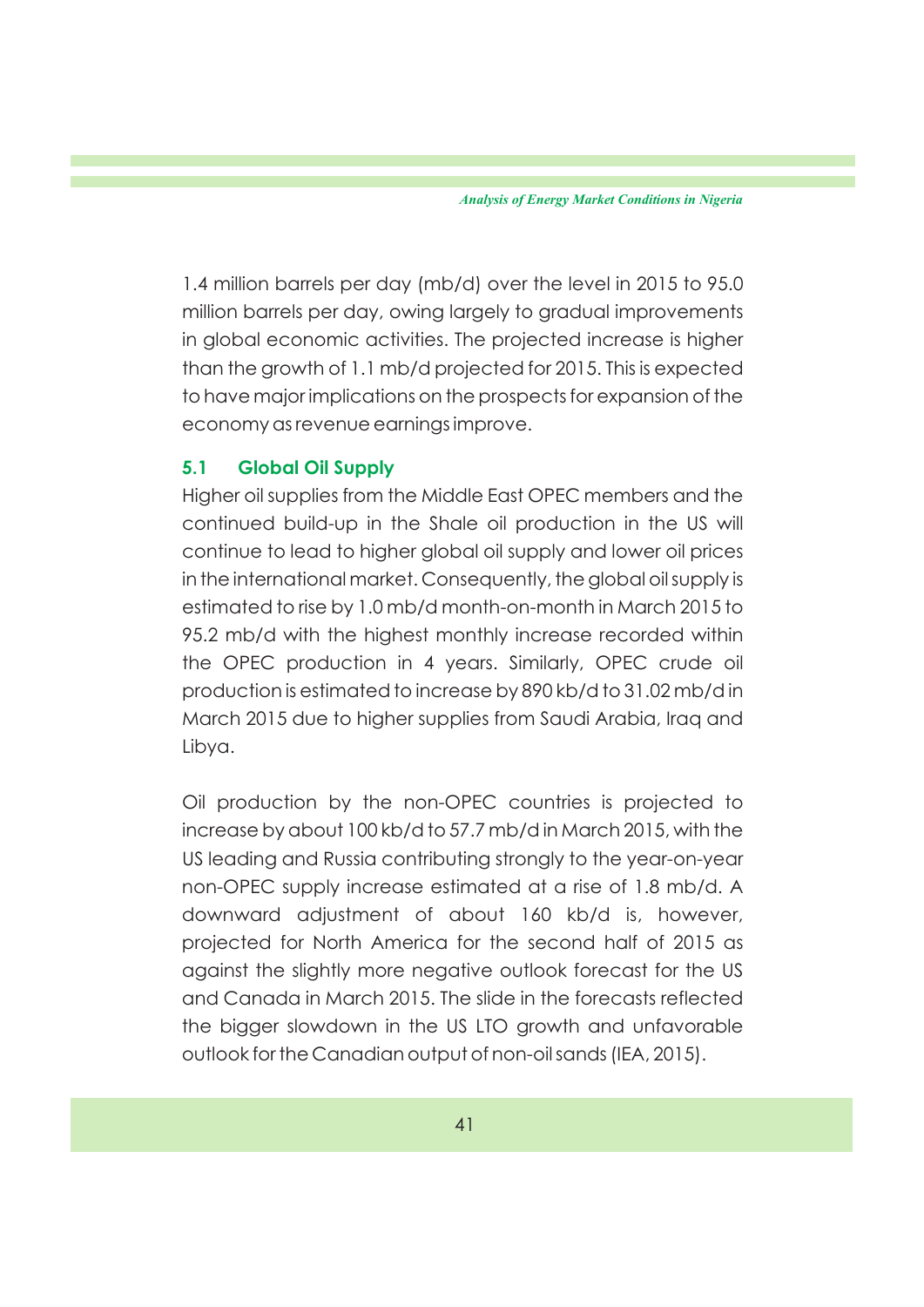1.4 million barrels per day (mb/d) over the level in 2015 to 95.0 million barrels per day, owing largely to gradual improvements in global economic activities. The projected increase is higher than the growth of 1.1 mb/d projected for 2015. This is expected to have major implications on the prospects for expansion of the economy as revenue earnings improve.

### 5.1 Global Oil Supply

Higher oil supplies from the Middle East OPEC members and the continued build-up in the Shale oil production in the US will continue to lead to higher global oil supply and lower oil prices in the international market. Consequently, the global oil supply is estimated to rise by 1.0 mb/d month-on-month in March 2015 to 95.2 mb/d with the highest monthly increase recorded within the OPEC production in 4 years. Similarly, OPEC crude oil production is estimated to increase by 890 kb/d to 31.02 mb/d in March 2015 due to higher supplies from Saudi Arabia, Iraq and Libya.

Oil production by the non-OPEC countries is projected to increase by about 100 kb/d to 57.7 mb/d in March 2015, with the US leading and Russia contributing strongly to the year-on-year non-OPEC supply increase estimated at a rise of 1.8 mb/d. A downward adjustment of about 160 kb/d is, however, projected for North America for the second half of 2015 as against the slightly more negative outlook forecast for the US and Canada in March 2015. The slide in the forecasts reflected the bigger slowdown in the US LTO growth and unfavorable outlook for the Canadian output of non-oil sands (IEA, 2015).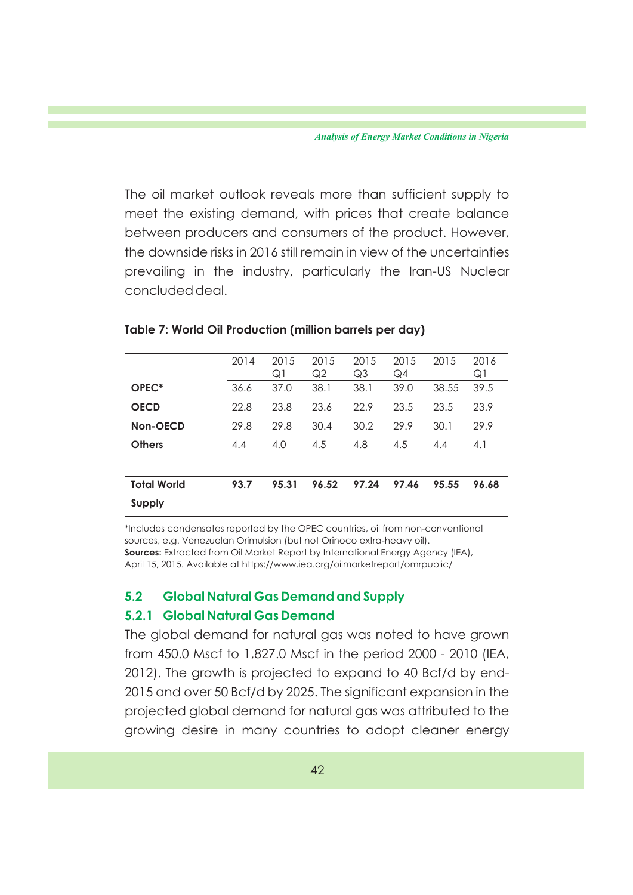The oil market outlook reveals more than sufficient supply to meet the existing demand, with prices that create balance between producers and consumers of the product. However, the downside risks in 2016 still remain in view of the uncertainties prevailing in the industry, particularly the Iran-US Nuclear concluded deal.

**Table 7: World Oil Production (million barrels per day)**

| | 2014 | 2015 Q1 | 2015 Q2 | 2015 Q3 | 2015 Q4 | 2015 | 2016 Q1 |
|---|---|---|---|---|---|---|---|
| **OPEC*** | 36.6 | 37.0 | 38.1 | 38.1 | 39.0 | 38.55 | 39.5 |
| **OECD** | 22.8 | 23.8 | 23.6 | 22.9 | 23.5 | 23.5 | 23.9 |
| **Non-OECD** | 29.8 | 29.8 | 30.4 | 30.2 | 29.9 | 30.1 | 29.9 |
| **Others** | 4.4 | 4.0 | 4.5 | 4.8 | 4.5 | 4.4 | 4.1 |
| **Total World Supply** | **93.7** | **95.31** | **96.52** | **97.24** | **97.46** | **95.55** | **96.68** |

*Includes condensates reported by the OPEC countries, oil from non-conventional sources, e.g. Venezuelan Orimulsion (but not Orinoco extra-heavy oil).
**Sources:** Extracted from Oil Market Report by International Energy Agency (IEA), April 15, 2015. Available at https://www.iea.org/oilmarketreport/omrpublic/

## 5.2 Global Natural Gas Demand and Supply

### 5.2.1 Global Natural Gas Demand

The global demand for natural gas was noted to have grown from 450.0 Mscf to 1,827.0 Mscf in the period 2000 - 2010 (IEA, 2012). The growth is projected to expand to 40 Bcf/d by end-2015 and over 50 Bcf/d by 2025. The significant expansion in the projected global demand for natural gas was attributed to the growing desire in many countries to adopt cleaner energy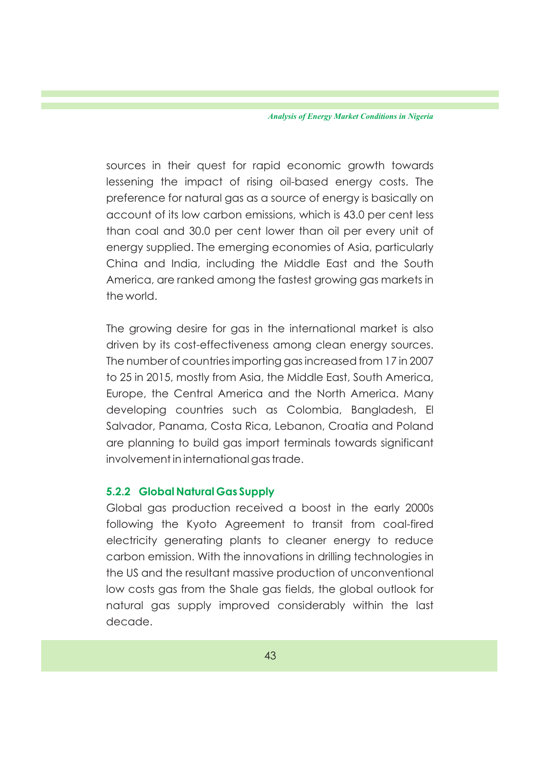sources in their quest for rapid economic growth towards lessening the impact of rising oil-based energy costs. The preference for natural gas as a source of energy is basically on account of its low carbon emissions, which is 43.0 per cent less than coal and 30.0 per cent lower than oil per every unit of energy supplied. The emerging economies of Asia, particularly China and India, including the Middle East and the South America, are ranked among the fastest growing gas markets in the world.

The growing desire for gas in the international market is also driven by its cost-effectiveness among clean energy sources. The number of countries importing gas increased from 17 in 2007 to 25 in 2015, mostly from Asia, the Middle East, South America, Europe, the Central America and the North America. Many developing countries such as Colombia, Bangladesh, El Salvador, Panama, Costa Rica, Lebanon, Croatia and Poland are planning to build gas import terminals towards significant involvement in international gas trade.

### 5.2.2 Global Natural Gas Supply

Global gas production received a boost in the early 2000s following the Kyoto Agreement to transit from coal-fired electricity generating plants to cleaner energy to reduce carbon emission. With the innovations in drilling technologies in the US and the resultant massive production of unconventional low costs gas from the Shale gas fields, the global outlook for natural gas supply improved considerably within the last decade.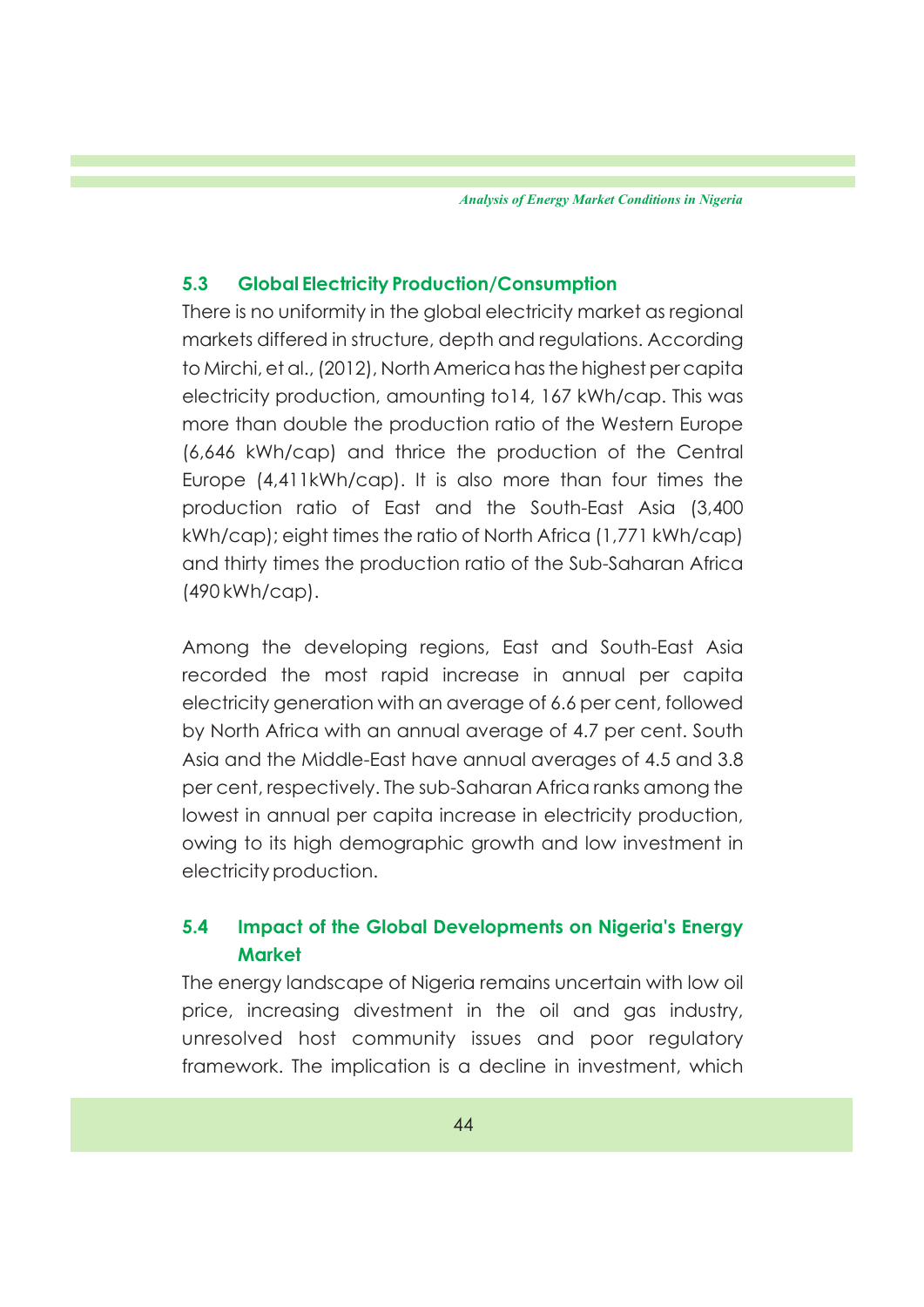## 5.3 Global Electricity Production/Consumption

There is no uniformity in the global electricity market as regional markets differed in structure, depth and regulations. According to Mirchi, et al., (2012), North America has the highest per capita electricity production, amounting to14, 167 kWh/cap. This was more than double the production ratio of the Western Europe (6,646 kWh/cap) and thrice the production of the Central Europe (4,411kWh/cap). It is also more than four times the production ratio of East and the South-East Asia (3,400 kWh/cap); eight times the ratio of North Africa (1,771 kWh/cap) and thirty times the production ratio of the Sub-Saharan Africa (490 kWh/cap).

Among the developing regions, East and South-East Asia recorded the most rapid increase in annual per capita electricity generation with an average of 6.6 per cent, followed by North Africa with an annual average of 4.7 per cent. South Asia and the Middle-East have annual averages of 4.5 and 3.8 per cent, respectively. The sub-Saharan Africa ranks among the lowest in annual per capita increase in electricity production, owing to its high demographic growth and low investment in electricity production.

## 5.4 Impact of the Global Developments on Nigeria's Energy Market

The energy landscape of Nigeria remains uncertain with low oil price, increasing divestment in the oil and gas industry, unresolved host community issues and poor regulatory framework. The implication is a decline in investment, which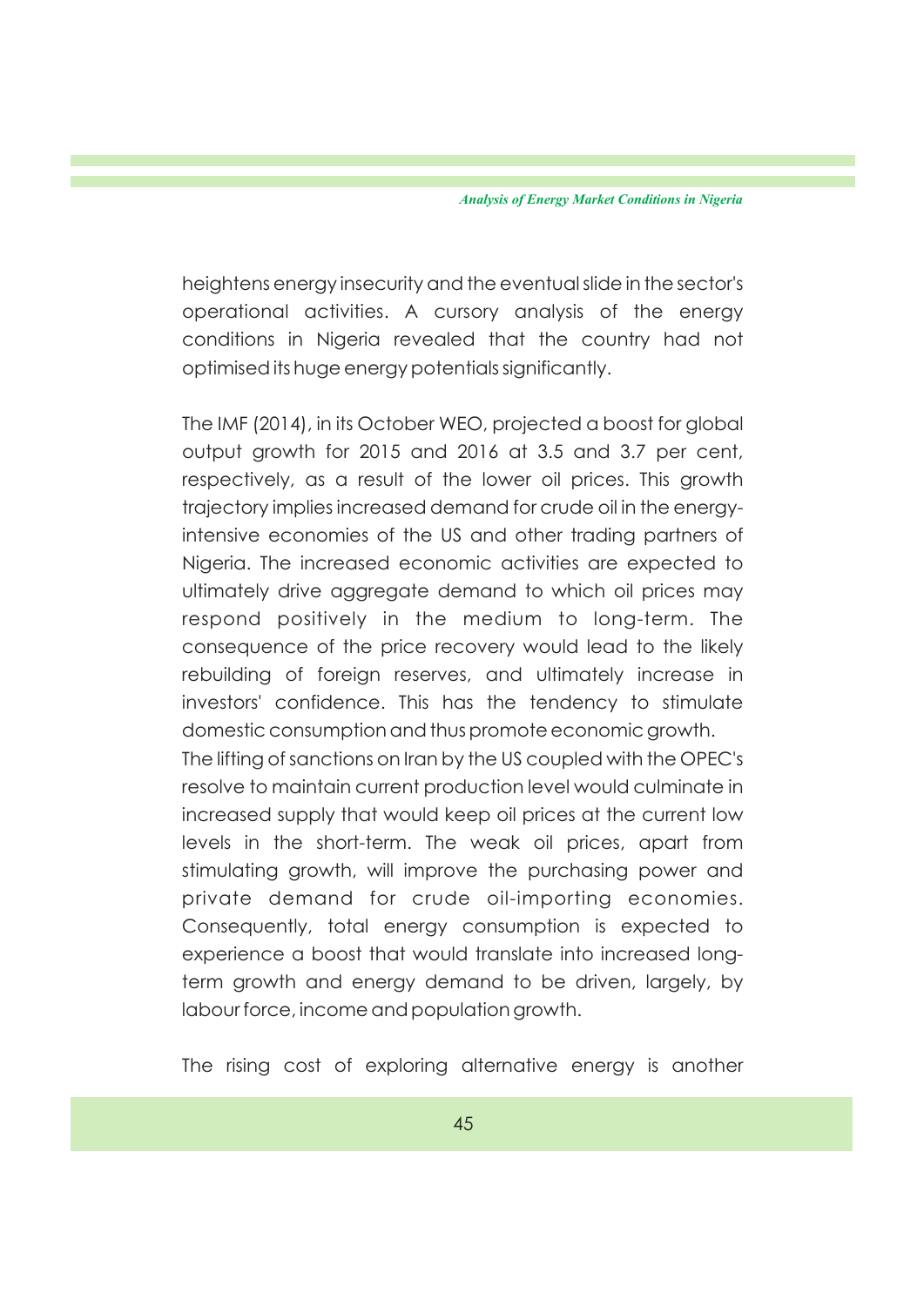heightens energy insecurity and the eventual slide in the sector's operational activities. A cursory analysis of the energy conditions in Nigeria revealed that the country had not optimised its huge energy potentials significantly.

The IMF (2014), in its October WEO, projected a boost for global output growth for 2015 and 2016 at 3.5 and 3.7 per cent, respectively, as a result of the lower oil prices. This growth trajectory implies increased demand for crude oil in the energy-intensive economies of the US and other trading partners of Nigeria. The increased economic activities are expected to ultimately drive aggregate demand to which oil prices may respond positively in the medium to long-term. The consequence of the price recovery would lead to the likely rebuilding of foreign reserves, and ultimately increase in investors' confidence. This has the tendency to stimulate domestic consumption and thus promote economic growth.
The lifting of sanctions on Iran by the US coupled with the OPEC's resolve to maintain current production level would culminate in increased supply that would keep oil prices at the current low levels in the short-term. The weak oil prices, apart from stimulating growth, will improve the purchasing power and private demand for crude oil-importing economies. Consequently, total energy consumption is expected to experience a boost that would translate into increased long-term growth and energy demand to be driven, largely, by labour force, income and population growth.

The rising cost of exploring alternative energy is another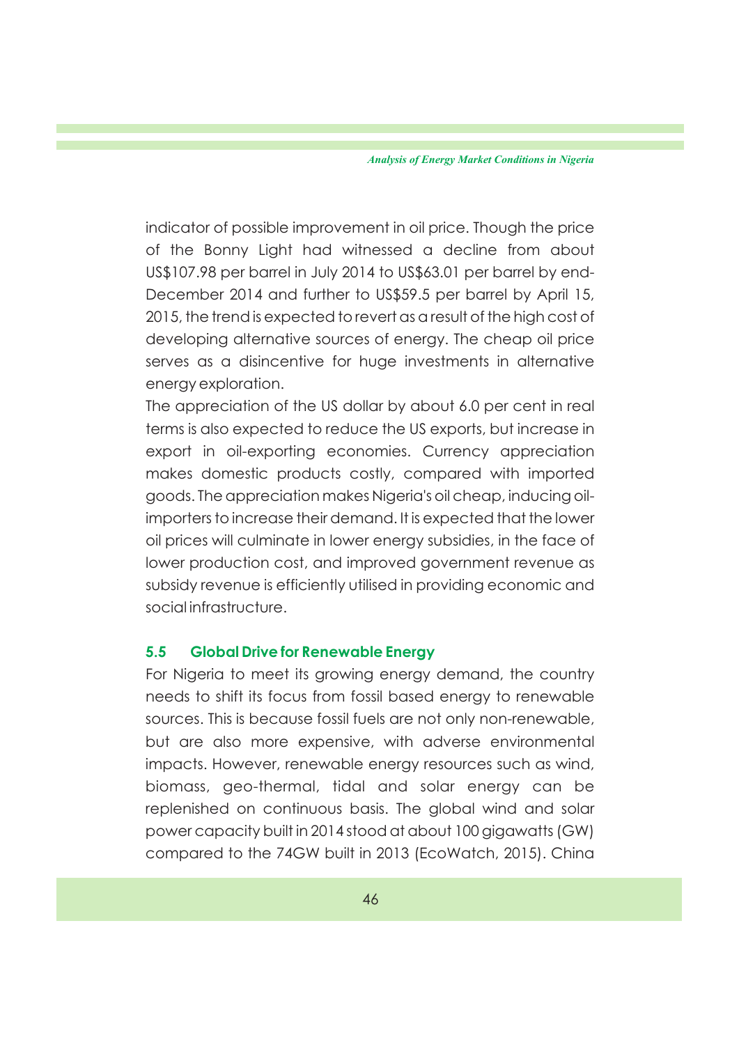indicator of possible improvement in oil price. Though the price of the Bonny Light had witnessed a decline from about US$107.98 per barrel in July 2014 to US$63.01 per barrel by end-December 2014 and further to US$59.5 per barrel by April 15, 2015, the trend is expected to revert as a result of the high cost of developing alternative sources of energy. The cheap oil price serves as a disincentive for huge investments in alternative energy exploration.

The appreciation of the US dollar by about 6.0 per cent in real terms is also expected to reduce the US exports, but increase in export in oil-exporting economies. Currency appreciation makes domestic products costly, compared with imported goods. The appreciation makes Nigeria's oil cheap, inducing oil-importers to increase their demand. It is expected that the lower oil prices will culminate in lower energy subsidies, in the face of lower production cost, and improved government revenue as subsidy revenue is efficiently utilised in providing economic and social infrastructure.

## 5.5 Global Drive for Renewable Energy

For Nigeria to meet its growing energy demand, the country needs to shift its focus from fossil based energy to renewable sources. This is because fossil fuels are not only non-renewable, but are also more expensive, with adverse environmental impacts. However, renewable energy resources such as wind, biomass, geo-thermal, tidal and solar energy can be replenished on continuous basis. The global wind and solar power capacity built in 2014 stood at about 100 gigawatts (GW) compared to the 74GW built in 2013 (EcoWatch, 2015). China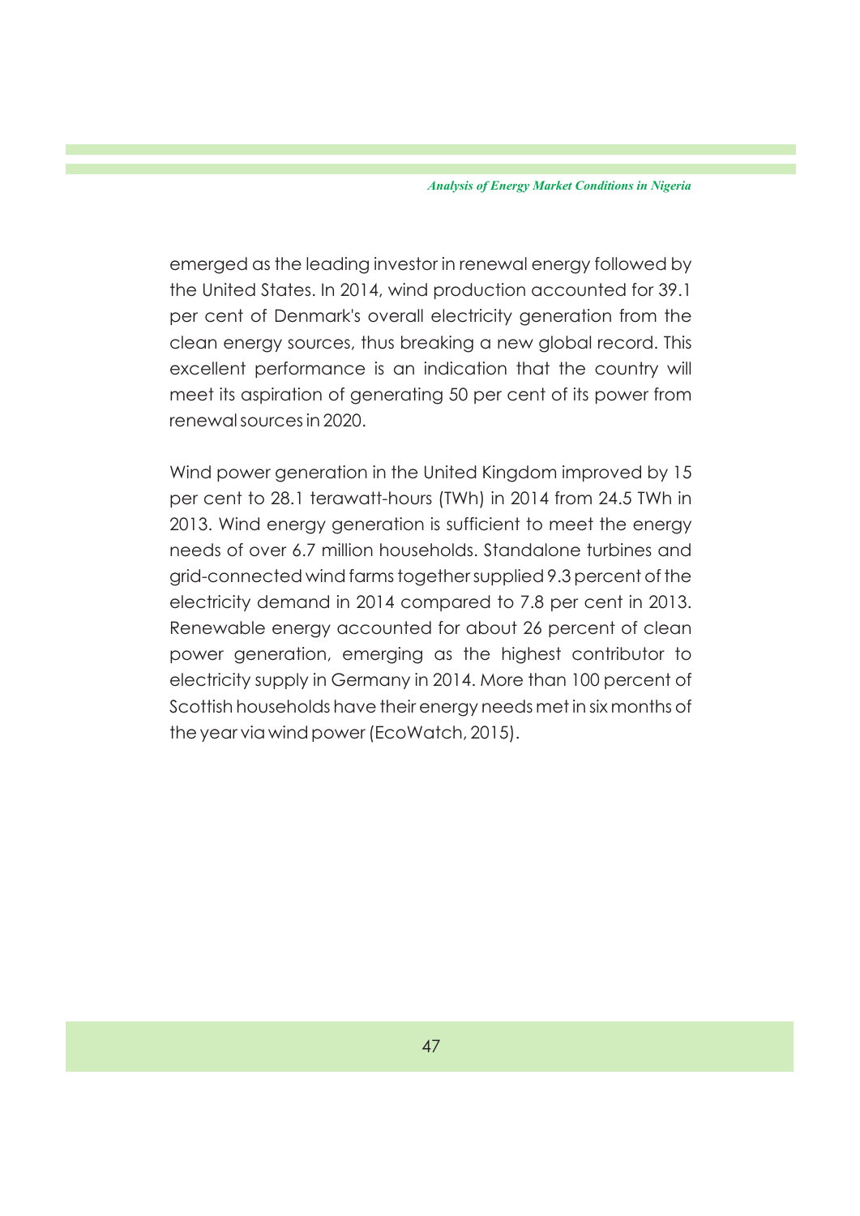emerged as the leading investor in renewal energy followed by the United States. In 2014, wind production accounted for 39.1 per cent of Denmark's overall electricity generation from the clean energy sources, thus breaking a new global record. This excellent performance is an indication that the country will meet its aspiration of generating 50 per cent of its power from renewal sources in 2020.

Wind power generation in the United Kingdom improved by 15 per cent to 28.1 terawatt-hours (TWh) in 2014 from 24.5 TWh in 2013. Wind energy generation is sufficient to meet the energy needs of over 6.7 million households. Standalone turbines and grid-connected wind farms together supplied 9.3 percent of the electricity demand in 2014 compared to 7.8 per cent in 2013. Renewable energy accounted for about 26 percent of clean power generation, emerging as the highest contributor to electricity supply in Germany in 2014. More than 100 percent of Scottish households have their energy needs met in six months of the year via wind power (EcoWatch, 2015).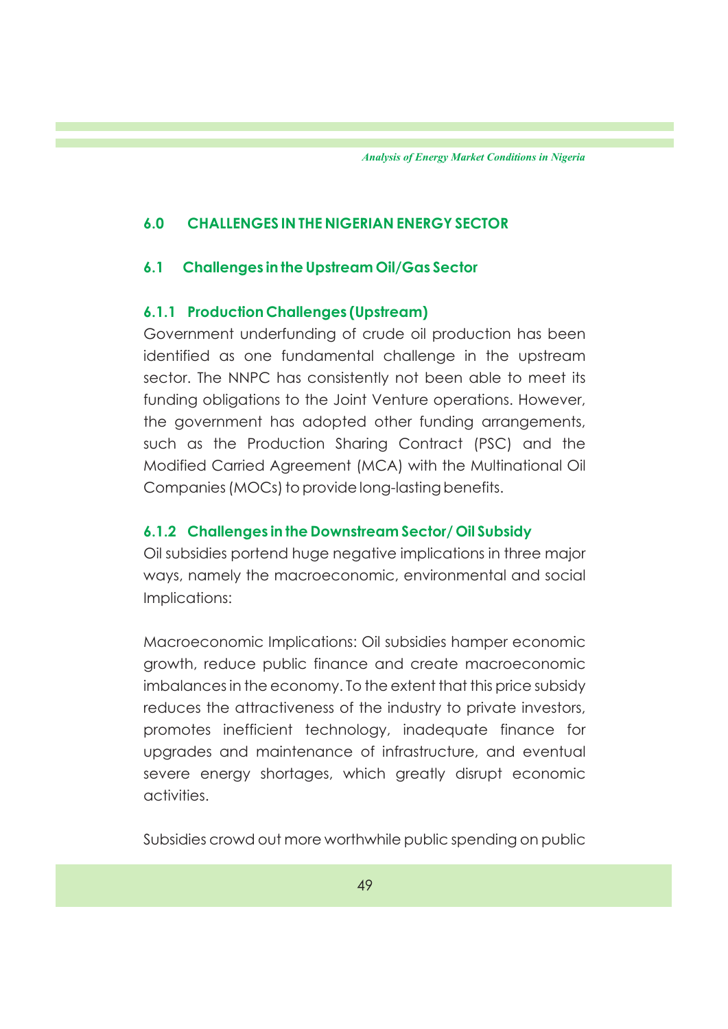## 6.0 CHALLENGES IN THE NIGERIAN ENERGY SECTOR

### 6.1 Challenges in the Upstream Oil/Gas Sector

#### 6.1.1 Production Challenges (Upstream)

Government underfunding of crude oil production has been identified as one fundamental challenge in the upstream sector. The NNPC has consistently not been able to meet its funding obligations to the Joint Venture operations. However, the government has adopted other funding arrangements, such as the Production Sharing Contract (PSC) and the Modified Carried Agreement (MCA) with the Multinational Oil Companies (MOCs) to provide long-lasting benefits.

#### 6.1.2 Challenges in the Downstream Sector/ Oil Subsidy

Oil subsidies portend huge negative implications in three major ways, namely the macroeconomic, environmental and social Implications:

Macroeconomic Implications: Oil subsidies hamper economic growth, reduce public finance and create macroeconomic imbalances in the economy. To the extent that this price subsidy reduces the attractiveness of the industry to private investors, promotes inefficient technology, inadequate finance for upgrades and maintenance of infrastructure, and eventual severe energy shortages, which greatly disrupt economic activities.

Subsidies crowd out more worthwhile public spending on public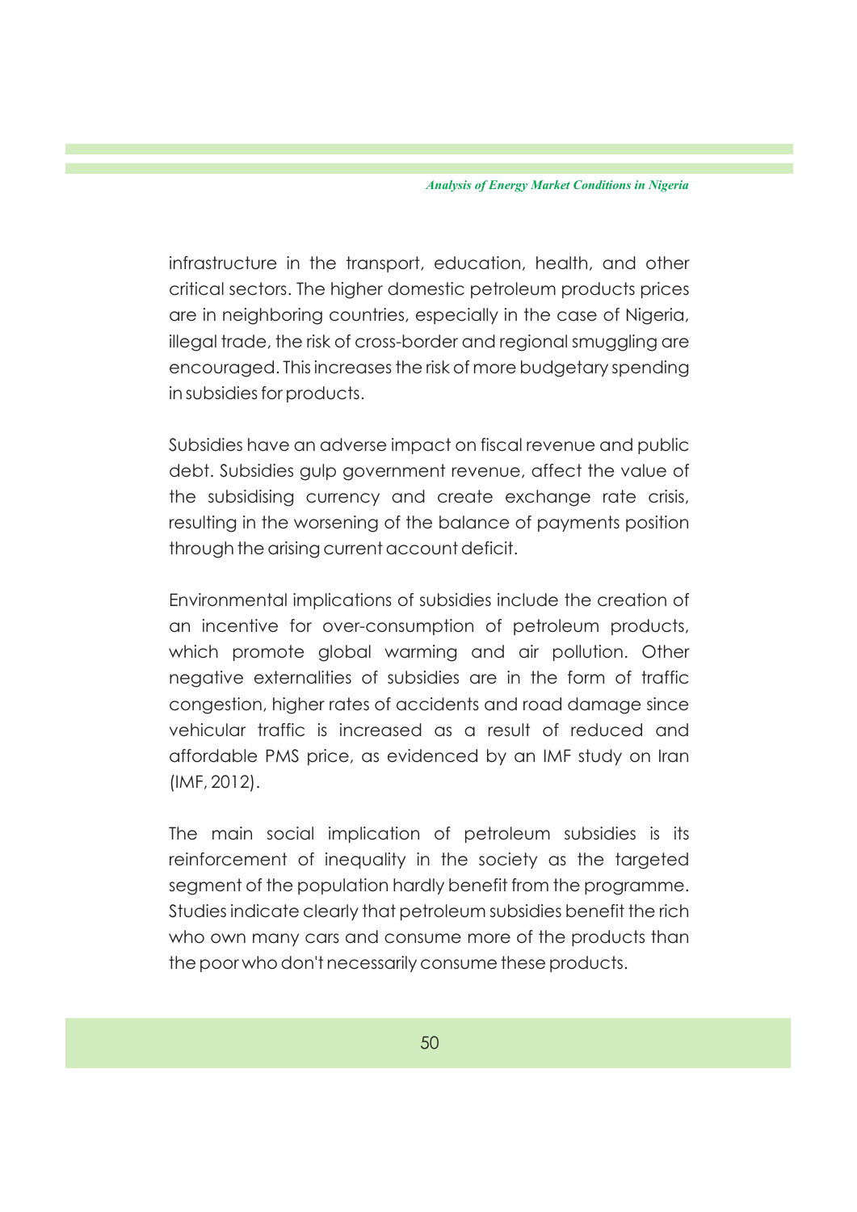infrastructure in the transport, education, health, and other critical sectors. The higher domestic petroleum products prices are in neighboring countries, especially in the case of Nigeria, illegal trade, the risk of cross-border and regional smuggling are encouraged. This increases the risk of more budgetary spending in subsidies for products.

Subsidies have an adverse impact on fiscal revenue and public debt. Subsidies gulp government revenue, affect the value of the subsidising currency and create exchange rate crisis, resulting in the worsening of the balance of payments position through the arising current account deficit.

Environmental implications of subsidies include the creation of an incentive for over-consumption of petroleum products, which promote global warming and air pollution. Other negative externalities of subsidies are in the form of traffic congestion, higher rates of accidents and road damage since vehicular traffic is increased as a result of reduced and affordable PMS price, as evidenced by an IMF study on Iran (IMF, 2012).

The main social implication of petroleum subsidies is its reinforcement of inequality in the society as the targeted segment of the population hardly benefit from the programme. Studies indicate clearly that petroleum subsidies benefit the rich who own many cars and consume more of the products than the poor who don't necessarily consume these products.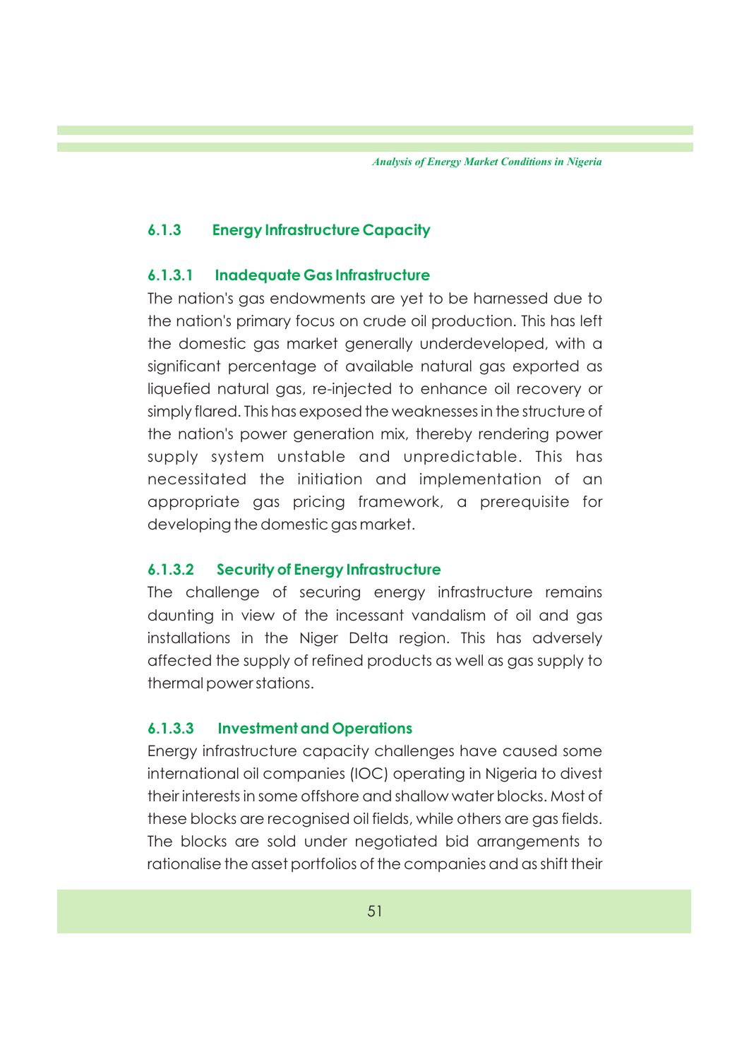### 6.1.3 Energy Infrastructure Capacity

#### 6.1.3.1 Inadequate Gas Infrastructure

The nation's gas endowments are yet to be harnessed due to the nation's primary focus on crude oil production. This has left the domestic gas market generally underdeveloped, with a significant percentage of available natural gas exported as liquefied natural gas, re-injected to enhance oil recovery or simply flared. This has exposed the weaknesses in the structure of the nation's power generation mix, thereby rendering power supply system unstable and unpredictable. This has necessitated the initiation and implementation of an appropriate gas pricing framework, a prerequisite for developing the domestic gas market.

#### 6.1.3.2 Security of Energy Infrastructure

The challenge of securing energy infrastructure remains daunting in view of the incessant vandalism of oil and gas installations in the Niger Delta region. This has adversely affected the supply of refined products as well as gas supply to thermal power stations.

#### 6.1.3.3 Investment and Operations

Energy infrastructure capacity challenges have caused some international oil companies (IOC) operating in Nigeria to divest their interests in some offshore and shallow water blocks. Most of these blocks are recognised oil fields, while others are gas fields. The blocks are sold under negotiated bid arrangements to rationalise the asset portfolios of the companies and as shift their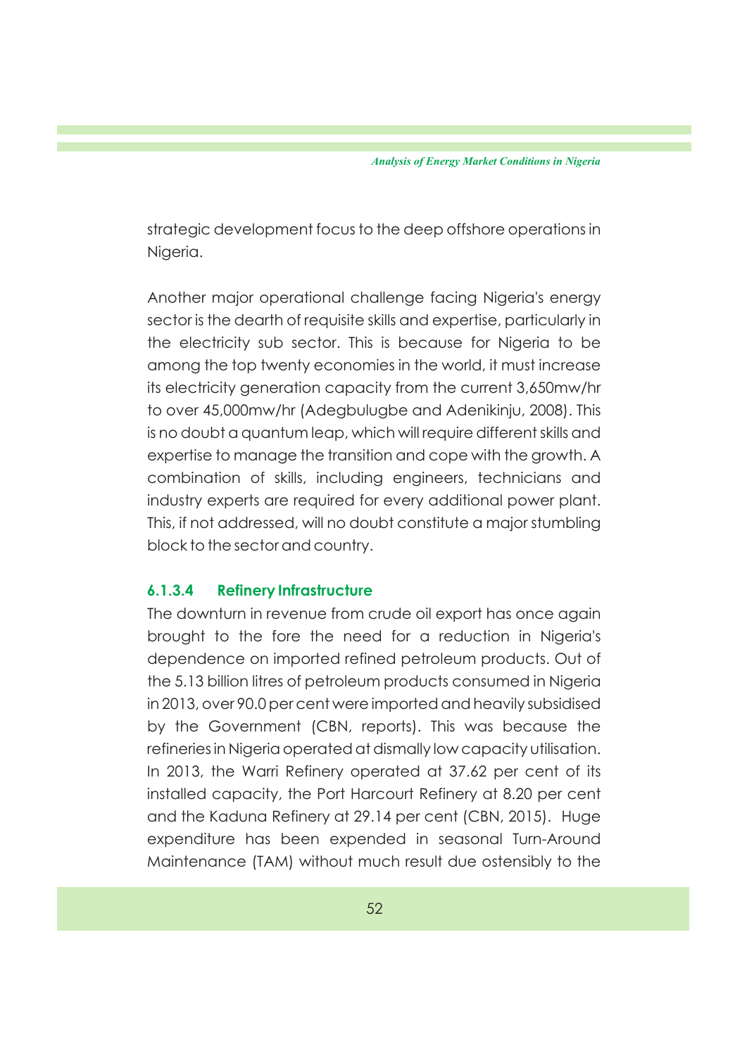strategic development focus to the deep offshore operations in Nigeria.

Another major operational challenge facing Nigeria's energy sector is the dearth of requisite skills and expertise, particularly in the electricity sub sector. This is because for Nigeria to be among the top twenty economies in the world, it must increase its electricity generation capacity from the current 3,650mw/hr to over 45,000mw/hr (Adegbulugbe and Adenikinju, 2008). This is no doubt a quantum leap, which will require different skills and expertise to manage the transition and cope with the growth. A combination of skills, including engineers, technicians and industry experts are required for every additional power plant. This, if not addressed, will no doubt constitute a major stumbling block to the sector and country.

#### 6.1.3.4 Refinery Infrastructure

The downturn in revenue from crude oil export has once again brought to the fore the need for a reduction in Nigeria's dependence on imported refined petroleum products. Out of the 5.13 billion litres of petroleum products consumed in Nigeria in 2013, over 90.0 per cent were imported and heavily subsidised by the Government (CBN, reports). This was because the refineries in Nigeria operated at dismally low capacity utilisation. In 2013, the Warri Refinery operated at 37.62 per cent of its installed capacity, the Port Harcourt Refinery at 8.20 per cent and the Kaduna Refinery at 29.14 per cent (CBN, 2015). Huge expenditure has been expended in seasonal Turn-Around Maintenance (TAM) without much result due ostensibly to the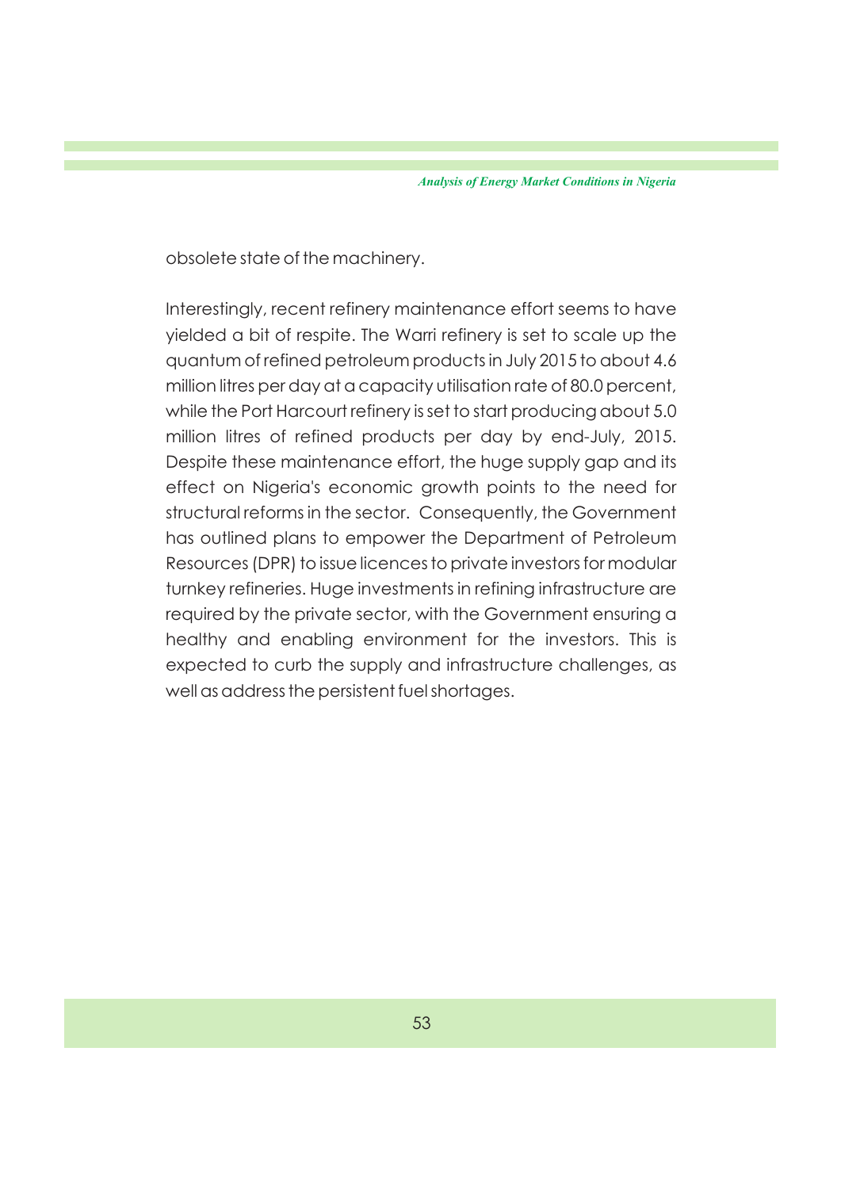obsolete state of the machinery.

Interestingly, recent refinery maintenance effort seems to have yielded a bit of respite. The Warri refinery is set to scale up the quantum of refined petroleum products in July 2015 to about 4.6 million litres per day at a capacity utilisation rate of 80.0 percent, while the Port Harcourt refinery is set to start producing about 5.0 million litres of refined products per day by end-July, 2015. Despite these maintenance effort, the huge supply gap and its effect on Nigeria's economic growth points to the need for structural reforms in the sector. Consequently, the Government has outlined plans to empower the Department of Petroleum Resources (DPR) to issue licences to private investors for modular turnkey refineries. Huge investments in refining infrastructure are required by the private sector, with the Government ensuring a healthy and enabling environment for the investors. This is expected to curb the supply and infrastructure challenges, as well as address the persistent fuel shortages.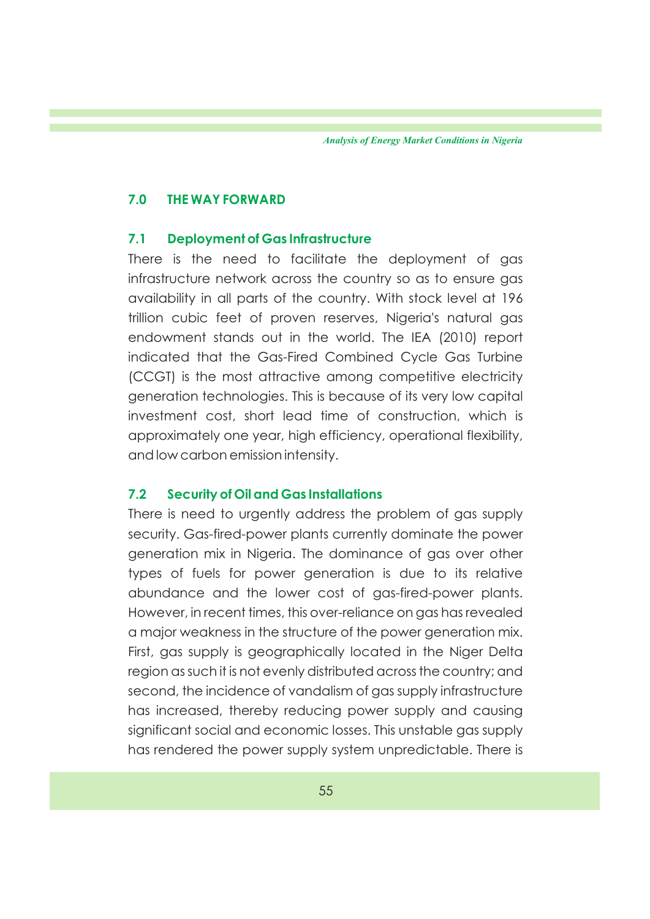## 7.0 THE WAY FORWARD

### 7.1 Deployment of Gas Infrastructure

There is the need to facilitate the deployment of gas infrastructure network across the country so as to ensure gas availability in all parts of the country. With stock level at 196 trillion cubic feet of proven reserves, Nigeria's natural gas endowment stands out in the world. The IEA (2010) report indicated that the Gas-Fired Combined Cycle Gas Turbine (CCGT) is the most attractive among competitive electricity generation technologies. This is because of its very low capital investment cost, short lead time of construction, which is approximately one year, high efficiency, operational flexibility, and low carbon emission intensity.

### 7.2 Security of Oil and Gas Installations

There is need to urgently address the problem of gas supply security. Gas-fired-power plants currently dominate the power generation mix in Nigeria. The dominance of gas over other types of fuels for power generation is due to its relative abundance and the lower cost of gas-fired-power plants. However, in recent times, this over-reliance on gas has revealed a major weakness in the structure of the power generation mix. First, gas supply is geographically located in the Niger Delta region as such it is not evenly distributed across the country; and second, the incidence of vandalism of gas supply infrastructure has increased, thereby reducing power supply and causing significant social and economic losses. This unstable gas supply has rendered the power supply system unpredictable. There is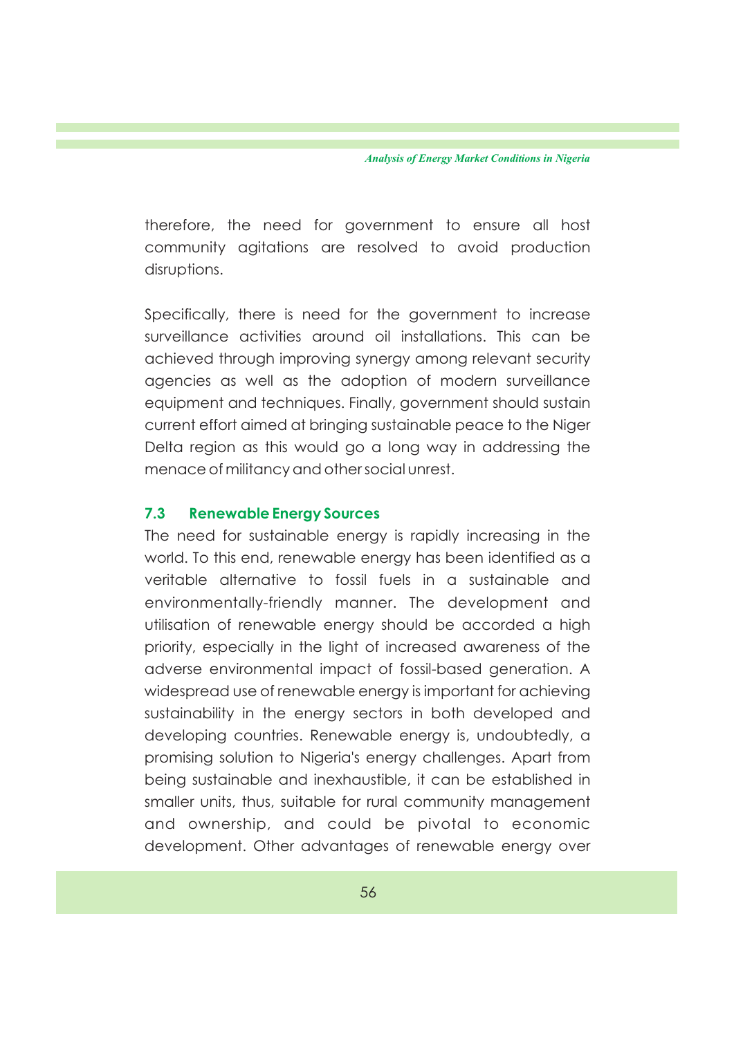therefore, the need for government to ensure all host community agitations are resolved to avoid production disruptions.

Specifically, there is need for the government to increase surveillance activities around oil installations. This can be achieved through improving synergy among relevant security agencies as well as the adoption of modern surveillance equipment and techniques. Finally, government should sustain current effort aimed at bringing sustainable peace to the Niger Delta region as this would go a long way in addressing the menace of militancy and other social unrest.

### 7.3 Renewable Energy Sources

The need for sustainable energy is rapidly increasing in the world. To this end, renewable energy has been identified as a veritable alternative to fossil fuels in a sustainable and environmentally-friendly manner. The development and utilisation of renewable energy should be accorded a high priority, especially in the light of increased awareness of the adverse environmental impact of fossil-based generation. A widespread use of renewable energy is important for achieving sustainability in the energy sectors in both developed and developing countries. Renewable energy is, undoubtedly, a promising solution to Nigeria's energy challenges. Apart from being sustainable and inexhaustible, it can be established in smaller units, thus, suitable for rural community management and ownership, and could be pivotal to economic development. Other advantages of renewable energy over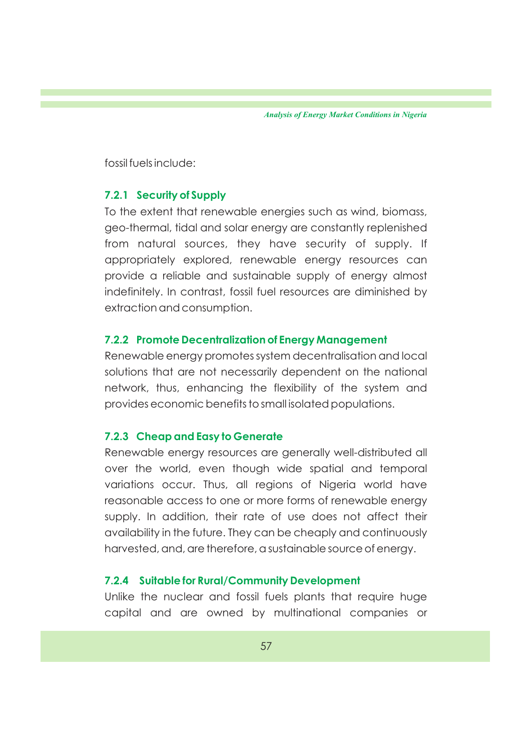fossil fuels include:

### 7.2.1 Security of Supply

To the extent that renewable energies such as wind, biomass, geo-thermal, tidal and solar energy are constantly replenished from natural sources, they have security of supply. If appropriately explored, renewable energy resources can provide a reliable and sustainable supply of energy almost indefinitely. In contrast, fossil fuel resources are diminished by extraction and consumption.

### 7.2.2 Promote Decentralization of Energy Management

Renewable energy promotes system decentralisation and local solutions that are not necessarily dependent on the national network, thus, enhancing the flexibility of the system and provides economic benefits to small isolated populations.

### 7.2.3 Cheap and Easy to Generate

Renewable energy resources are generally well-distributed all over the world, even though wide spatial and temporal variations occur. Thus, all regions of Nigeria world have reasonable access to one or more forms of renewable energy supply. In addition, their rate of use does not affect their availability in the future. They can be cheaply and continuously harvested, and, are therefore, a sustainable source of energy.

### 7.2.4 Suitable for Rural/Community Development

Unlike the nuclear and fossil fuels plants that require huge capital and are owned by multinational companies or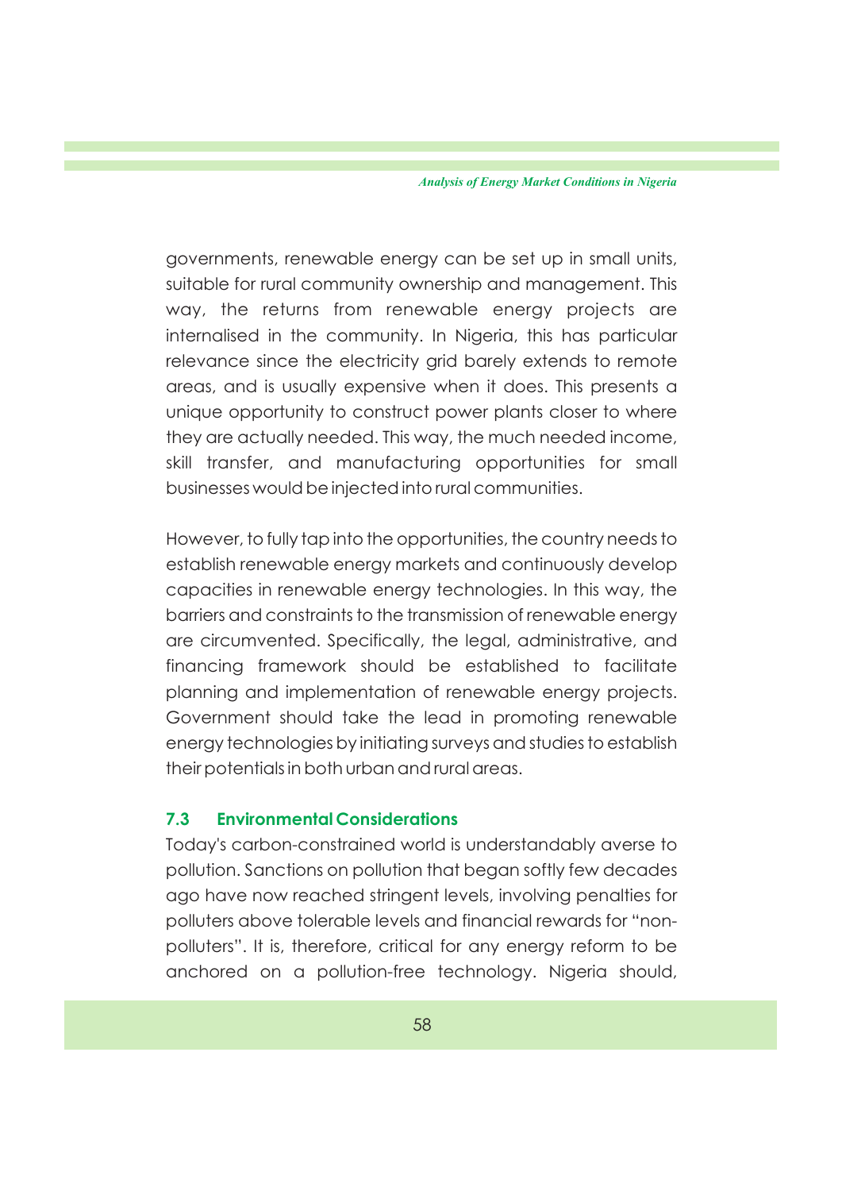governments, renewable energy can be set up in small units, suitable for rural community ownership and management. This way, the returns from renewable energy projects are internalised in the community. In Nigeria, this has particular relevance since the electricity grid barely extends to remote areas, and is usually expensive when it does. This presents a unique opportunity to construct power plants closer to where they are actually needed. This way, the much needed income, skill transfer, and manufacturing opportunities for small businesses would be injected into rural communities.

However, to fully tap into the opportunities, the country needs to establish renewable energy markets and continuously develop capacities in renewable energy technologies. In this way, the barriers and constraints to the transmission of renewable energy are circumvented. Specifically, the legal, administrative, and financing framework should be established to facilitate planning and implementation of renewable energy projects. Government should take the lead in promoting renewable energy technologies by initiating surveys and studies to establish their potentials in both urban and rural areas.

### 7.3 Environmental Considerations

Today's carbon-constrained world is understandably averse to pollution. Sanctions on pollution that began softly few decades ago have now reached stringent levels, involving penalties for polluters above tolerable levels and financial rewards for "non-polluters". It is, therefore, critical for any energy reform to be anchored on a pollution-free technology. Nigeria should,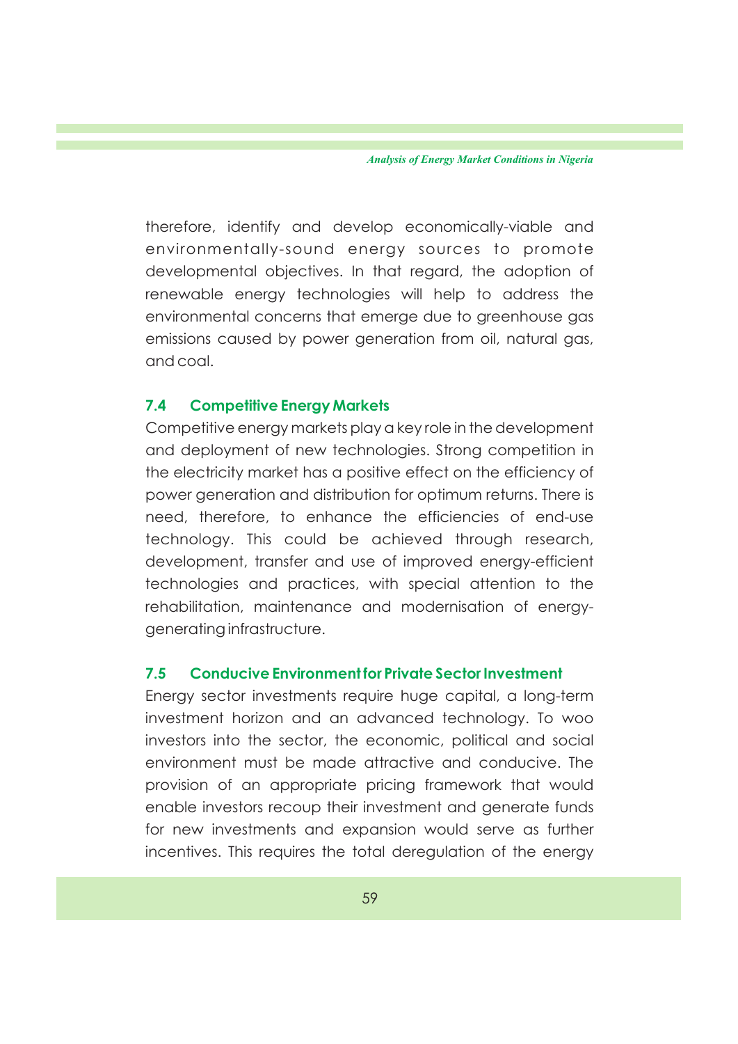therefore, identify and develop economically-viable and environmentally-sound energy sources to promote developmental objectives. In that regard, the adoption of renewable energy technologies will help to address the environmental concerns that emerge due to greenhouse gas emissions caused by power generation from oil, natural gas, and coal.

### 7.4 Competitive Energy Markets

Competitive energy markets play a key role in the development and deployment of new technologies. Strong competition in the electricity market has a positive effect on the efficiency of power generation and distribution for optimum returns. There is need, therefore, to enhance the efficiencies of end-use technology. This could be achieved through research, development, transfer and use of improved energy-efficient technologies and practices, with special attention to the rehabilitation, maintenance and modernisation of energy-generating infrastructure.

### 7.5 Conducive Environment for Private Sector Investment

Energy sector investments require huge capital, a long-term investment horizon and an advanced technology. To woo investors into the sector, the economic, political and social environment must be made attractive and conducive. The provision of an appropriate pricing framework that would enable investors recoup their investment and generate funds for new investments and expansion would serve as further incentives. This requires the total deregulation of the energy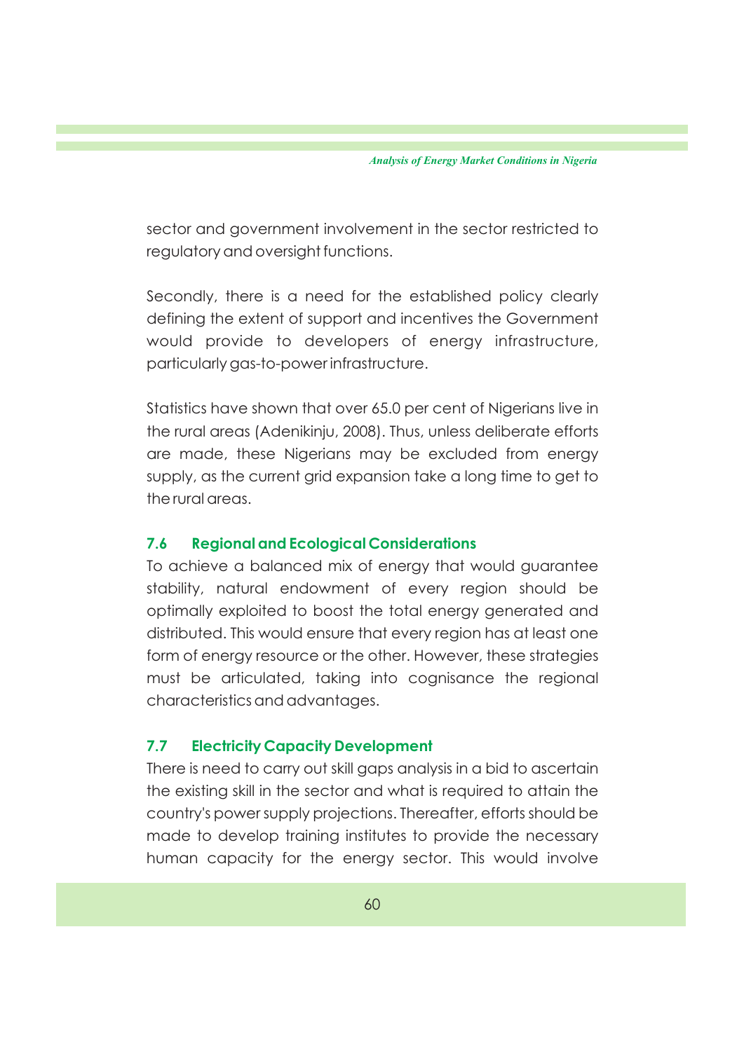sector and government involvement in the sector restricted to regulatory and oversight functions.

Secondly, there is a need for the established policy clearly defining the extent of support and incentives the Government would provide to developers of energy infrastructure, particularly gas-to-power infrastructure.

Statistics have shown that over 65.0 per cent of Nigerians live in the rural areas (Adenikinju, 2008). Thus, unless deliberate efforts are made, these Nigerians may be excluded from energy supply, as the current grid expansion take a long time to get to the rural areas.

### 7.6 Regional and Ecological Considerations

To achieve a balanced mix of energy that would guarantee stability, natural endowment of every region should be optimally exploited to boost the total energy generated and distributed. This would ensure that every region has at least one form of energy resource or the other. However, these strategies must be articulated, taking into cognisance the regional characteristics and advantages.

### 7.7 Electricity Capacity Development

There is need to carry out skill gaps analysis in a bid to ascertain the existing skill in the sector and what is required to attain the country's power supply projections. Thereafter, efforts should be made to develop training institutes to provide the necessary human capacity for the energy sector. This would involve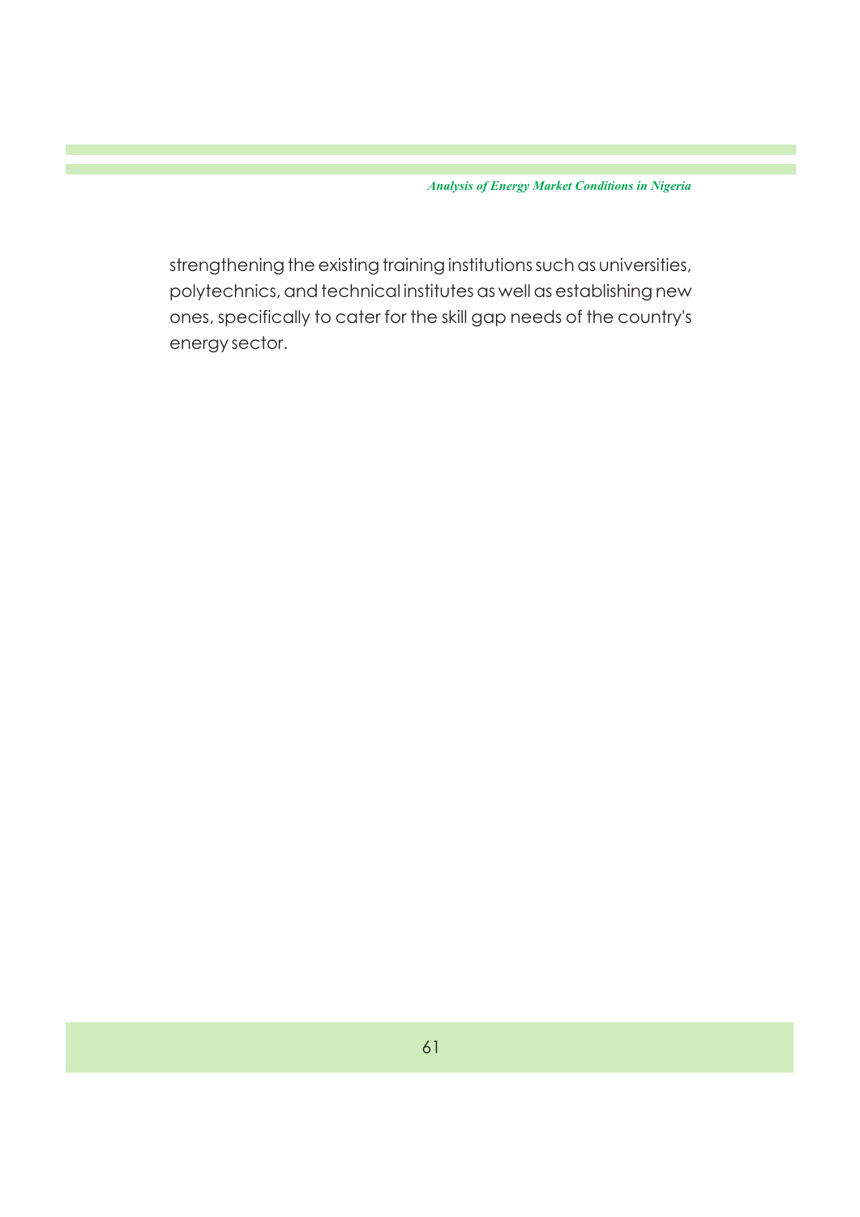strengthening the existing training institutions such as universities, polytechnics, and technical institutes as well as establishing new ones, specifically to cater for the skill gap needs of the country's energy sector.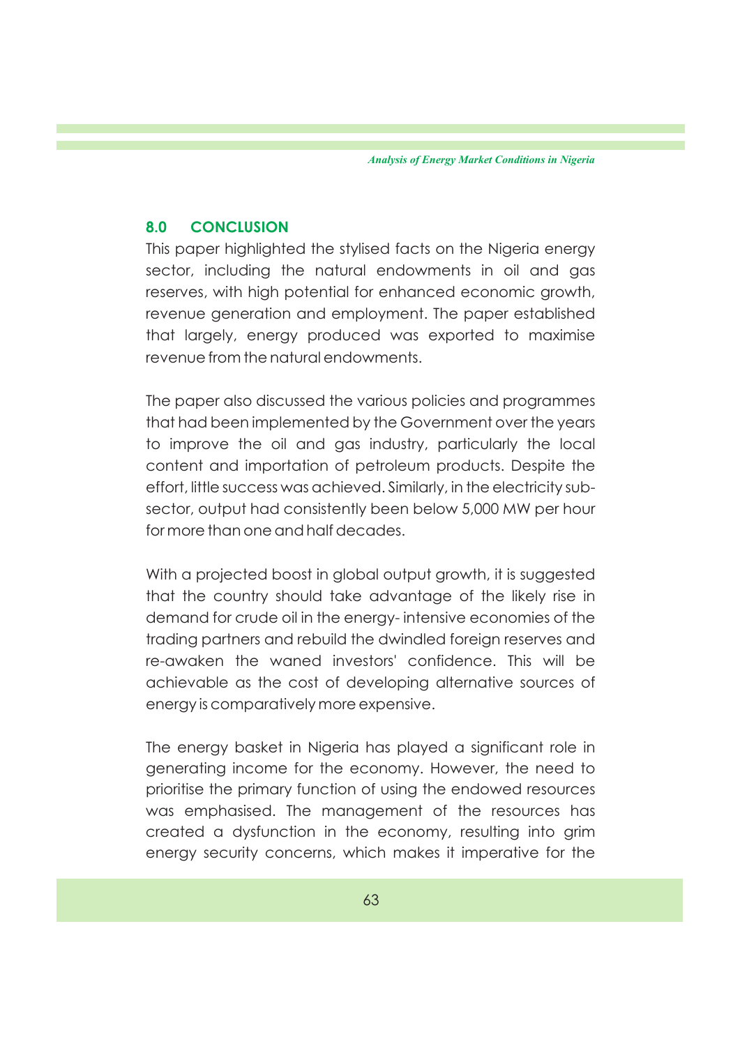## 8.0 CONCLUSION

This paper highlighted the stylised facts on the Nigeria energy sector, including the natural endowments in oil and gas reserves, with high potential for enhanced economic growth, revenue generation and employment. The paper established that largely, energy produced was exported to maximise revenue from the natural endowments.

The paper also discussed the various policies and programmes that had been implemented by the Government over the years to improve the oil and gas industry, particularly the local content and importation of petroleum products. Despite the effort, little success was achieved. Similarly, in the electricity sub-sector, output had consistently been below 5,000 MW per hour for more than one and half decades.

With a projected boost in global output growth, it is suggested that the country should take advantage of the likely rise in demand for crude oil in the energy- intensive economies of the trading partners and rebuild the dwindled foreign reserves and re-awaken the waned investors' confidence. This will be achievable as the cost of developing alternative sources of energy is comparatively more expensive.

The energy basket in Nigeria has played a significant role in generating income for the economy. However, the need to prioritise the primary function of using the endowed resources was emphasised. The management of the resources has created a dysfunction in the economy, resulting into grim energy security concerns, which makes it imperative for the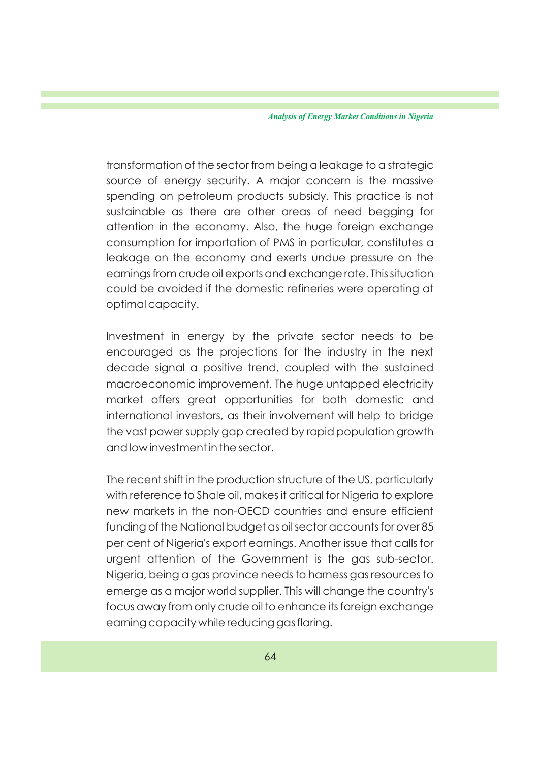transformation of the sector from being a leakage to a strategic source of energy security. A major concern is the massive spending on petroleum products subsidy. This practice is not sustainable as there are other areas of need begging for attention in the economy. Also, the huge foreign exchange consumption for importation of PMS in particular, constitutes a leakage on the economy and exerts undue pressure on the earnings from crude oil exports and exchange rate. This situation could be avoided if the domestic refineries were operating at optimal capacity.

Investment in energy by the private sector needs to be encouraged as the projections for the industry in the next decade signal a positive trend, coupled with the sustained macroeconomic improvement. The huge untapped electricity market offers great opportunities for both domestic and international investors, as their involvement will help to bridge the vast power supply gap created by rapid population growth and low investment in the sector.

The recent shift in the production structure of the US, particularly with reference to Shale oil, makes it critical for Nigeria to explore new markets in the non-OECD countries and ensure efficient funding of the National budget as oil sector accounts for over 85 per cent of Nigeria's export earnings. Another issue that calls for urgent attention of the Government is the gas sub-sector. Nigeria, being a gas province needs to harness gas resources to emerge as a major world supplier. This will change the country's focus away from only crude oil to enhance its foreign exchange earning capacity while reducing gas flaring.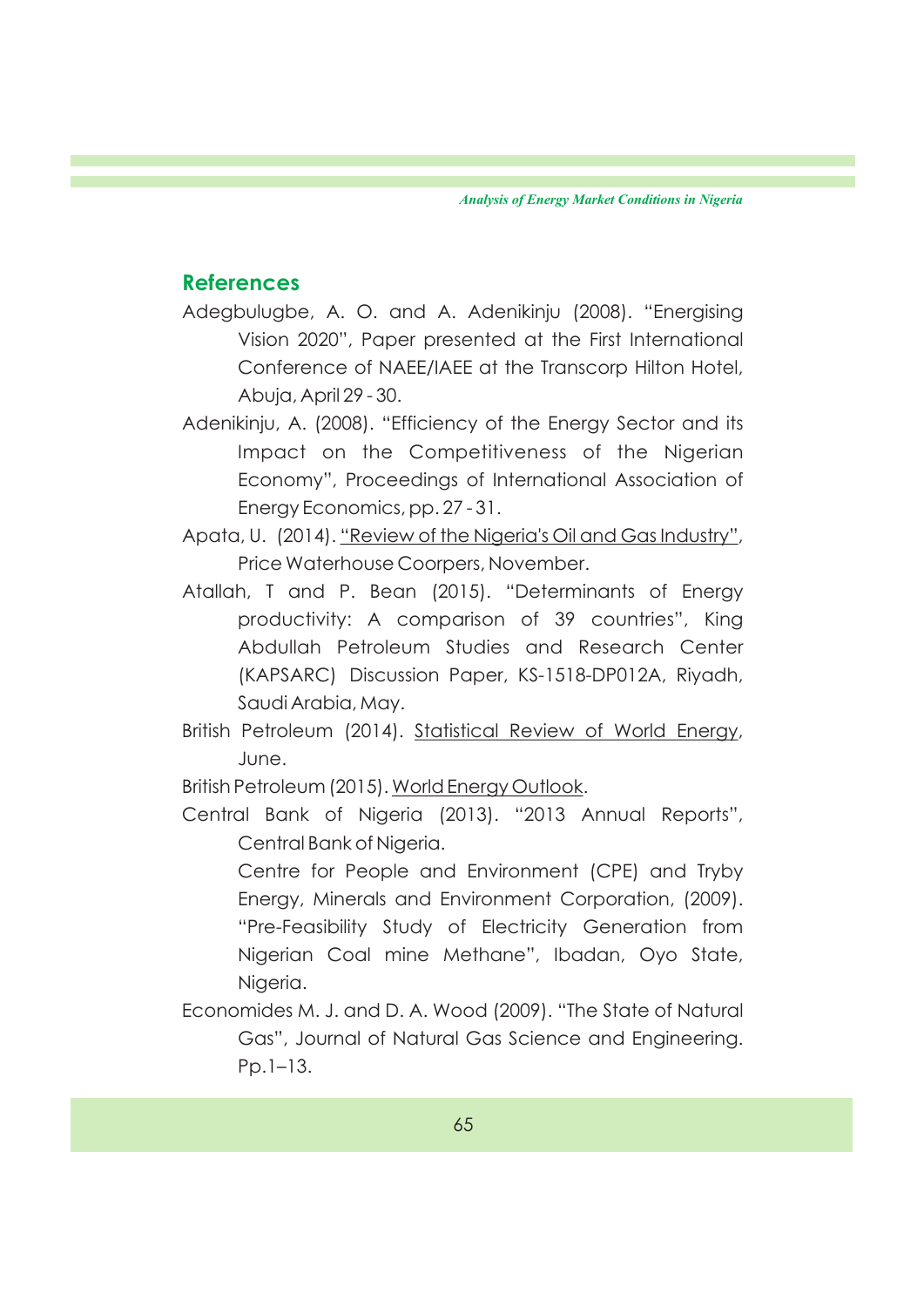## References

Adegbulugbe, A. O. and A. Adenikinju (2008). "Energising Vision 2020", Paper presented at the First International Conference of NAEE/IAEE at the Transcorp Hilton Hotel, Abuja, April 29 - 30.

Adenikinju, A. (2008). "Efficiency of the Energy Sector and its Impact on the Competitiveness of the Nigerian Economy", Proceedings of International Association of Energy Economics, pp. 27 - 31.

Apata, U. (2014). "Review of the Nigeria's Oil and Gas Industry", Price Waterhouse Coorpers, November.

Atallah, T and P. Bean (2015). "Determinants of Energy productivity: A comparison of 39 countries", King Abdullah Petroleum Studies and Research Center (KAPSARC) Discussion Paper, KS-1518-DP012A, Riyadh, Saudi Arabia, May.

British Petroleum (2014). Statistical Review of World Energy, June.

British Petroleum (2015). World Energy Outlook.

Central Bank of Nigeria (2013). "2013 Annual Reports", Central Bank of Nigeria.

Centre for People and Environment (CPE) and Tryby Energy, Minerals and Environment Corporation, (2009). "Pre-Feasibility Study of Electricity Generation from Nigerian Coal mine Methane", Ibadan, Oyo State, Nigeria.

Economides M. J. and D. A. Wood (2009). "The State of Natural Gas", Journal of Natural Gas Science and Engineering. Pp.1–13.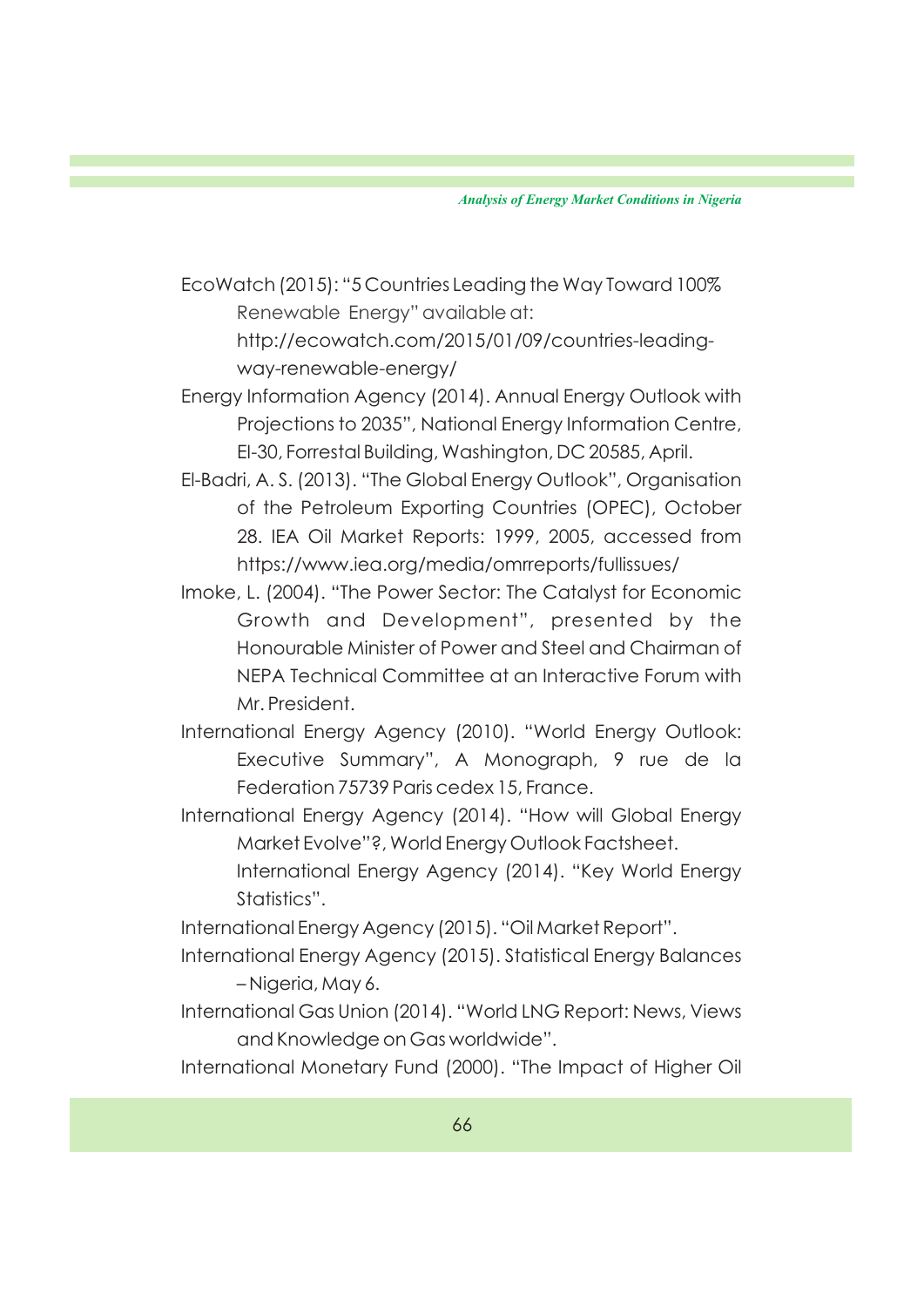EcoWatch (2015): "5 Countries Leading the Way Toward 100% Renewable Energy" available at: http://ecowatch.com/2015/01/09/countries-leading-way-renewable-energy/

Energy Information Agency (2014). Annual Energy Outlook with Projections to 2035", National Energy Information Centre, EI-30, Forrestal Building, Washington, DC 20585, April.

El-Badri, A. S. (2013). "The Global Energy Outlook", Organisation of the Petroleum Exporting Countries (OPEC), October 28. IEA Oil Market Reports: 1999, 2005, accessed from https://www.iea.org/media/omrreports/fullissues/

Imoke, L. (2004). "The Power Sector: The Catalyst for Economic Growth and Development", presented by the Honourable Minister of Power and Steel and Chairman of NEPA Technical Committee at an Interactive Forum with Mr. President.

International Energy Agency (2010). "World Energy Outlook: Executive Summary", A Monograph, 9 rue de la Federation 75739 Paris cedex 15, France.

International Energy Agency (2014). "How will Global Energy Market Evolve"?, World Energy Outlook Factsheet. International Energy Agency (2014). "Key World Energy Statistics".

International Energy Agency (2015). "Oil Market Report".

International Energy Agency (2015). Statistical Energy Balances – Nigeria, May 6.

International Gas Union (2014). "World LNG Report: News, Views and Knowledge on Gas worldwide".

International Monetary Fund (2000). "The Impact of Higher Oil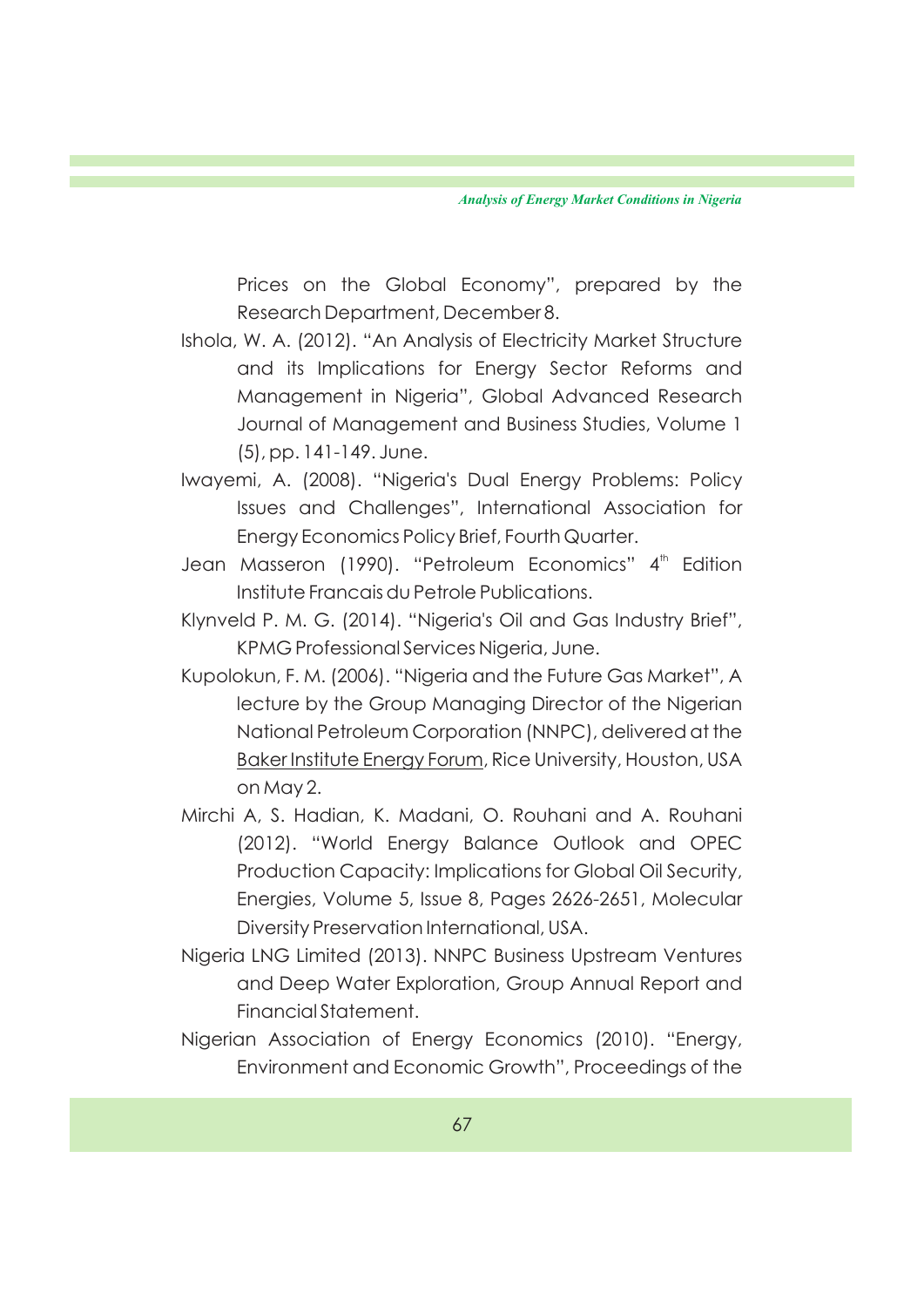Prices on the Global Economy", prepared by the Research Department, December 8.

Ishola, W. A. (2012). "An Analysis of Electricity Market Structure and its Implications for Energy Sector Reforms and Management in Nigeria", Global Advanced Research Journal of Management and Business Studies, Volume 1 (5), pp. 141-149. June.

Iwayemi, A. (2008). "Nigeria's Dual Energy Problems: Policy Issues and Challenges", International Association for Energy Economics Policy Brief, Fourth Quarter.

Jean Masseron (1990). "Petroleum Economics" 4th Edition Institute Francais du Petrole Publications.

Klynveld P. M. G. (2014). "Nigeria's Oil and Gas Industry Brief", KPMG Professional Services Nigeria, June.

Kupolokun, F. M. (2006). "Nigeria and the Future Gas Market", A lecture by the Group Managing Director of the Nigerian National Petroleum Corporation (NNPC), delivered at the Baker Institute Energy Forum, Rice University, Houston, USA on May 2.

Mirchi A, S. Hadian, K. Madani, O. Rouhani and A. Rouhani (2012). "World Energy Balance Outlook and OPEC Production Capacity: Implications for Global Oil Security, Energies, Volume 5, Issue 8, Pages 2626-2651, Molecular Diversity Preservation International, USA.

Nigeria LNG Limited (2013). NNPC Business Upstream Ventures and Deep Water Exploration, Group Annual Report and Financial Statement.

Nigerian Association of Energy Economics (2010). "Energy, Environment and Economic Growth", Proceedings of the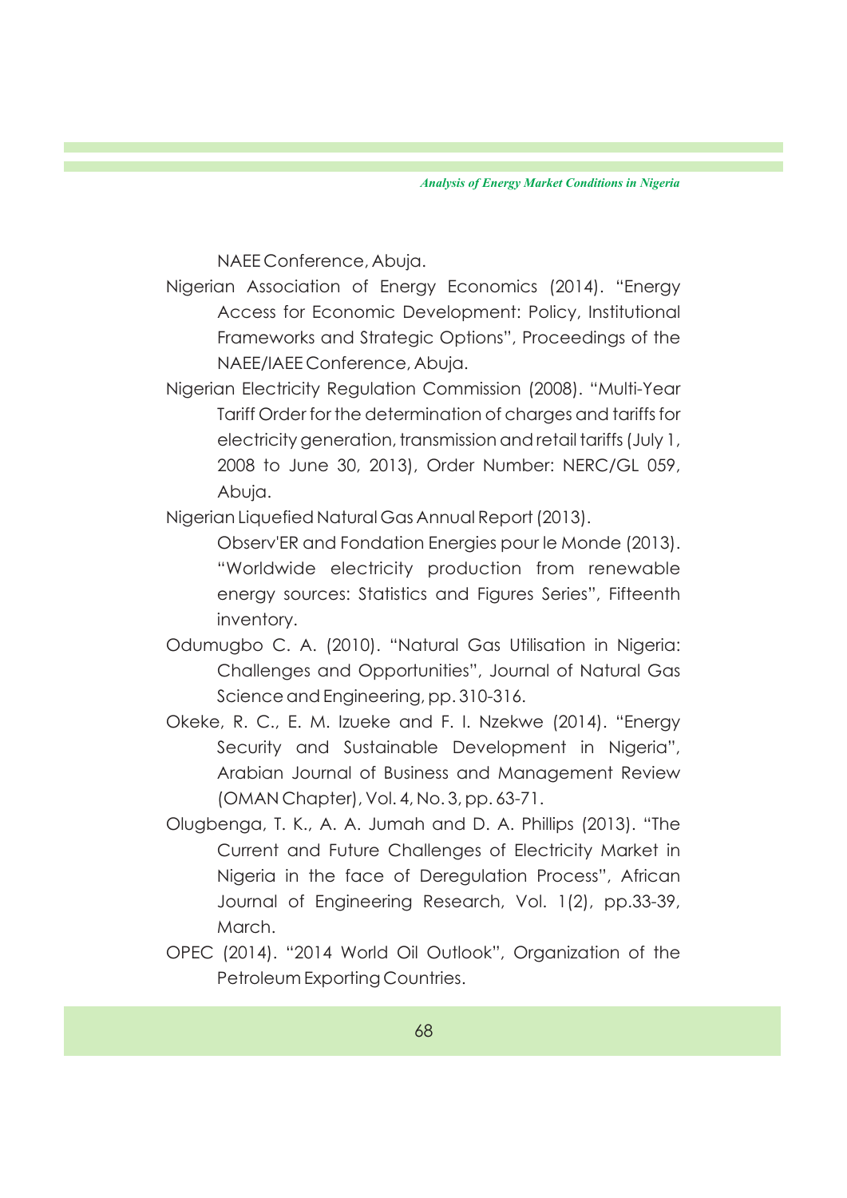NAEE Conference, Abuja.

Nigerian Association of Energy Economics (2014). "Energy Access for Economic Development: Policy, Institutional Frameworks and Strategic Options", Proceedings of the NAEE/IAEE Conference, Abuja.

Nigerian Electricity Regulation Commission (2008). "Multi-Year Tariff Order for the determination of charges and tariffs for electricity generation, transmission and retail tariffs (July 1, 2008 to June 30, 2013), Order Number: NERC/GL 059, Abuja.

Nigerian Liquefied Natural Gas Annual Report (2013).

Observ'ER and Fondation Energies pour le Monde (2013). "Worldwide electricity production from renewable energy sources: Statistics and Figures Series", Fifteenth inventory.

Odumugbo C. A. (2010). "Natural Gas Utilisation in Nigeria: Challenges and Opportunities", Journal of Natural Gas Science and Engineering, pp. 310-316.

Okeke, R. C., E. M. Izueke and F. I. Nzekwe (2014). "Energy Security and Sustainable Development in Nigeria", Arabian Journal of Business and Management Review (OMAN Chapter), Vol. 4, No. 3, pp. 63-71.

Olugbenga, T. K., A. A. Jumah and D. A. Phillips (2013). "The Current and Future Challenges of Electricity Market in Nigeria in the face of Deregulation Process", African Journal of Engineering Research, Vol. 1(2), pp.33-39, March.

OPEC (2014). "2014 World Oil Outlook", Organization of the Petroleum Exporting Countries.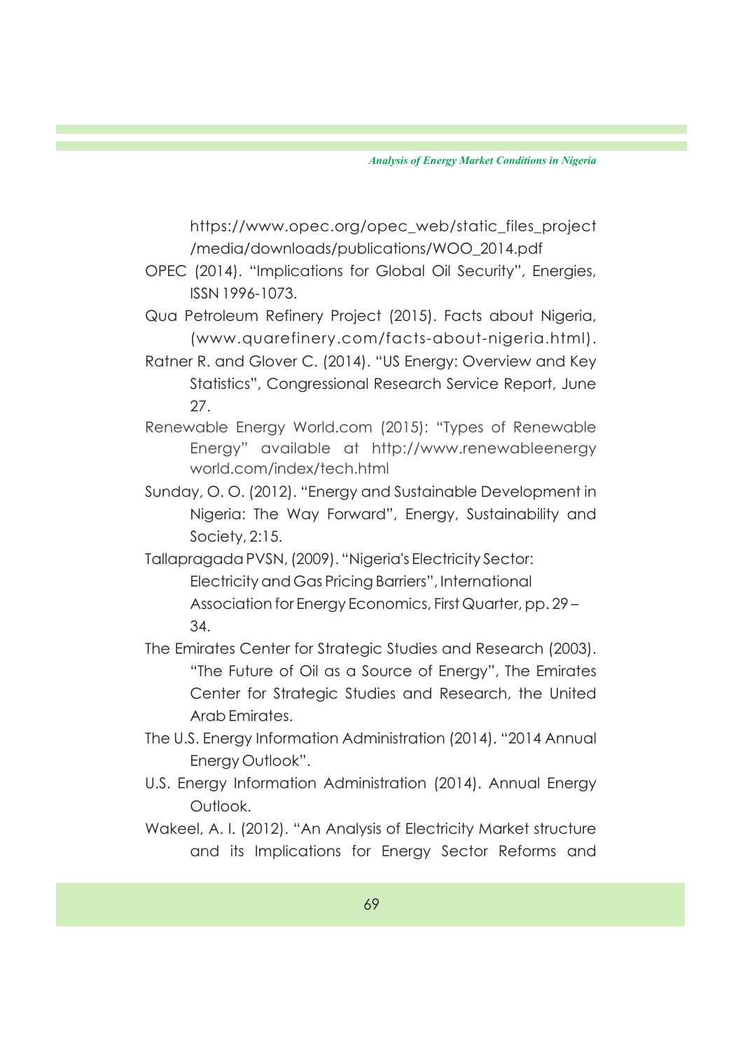https://www.opec.org/opec_web/static_files_project/media/downloads/publications/WOO_2014.pdf

OPEC (2014). "Implications for Global Oil Security", Energies, ISSN 1996-1073.

Qua Petroleum Refinery Project (2015). Facts about Nigeria, (www.quarefinery.com/facts-about-nigeria.html).

Ratner R. and Glover C. (2014). "US Energy: Overview and Key Statistics", Congressional Research Service Report, June 27.

Renewable Energy World.com (2015): "Types of Renewable Energy" available at http://www.renewableenergyworld.com/index/tech.html

Sunday, O. O. (2012). "Energy and Sustainable Development in Nigeria: The Way Forward", Energy, Sustainability and Society, 2:15.

Tallapragada PVSN, (2009). "Nigeria's Electricity Sector: Electricity and Gas Pricing Barriers", International Association for Energy Economics, First Quarter, pp. 29 – 34.

The Emirates Center for Strategic Studies and Research (2003). "The Future of Oil as a Source of Energy", The Emirates Center for Strategic Studies and Research, the United Arab Emirates.

The U.S. Energy Information Administration (2014). "2014 Annual Energy Outlook".

U.S. Energy Information Administration (2014). Annual Energy Outlook.

Wakeel, A. I. (2012). "An Analysis of Electricity Market structure and its Implications for Energy Sector Reforms and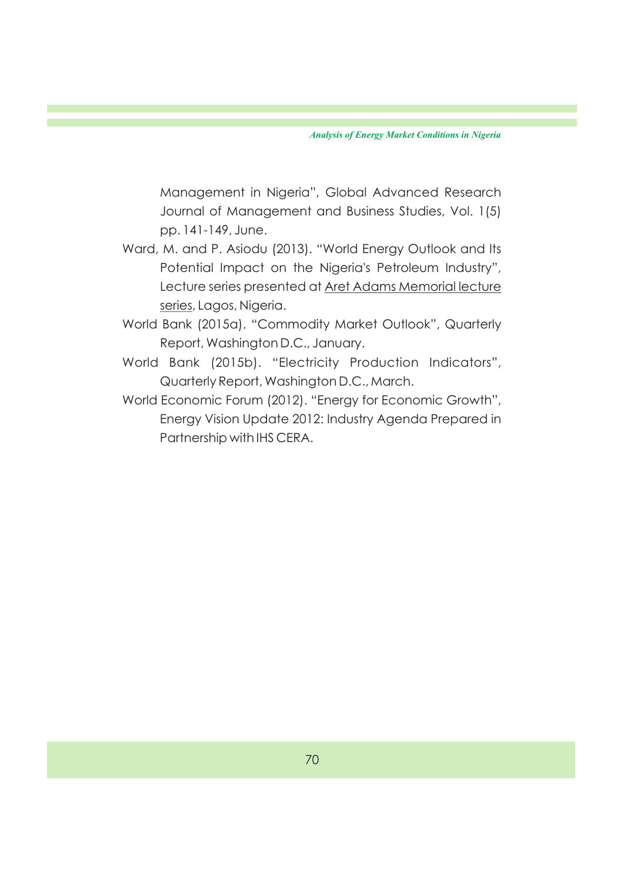Management in Nigeria", Global Advanced Research Journal of Management and Business Studies, Vol. 1(5) pp. 141-149, June.

Ward, M. and P. Asiodu (2013). "World Energy Outlook and Its Potential Impact on the Nigeria's Petroleum Industry", Lecture series presented at Aret Adams Memorial lecture series, Lagos, Nigeria.

World Bank (2015a). "Commodity Market Outlook", Quarterly Report, Washington D.C., January.

World Bank (2015b). "Electricity Production Indicators", Quarterly Report, Washington D.C., March.

World Economic Forum (2012). "Energy for Economic Growth", Energy Vision Update 2012: Industry Agenda Prepared in Partnership with IHS CERA.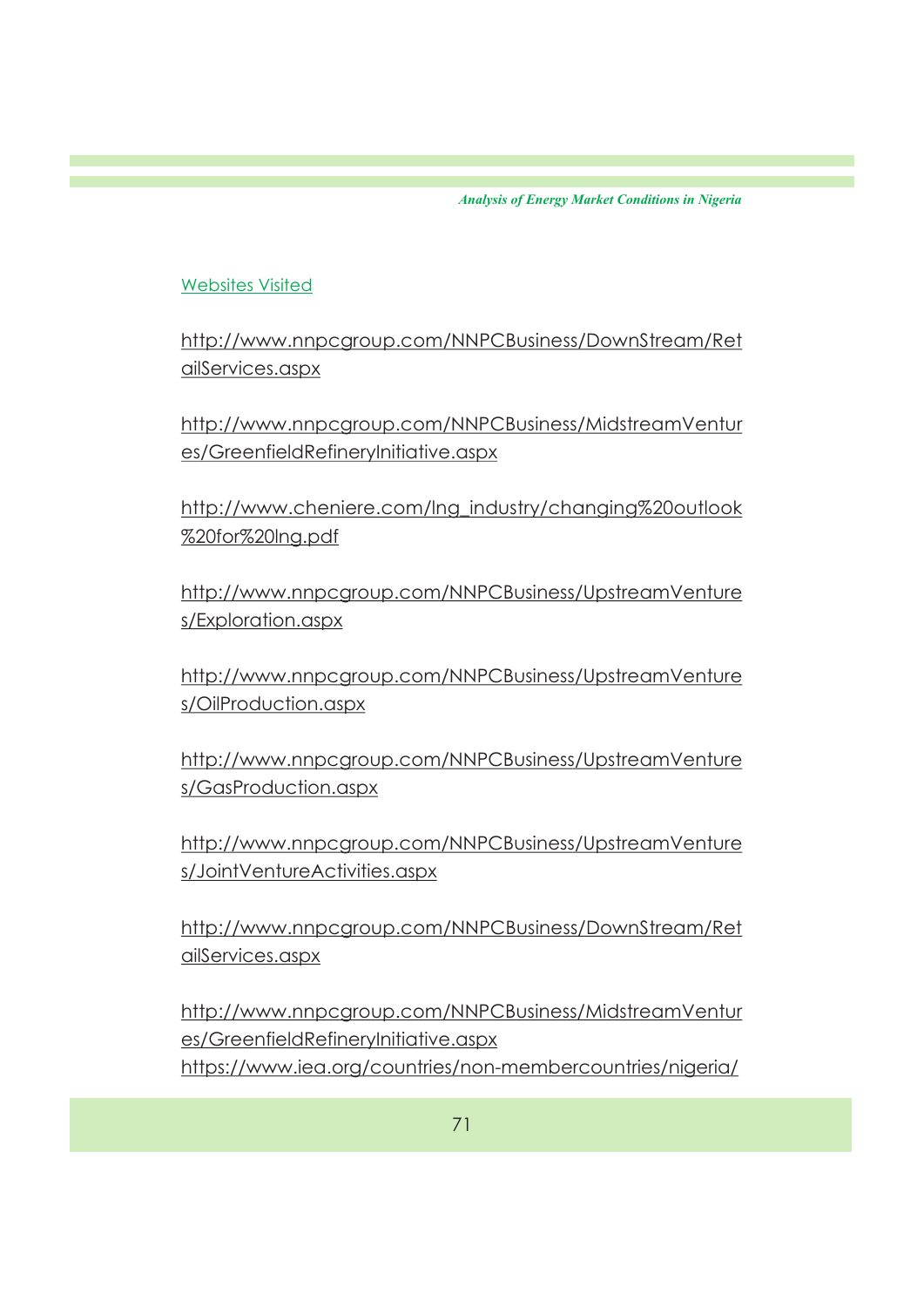## Websites Visited

http://www.nnpcgroup.com/NNPCBusiness/DownStream/RetailServices.aspx

http://www.nnpcgroup.com/NNPCBusiness/MidstreamVentures/GreenfieldRefineryInitiative.aspx

http://www.cheniere.com/lng_industry/changing%20outlook%20for%20lng.pdf

http://www.nnpcgroup.com/NNPCBusiness/UpstreamVentures/Exploration.aspx

http://www.nnpcgroup.com/NNPCBusiness/UpstreamVentures/OilProduction.aspx

http://www.nnpcgroup.com/NNPCBusiness/UpstreamVentures/GasProduction.aspx

http://www.nnpcgroup.com/NNPCBusiness/UpstreamVentures/JointVentureActivities.aspx

http://www.nnpcgroup.com/NNPCBusiness/DownStream/RetailServices.aspx

http://www.nnpcgroup.com/NNPCBusiness/MidstreamVentures/GreenfieldRefineryInitiative.aspx
https://www.iea.org/countries/non-membercountries/nigeria/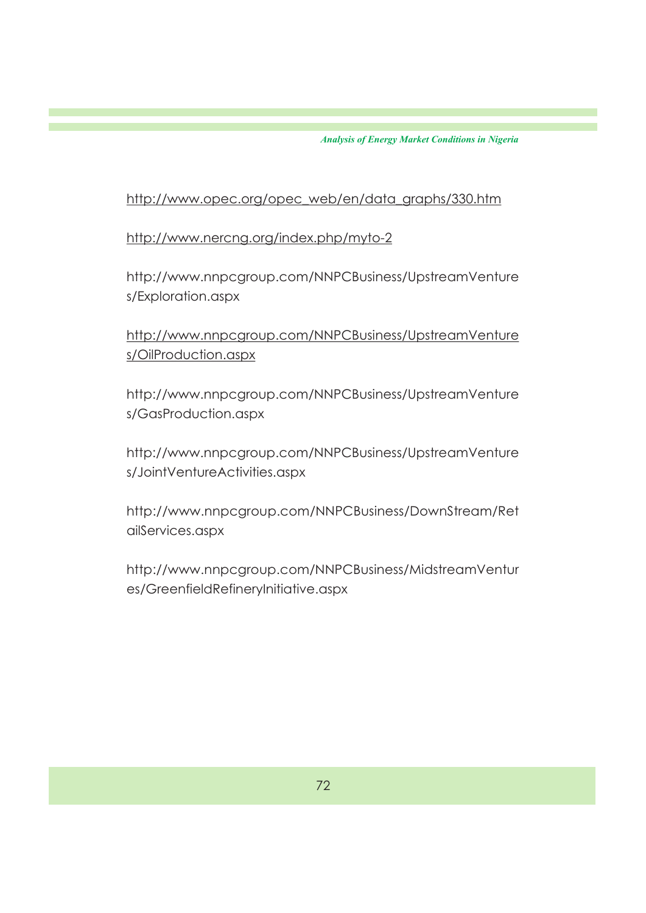http://www.opec.org/opec_web/en/data_graphs/330.htm

http://www.nercng.org/index.php/myto-2

http://www.nnpcgroup.com/NNPCBusiness/UpstreamVentures/Exploration.aspx

http://www.nnpcgroup.com/NNPCBusiness/UpstreamVentures/OilProduction.aspx

http://www.nnpcgroup.com/NNPCBusiness/UpstreamVentures/GasProduction.aspx

http://www.nnpcgroup.com/NNPCBusiness/UpstreamVentures/JointVentureActivities.aspx

http://www.nnpcgroup.com/NNPCBusiness/DownStream/RetailServices.aspx

http://www.nnpcgroup.com/NNPCBusiness/MidstreamVentures/GreenfieldRefineryInitiative.aspx